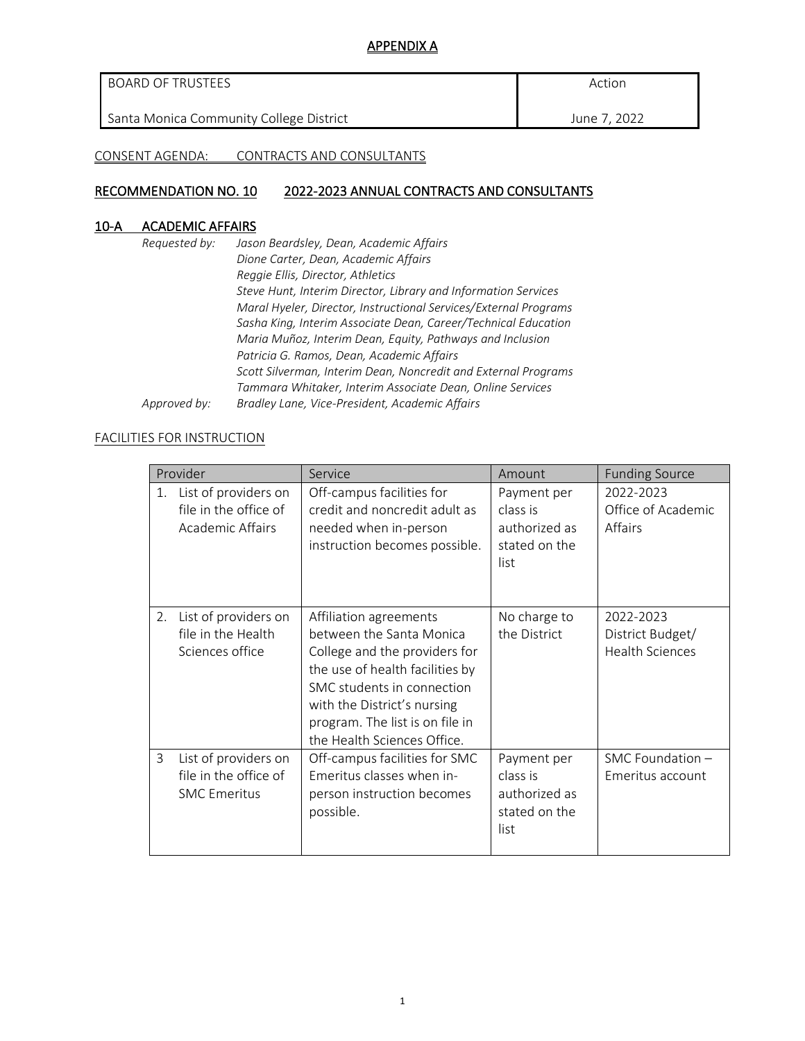## APPENDIX A

| BOARD OF TRUSTEES | Action |
|---|---|
| Santa Monica Community College District | June 7, 2022 |

CONSENT AGENDA: CONTRACTS AND CONSULTANTS

## RECOMMENDATION NO. 10 2022-2023 ANNUAL CONTRACTS AND CONSULTANTS

### 10-A ACADEMIC AFFAIRS

*Requested by:* *Jason Beardsley, Dean, Academic Affairs*
*Dione Carter, Dean, Academic Affairs*
*Reggie Ellis, Director, Athletics*
*Steve Hunt, Interim Director, Library and Information Services*
*Maral Hyeler, Director, Instructional Services/External Programs*
*Sasha King, Interim Associate Dean, Career/Technical Education*
*Maria Muñoz, Interim Dean, Equity, Pathways and Inclusion*
*Patricia G. Ramos, Dean, Academic Affairs*
*Scott Silverman, Interim Dean, Noncredit and External Programs*
*Tammara Whitaker, Interim Associate Dean, Online Services*

*Approved by:* *Bradley Lane, Vice-President, Academic Affairs*

FACILITIES FOR INSTRUCTION

| Provider | Service | Amount | Funding Source |
|---|---|---|---|
| 1. List of providers on file in the office of Academic Affairs | Off-campus facilities for credit and noncredit adult as needed when in-person instruction becomes possible. | Payment per class is authorized as stated on the list | 2022-2023 Office of Academic Affairs |
| 2. List of providers on file in the Health Sciences office | Affiliation agreements between the Santa Monica College and the providers for the use of health facilities by SMC students in connection with the District's nursing program. The list is on file in the Health Sciences Office. | No charge to the District | 2022-2023 District Budget/ Health Sciences |
| 3 List of providers on file in the office of SMC Emeritus | Off-campus facilities for SMC Emeritus classes when in-person instruction becomes possible. | Payment per class is authorized as stated on the list | SMC Foundation – Emeritus account |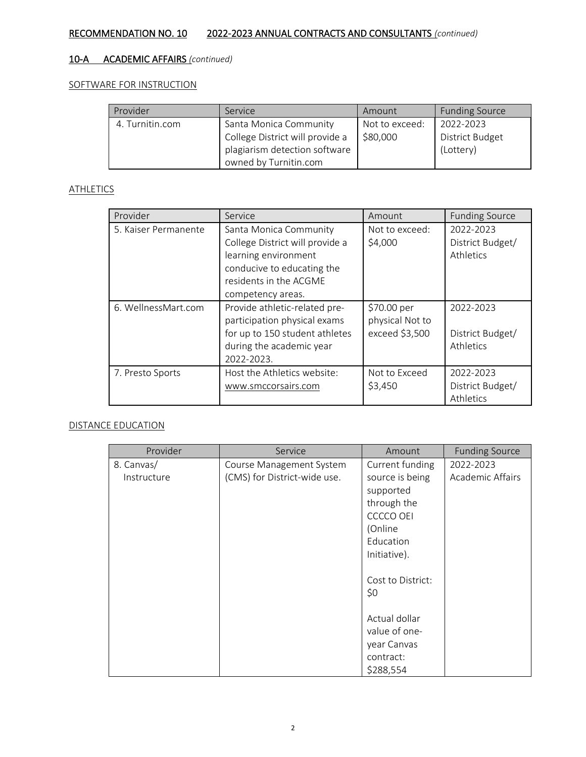## RECOMMENDATION NO. 10 2022-2023 ANNUAL CONTRACTS AND CONSULTANTS *(continued)*

### 10-A ACADEMIC AFFAIRS *(continued)*

SOFTWARE FOR INSTRUCTION

| Provider | Service | Amount | Funding Source |
| --- | --- | --- | --- |
| 4. Turnitin.com | Santa Monica Community College District will provide a plagiarism detection software owned by Turnitin.com | Not to exceed: $80,000 | 2022-2023 District Budget (Lottery) |

ATHLETICS

| Provider | Service | Amount | Funding Source |
| --- | --- | --- | --- |
| 5. Kaiser Permanente | Santa Monica Community College District will provide a learning environment conducive to educating the residents in the ACGME competency areas. | Not to exceed: $4,000 | 2022-2023 District Budget/ Athletics |
| 6. WellnessMart.com | Provide athletic-related pre-participation physical exams for up to 150 student athletes during the academic year 2022-2023. | $70.00 per physical Not to exceed $3,500 | 2022-2023 District Budget/ Athletics |
| 7. Presto Sports | Host the Athletics website: www.smccorsairs.com | Not to Exceed $3,450 | 2022-2023 District Budget/ Athletics |

DISTANCE EDUCATION

| Provider | Service | Amount | Funding Source |
| --- | --- | --- | --- |
| 8. Canvas/ Instructure | Course Management System (CMS) for District-wide use. | Current funding source is being supported through the CCCCO OEI (Online Education Initiative).<br><br>Cost to District: $0<br><br>Actual dollar value of one-year Canvas contract: $288,554 | 2022-2023 Academic Affairs |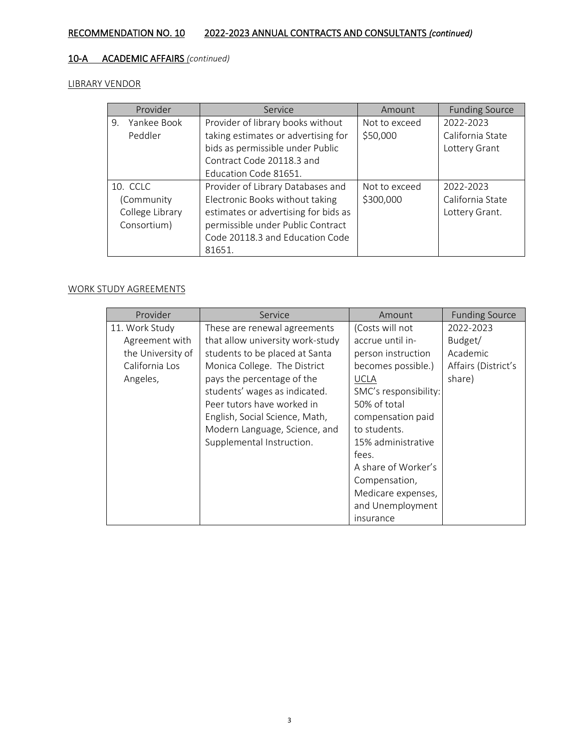## RECOMMENDATION NO. 10 2022-2023 ANNUAL CONTRACTS AND CONSULTANTS *(continued)*

### 10-A ACADEMIC AFFAIRS *(continued)*

LIBRARY VENDOR

| Provider | Service | Amount | Funding Source |
|---|---|---|---|
| 9. Yankee Book Peddler | Provider of library books without taking estimates or advertising for bids as permissible under Public Contract Code 20118.3 and Education Code 81651. | Not to exceed $50,000 | 2022-2023 California State Lottery Grant |
| 10. CCLC (Community College Library Consortium) | Provider of Library Databases and Electronic Books without taking estimates or advertising for bids as permissible under Public Contract Code 20118.3 and Education Code 81651. | Not to exceed $300,000 | 2022-2023 California State Lottery Grant. |

WORK STUDY AGREEMENTS

| Provider | Service | Amount | Funding Source |
|---|---|---|---|
| 11. Work Study Agreement with the University of California Los Angeles, | These are renewal agreements that allow university work-study students to be placed at Santa Monica College. The District pays the percentage of the students' wages as indicated. Peer tutors have worked in English, Social Science, Math, Modern Language, Science, and Supplemental Instruction. | (Costs will not accrue until in-person instruction becomes possible.) UCLA SMC's responsibility: 50% of total compensation paid to students. 15% administrative fees. A share of Worker's Compensation, Medicare expenses, and Unemployment insurance | 2022-2023 Budget/ Academic Affairs (District's share) |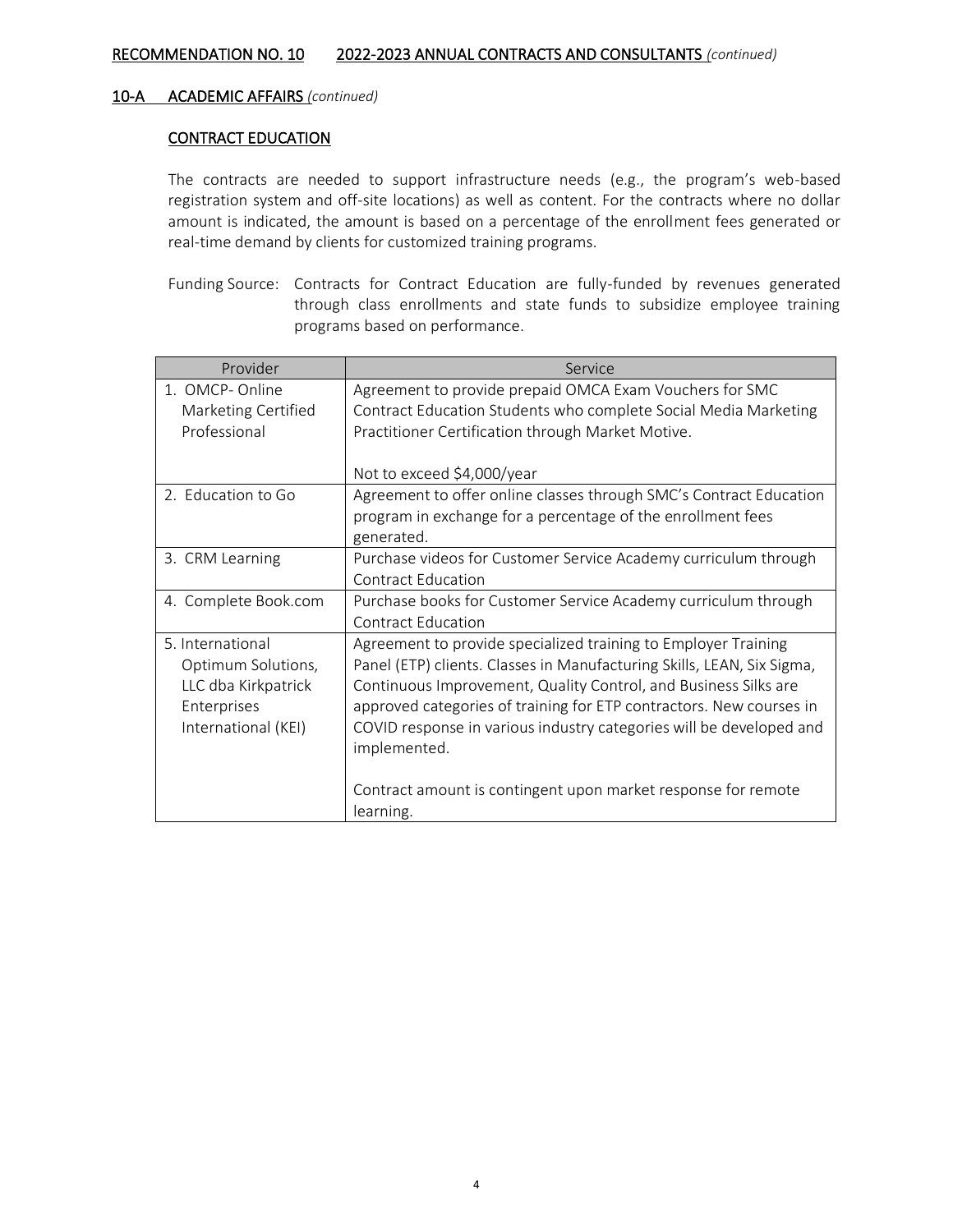## RECOMMENDATION NO. 10 2022-2023 ANNUAL CONTRACTS AND CONSULTANTS *(continued)*

### 10-A ACADEMIC AFFAIRS *(continued)*

#### CONTRACT EDUCATION

The contracts are needed to support infrastructure needs (e.g., the program's web-based registration system and off-site locations) as well as content. For the contracts where no dollar amount is indicated, the amount is based on a percentage of the enrollment fees generated or real-time demand by clients for customized training programs.

Funding Source: Contracts for Contract Education are fully-funded by revenues generated through class enrollments and state funds to subsidize employee training programs based on performance.

| Provider | Service |
|---|---|
| 1. OMCP- Online Marketing Certified Professional | Agreement to provide prepaid OMCA Exam Vouchers for SMC Contract Education Students who complete Social Media Marketing Practitioner Certification through Market Motive.<br><br>Not to exceed $4,000/year |
| 2. Education to Go | Agreement to offer online classes through SMC's Contract Education program in exchange for a percentage of the enrollment fees generated. |
| 3. CRM Learning | Purchase videos for Customer Service Academy curriculum through Contract Education |
| 4. Complete Book.com | Purchase books for Customer Service Academy curriculum through Contract Education |
| 5. International Optimum Solutions, LLC dba Kirkpatrick Enterprises International (KEI) | Agreement to provide specialized training to Employer Training Panel (ETP) clients. Classes in Manufacturing Skills, LEAN, Six Sigma, Continuous Improvement, Quality Control, and Business Silks are approved categories of training for ETP contractors. New courses in COVID response in various industry categories will be developed and implemented.<br><br>Contract amount is contingent upon market response for remote learning. |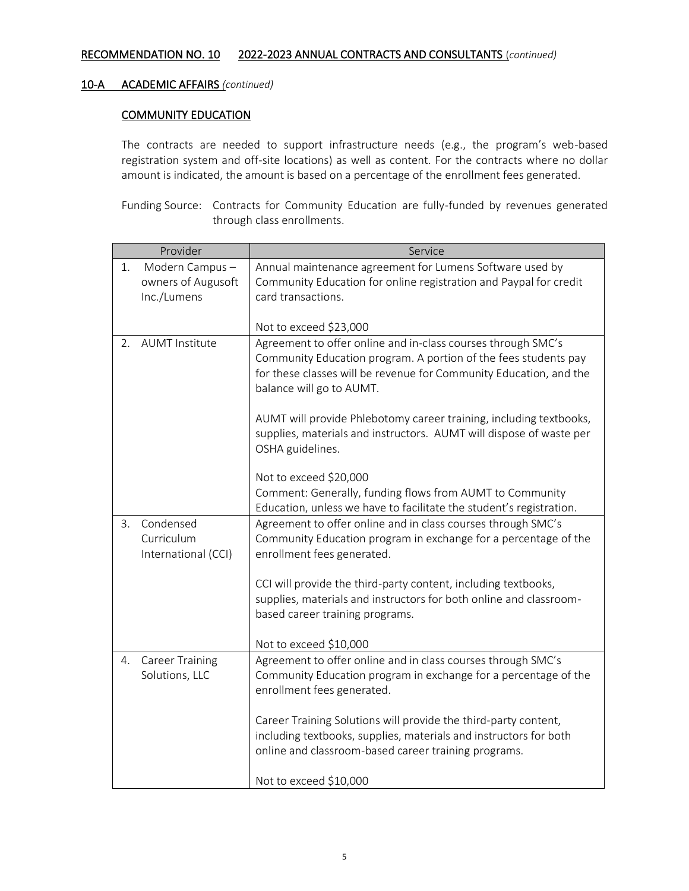## RECOMMENDATION NO. 10    2022-2023 ANNUAL CONTRACTS AND CONSULTANTS *(continued)*

### 10-A    ACADEMIC AFFAIRS *(continued)*

#### COMMUNITY EDUCATION

The contracts are needed to support infrastructure needs (e.g., the program's web-based registration system and off-site locations) as well as content. For the contracts where no dollar amount is indicated, the amount is based on a percentage of the enrollment fees generated.

Funding Source: Contracts for Community Education are fully-funded by revenues generated through class enrollments.

| Provider | Service |
|---|---|
| 1. Modern Campus – owners of Augusoft Inc./Lumens | Annual maintenance agreement for Lumens Software used by Community Education for online registration and Paypal for credit card transactions.<br><br>Not to exceed $23,000 |
| 2. AUMT Institute | Agreement to offer online and in-class courses through SMC's Community Education program. A portion of the fees students pay for these classes will be revenue for Community Education, and the balance will go to AUMT.<br><br>AUMT will provide Phlebotomy career training, including textbooks, supplies, materials and instructors. AUMT will dispose of waste per OSHA guidelines.<br><br>Not to exceed $20,000<br>Comment: Generally, funding flows from AUMT to Community Education, unless we have to facilitate the student's registration. |
| 3. Condensed Curriculum International (CCI) | Agreement to offer online and in class courses through SMC's Community Education program in exchange for a percentage of the enrollment fees generated.<br><br>CCI will provide the third-party content, including textbooks, supplies, materials and instructors for both online and classroom-based career training programs.<br><br>Not to exceed $10,000 |
| 4. Career Training Solutions, LLC | Agreement to offer online and in class courses through SMC's Community Education program in exchange for a percentage of the enrollment fees generated.<br><br>Career Training Solutions will provide the third-party content, including textbooks, supplies, materials and instructors for both online and classroom-based career training programs.<br><br>Not to exceed $10,000 |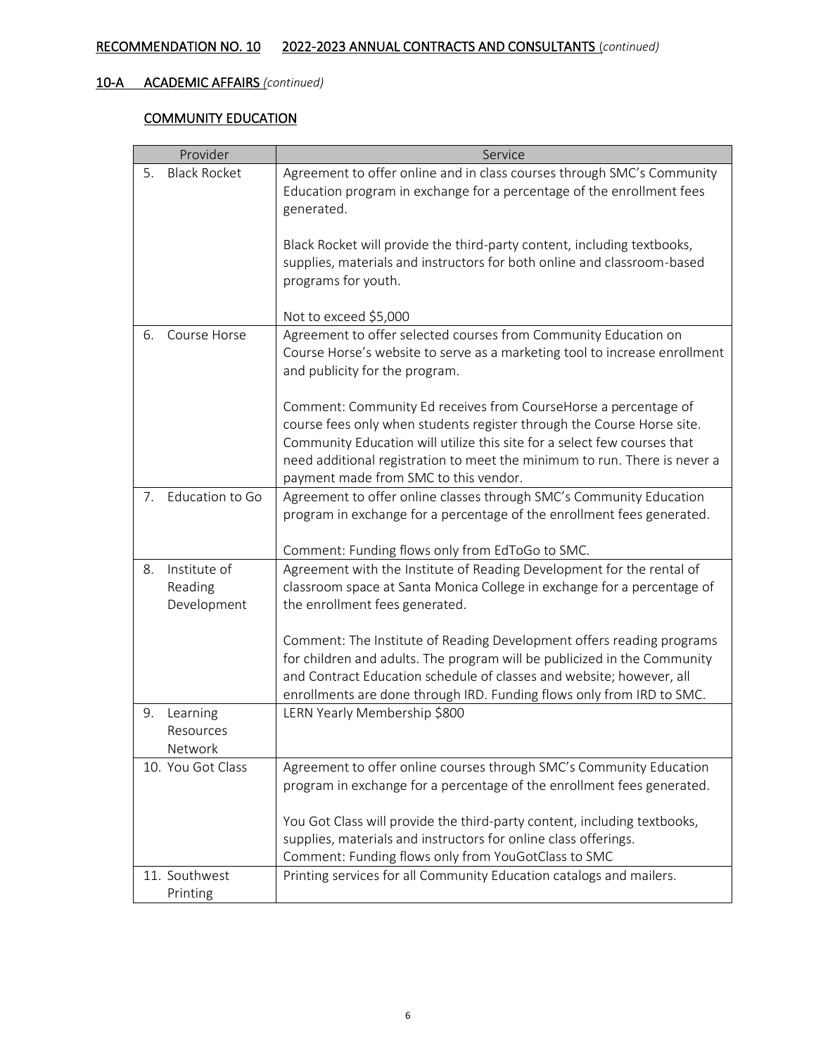**RECOMMENDATION NO. 10 2022-2023 ANNUAL CONTRACTS AND CONSULTANTS** *(continued)*

**10-A ACADEMIC AFFAIRS** *(continued)*

**COMMUNITY EDUCATION**

| Provider | Service |
|---|---|
| 5. Black Rocket | Agreement to offer online and in class courses through SMC's Community Education program in exchange for a percentage of the enrollment fees generated.<br><br>Black Rocket will provide the third-party content, including textbooks, supplies, materials and instructors for both online and classroom-based programs for youth.<br><br>Not to exceed $5,000 |
| 6. Course Horse | Agreement to offer selected courses from Community Education on Course Horse's website to serve as a marketing tool to increase enrollment and publicity for the program.<br><br>Comment: Community Ed receives from CourseHorse a percentage of course fees only when students register through the Course Horse site. Community Education will utilize this site for a select few courses that need additional registration to meet the minimum to run. There is never a payment made from SMC to this vendor. |
| 7. Education to Go | Agreement to offer online classes through SMC's Community Education program in exchange for a percentage of the enrollment fees generated.<br><br>Comment: Funding flows only from EdToGo to SMC. |
| 8. Institute of Reading Development | Agreement with the Institute of Reading Development for the rental of classroom space at Santa Monica College in exchange for a percentage of the enrollment fees generated.<br><br>Comment: The Institute of Reading Development offers reading programs for children and adults. The program will be publicized in the Community and Contract Education schedule of classes and website; however, all enrollments are done through IRD. Funding flows only from IRD to SMC. |
| 9. Learning Resources Network | LERN Yearly Membership $800 |
| 10. You Got Class | Agreement to offer online courses through SMC's Community Education program in exchange for a percentage of the enrollment fees generated.<br><br>You Got Class will provide the third-party content, including textbooks, supplies, materials and instructors for online class offerings.<br>Comment: Funding flows only from YouGotClass to SMC |
| 11. Southwest Printing | Printing services for all Community Education catalogs and mailers. |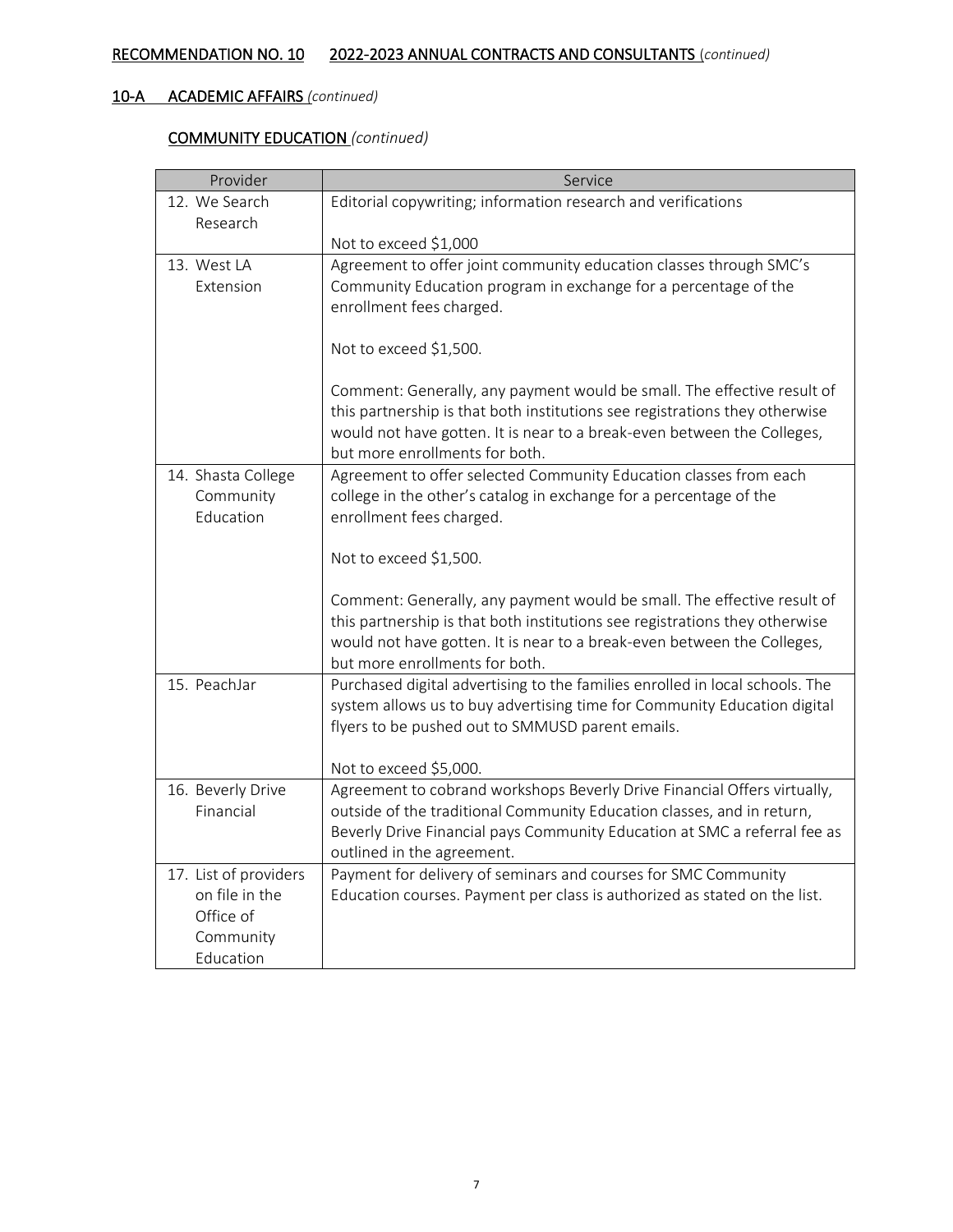RECOMMENDATION NO. 10 2022-2023 ANNUAL CONTRACTS AND CONSULTANTS (*continued)*

## 10-A ACADEMIC AFFAIRS *(continued)*

### COMMUNITY EDUCATION *(continued)*

| Provider | Service |
|---|---|
| 12. We Search Research | Editorial copywriting; information research and verifications<br><br>Not to exceed $1,000 |
| 13. West LA Extension | Agreement to offer joint community education classes through SMC's Community Education program in exchange for a percentage of the enrollment fees charged.<br><br>Not to exceed $1,500.<br><br>Comment: Generally, any payment would be small. The effective result of this partnership is that both institutions see registrations they otherwise would not have gotten. It is near to a break-even between the Colleges, but more enrollments for both. |
| 14. Shasta College Community Education | Agreement to offer selected Community Education classes from each college in the other's catalog in exchange for a percentage of the enrollment fees charged.<br><br>Not to exceed $1,500.<br><br>Comment: Generally, any payment would be small. The effective result of this partnership is that both institutions see registrations they otherwise would not have gotten. It is near to a break-even between the Colleges, but more enrollments for both. |
| 15. PeachJar | Purchased digital advertising to the families enrolled in local schools. The system allows us to buy advertising time for Community Education digital flyers to be pushed out to SMMUSD parent emails.<br><br>Not to exceed $5,000. |
| 16. Beverly Drive Financial | Agreement to cobrand workshops Beverly Drive Financial Offers virtually, outside of the traditional Community Education classes, and in return, Beverly Drive Financial pays Community Education at SMC a referral fee as outlined in the agreement. |
| 17. List of providers on file in the Office of Community Education | Payment for delivery of seminars and courses for SMC Community Education courses. Payment per class is authorized as stated on the list. |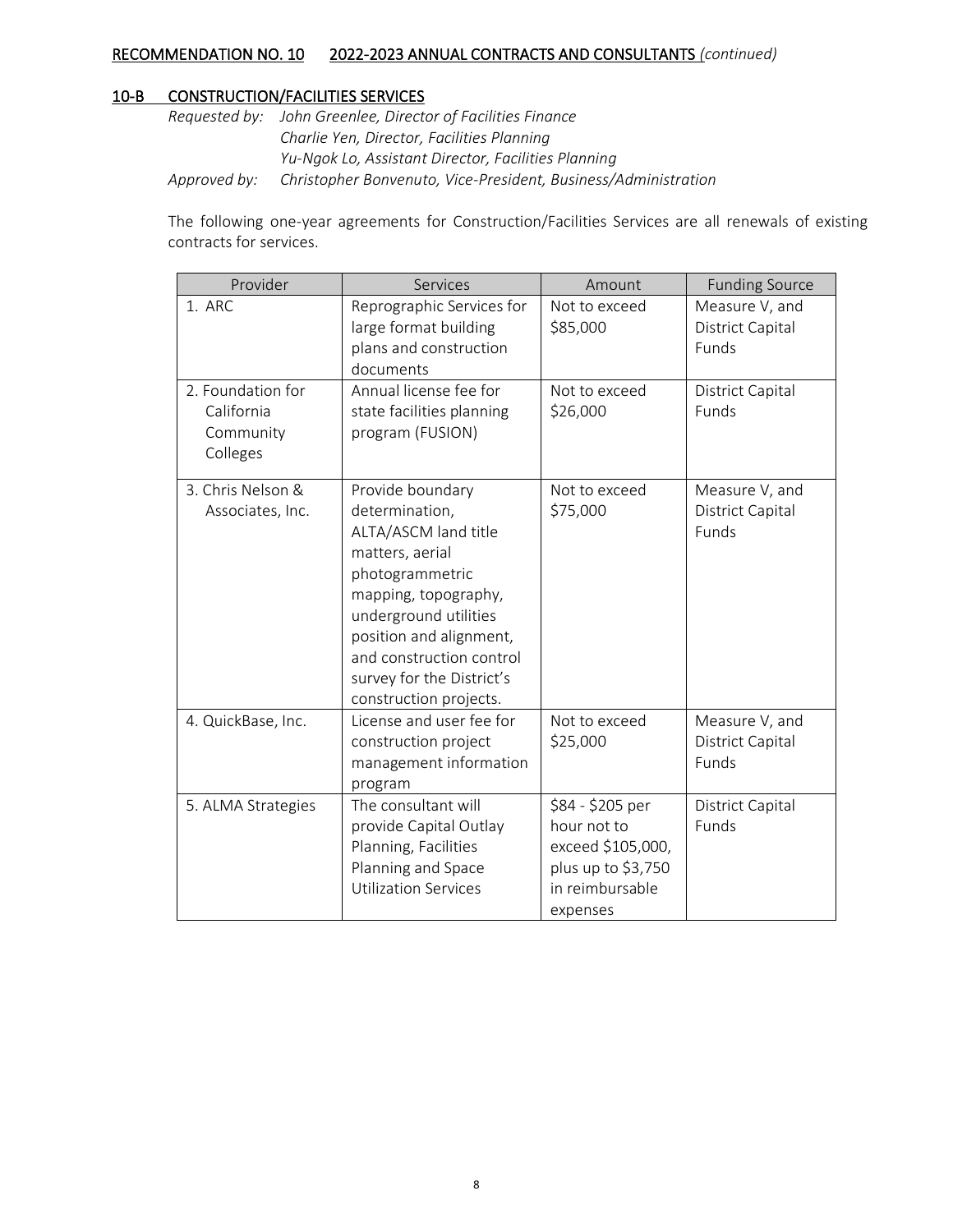## RECOMMENDATION NO. 10 2022-2023 ANNUAL CONTRACTS AND CONSULTANTS *(continued)*

### 10-B CONSTRUCTION/FACILITIES SERVICES

*Requested by:* *John Greenlee, Director of Facilities Finance*
*Charlie Yen, Director, Facilities Planning*
*Yu-Ngok Lo, Assistant Director, Facilities Planning*
*Approved by:* *Christopher Bonvenuto, Vice-President, Business/Administration*

The following one-year agreements for Construction/Facilities Services are all renewals of existing contracts for services.

| Provider | Services | Amount | Funding Source |
|---|---|---|---|
| 1. ARC | Reprographic Services for large format building plans and construction documents | Not to exceed $85,000 | Measure V, and District Capital Funds |
| 2. Foundation for California Community Colleges | Annual license fee for state facilities planning program (FUSION) | Not to exceed $26,000 | District Capital Funds |
| 3. Chris Nelson & Associates, Inc. | Provide boundary determination, ALTA/ASCM land title matters, aerial photogrammetric mapping, topography, underground utilities position and alignment, and construction control survey for the District's construction projects. | Not to exceed $75,000 | Measure V, and District Capital Funds |
| 4. QuickBase, Inc. | License and user fee for construction project management information program | Not to exceed $25,000 | Measure V, and District Capital Funds |
| 5. ALMA Strategies | The consultant will provide Capital Outlay Planning, Facilities Planning and Space Utilization Services | $84 - $205 per hour not to exceed $105,000, plus up to $3,750 in reimbursable expenses | District Capital Funds |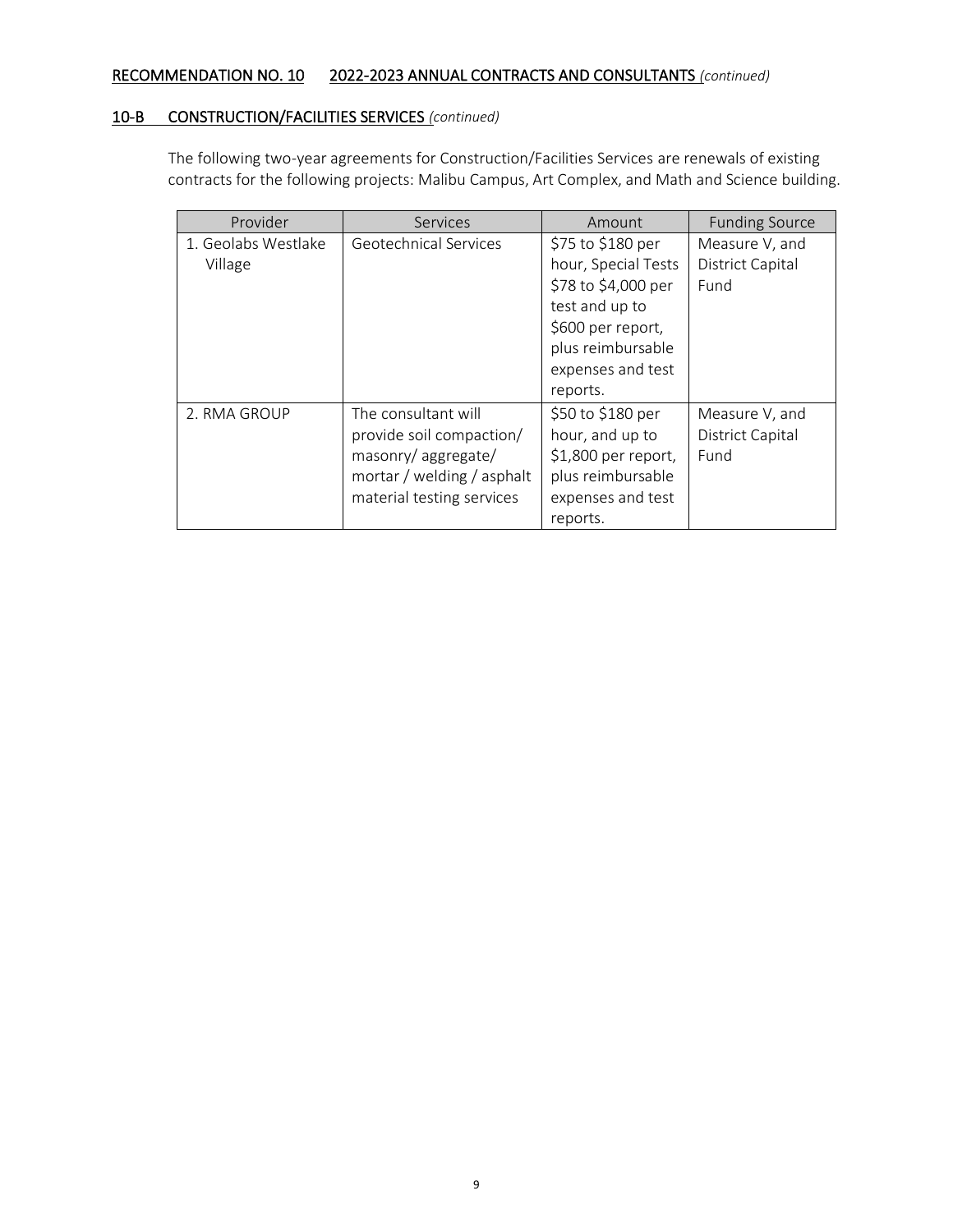## <u>RECOMMENDATION NO. 10</u> <u>2022-2023 ANNUAL CONTRACTS AND CONSULTANTS</u> *(continued)*

### <u>10-B CONSTRUCTION/FACILITIES SERVICES</u> *(continued)*

The following two-year agreements for Construction/Facilities Services are renewals of existing contracts for the following projects: Malibu Campus, Art Complex, and Math and Science building.

| Provider | Services | Amount | Funding Source |
|---|---|---|---|
| 1. Geolabs Westlake Village | Geotechnical Services | $75 to $180 per hour, Special Tests $78 to $4,000 per test and up to $600 per report, plus reimbursable expenses and test reports. | Measure V, and District Capital Fund |
| 2. RMA GROUP | The consultant will provide soil compaction/ masonry/ aggregate/ mortar / welding / asphalt material testing services | $50 to $180 per hour, and up to $1,800 per report, plus reimbursable expenses and test reports. | Measure V, and District Capital Fund |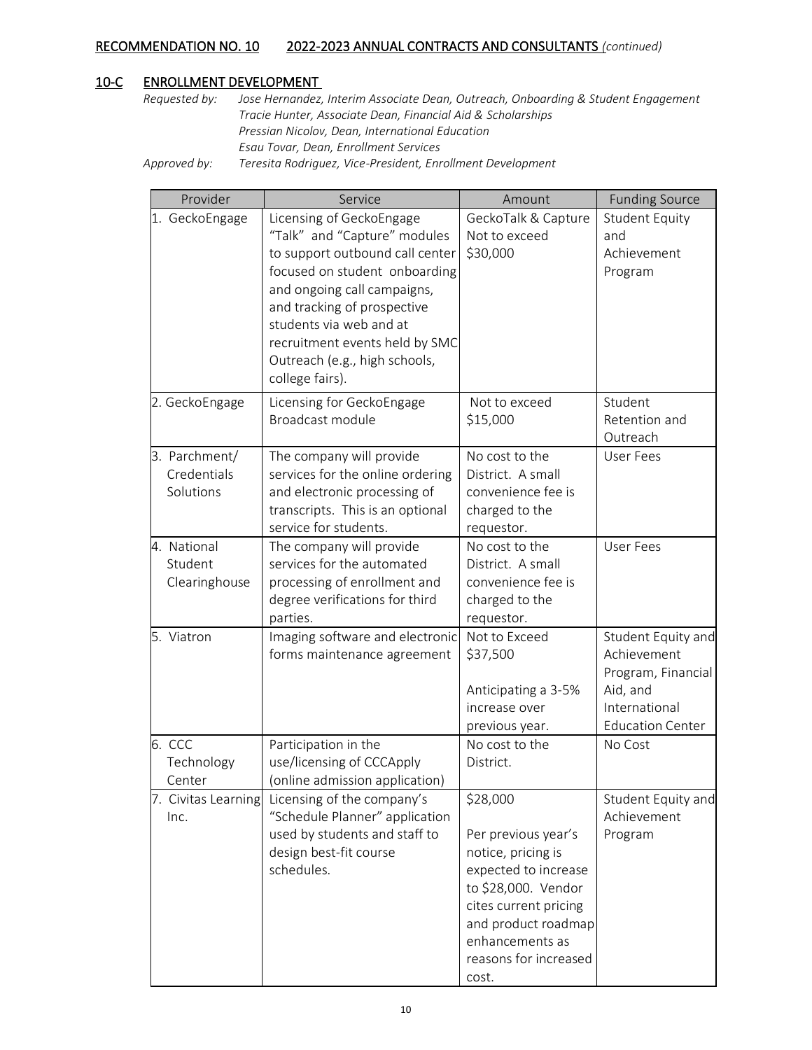## RECOMMENDATION NO. 10 2022-2023 ANNUAL CONTRACTS AND CONSULTANTS *(continued)*

### 10-C ENROLLMENT DEVELOPMENT

*Requested by:* *Jose Hernandez, Interim Associate Dean, Outreach, Onboarding & Student Engagement*
*Tracie Hunter, Associate Dean, Financial Aid & Scholarships*
*Pressian Nicolov, Dean, International Education*
*Esau Tovar, Dean, Enrollment Services*

*Approved by:* *Teresita Rodriguez, Vice-President, Enrollment Development*

| Provider | Service | Amount | Funding Source |
|---|---|---|---|
| 1. GeckoEngage | Licensing of GeckoEngage "Talk" and "Capture" modules to support outbound call center focused on student onboarding and ongoing call campaigns, and tracking of prospective students via web and at recruitment events held by SMC Outreach (e.g., high schools, college fairs). | GeckoTalk & Capture Not to exceed $30,000 | Student Equity and Achievement Program |
| 2. GeckoEngage | Licensing for GeckoEngage Broadcast module | Not to exceed $15,000 | Student Retention and Outreach |
| 3. Parchment/ Credentials Solutions | The company will provide services for the online ordering and electronic processing of transcripts. This is an optional service for students. | No cost to the District. A small convenience fee is charged to the requestor. | User Fees |
| 4. National Student Clearinghouse | The company will provide services for the automated processing of enrollment and degree verifications for third parties. | No cost to the District. A small convenience fee is charged to the requestor. | User Fees |
| 5. Viatron | Imaging software and electronic forms maintenance agreement | Not to Exceed $37,500<br><br>Anticipating a 3-5% increase over previous year. | Student Equity and Achievement Program, Financial Aid, and International Education Center |
| 6. CCC Technology Center | Participation in the use/licensing of CCCApply (online admission application) | No cost to the District. | No Cost |
| 7. Civitas Learning Inc. | Licensing of the company's "Schedule Planner" application used by students and staff to design best-fit course schedules. | $28,000<br><br>Per previous year's notice, pricing is expected to increase to $28,000. Vendor cites current pricing and product roadmap enhancements as reasons for increased cost. | Student Equity and Achievement Program |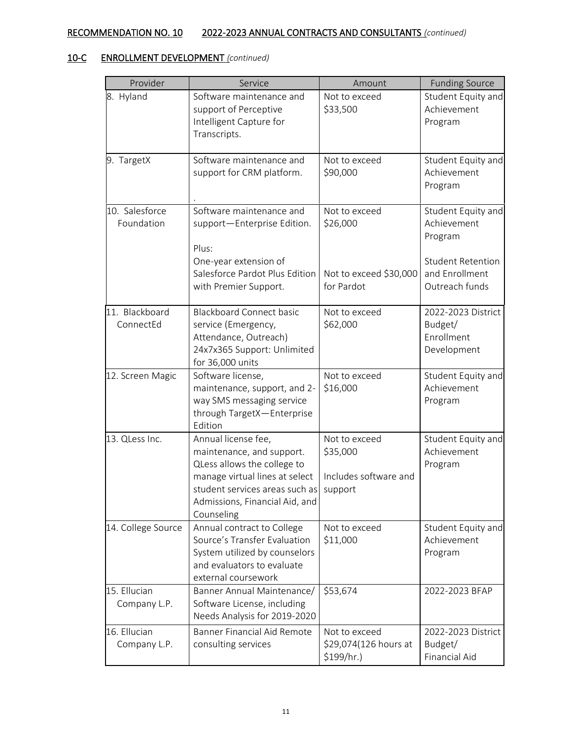## RECOMMENDATION NO. 10 2022-2023 ANNUAL CONTRACTS AND CONSULTANTS *(continued)*

### 10-C ENROLLMENT DEVELOPMENT *(continued)*

| Provider | Service | Amount | Funding Source |
|---|---|---|---|
| 8. Hyland | Software maintenance and support of Perceptive Intelligent Capture for Transcripts. | Not to exceed $33,500 | Student Equity and Achievement Program |
| 9. TargetX | Software maintenance and support for CRM platform.<br>. | Not to exceed $90,000 | Student Equity and Achievement Program |
| 10. Salesforce Foundation | Software maintenance and support—Enterprise Edition.<br><br>Plus:<br>One-year extension of Salesforce Pardot Plus Edition with Premier Support. | Not to exceed $26,000<br><br>Not to exceed $30,000 for Pardot | Student Equity and Achievement Program<br><br>Student Retention and Enrollment Outreach funds |
| 11. Blackboard ConnectEd | Blackboard Connect basic service (Emergency, Attendance, Outreach) 24x7x365 Support: Unlimited for 36,000 units | Not to exceed $62,000 | 2022-2023 District Budget/ Enrollment Development |
| 12. Screen Magic | Software license, maintenance, support, and 2-way SMS messaging service through TargetX—Enterprise Edition | Not to exceed $16,000 | Student Equity and Achievement Program |
| 13. QLess Inc. | Annual license fee, maintenance, and support. QLess allows the college to manage virtual lines at select student services areas such as Admissions, Financial Aid, and Counseling | Not to exceed $35,000<br><br>Includes software and support | Student Equity and Achievement Program |
| 14. College Source | Annual contract to College Source's Transfer Evaluation System utilized by counselors and evaluators to evaluate external coursework | Not to exceed $11,000 | Student Equity and Achievement Program |
| 15. Ellucian Company L.P. | Banner Annual Maintenance/ Software License, including Needs Analysis for 2019-2020 | $53,674 | 2022-2023 BFAP |
| 16. Ellucian Company L.P. | Banner Financial Aid Remote consulting services | Not to exceed $29,074(126 hours at $199/hr.) | 2022-2023 District Budget/ Financial Aid |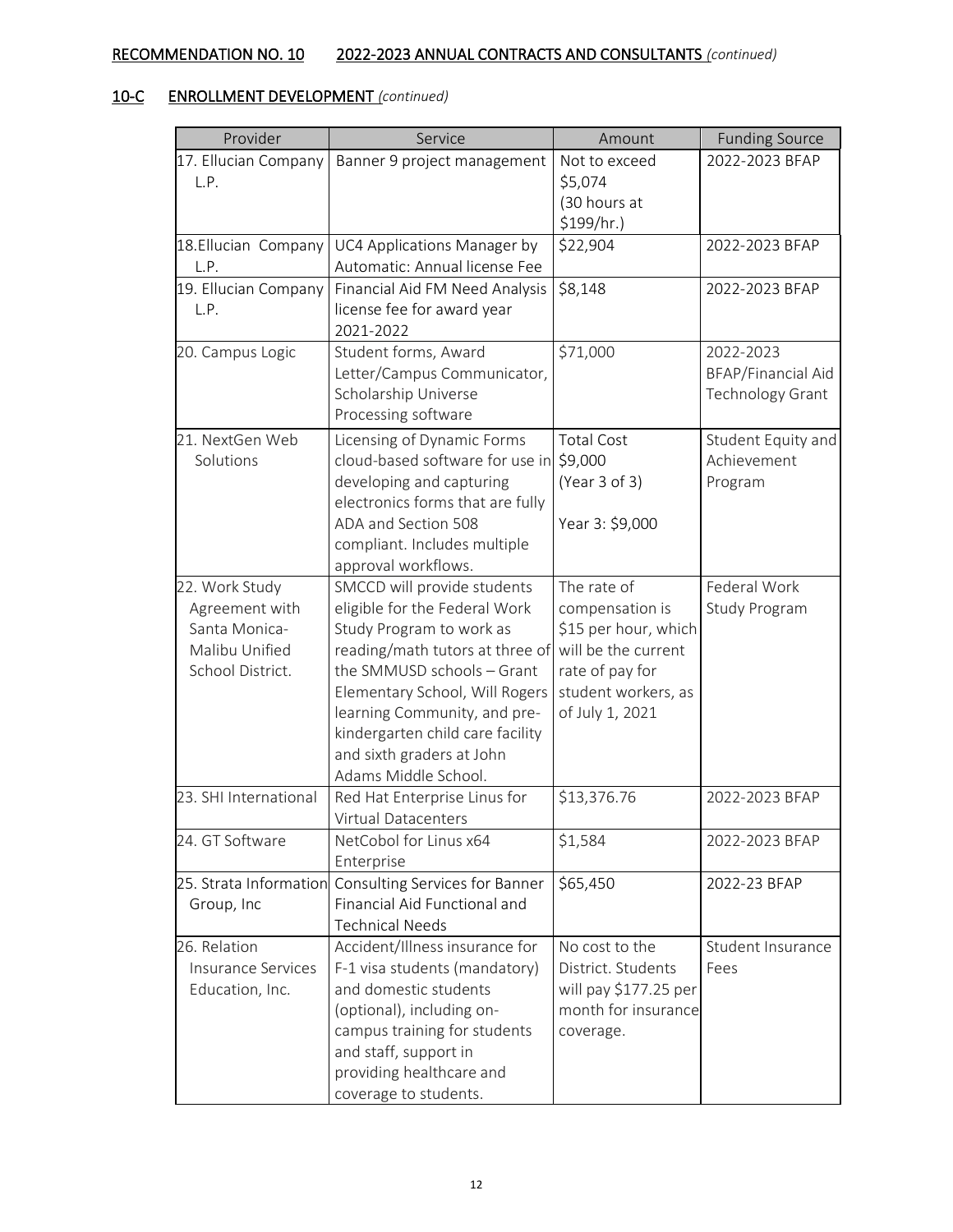## RECOMMENDATION NO. 10 2022-2023 ANNUAL CONTRACTS AND CONSULTANTS *(continued)*

### 10-C ENROLLMENT DEVELOPMENT *(continued)*

| Provider | Service | Amount | Funding Source |
|---|---|---|---|
| 17. Ellucian Company L.P. | Banner 9 project management | Not to exceed $5,074 (30 hours at $199/hr.) | 2022-2023 BFAP |
| 18.Ellucian Company L.P. | UC4 Applications Manager by Automatic: Annual license Fee | $22,904 | 2022-2023 BFAP |
| 19. Ellucian Company L.P. | Financial Aid FM Need Analysis license fee for award year 2021-2022 | $8,148 | 2022-2023 BFAP |
| 20. Campus Logic | Student forms, Award Letter/Campus Communicator, Scholarship Universe Processing software | $71,000 | 2022-2023 BFAP/Financial Aid Technology Grant |
| 21. NextGen Web Solutions | Licensing of Dynamic Forms cloud-based software for use in developing and capturing electronics forms that are fully ADA and Section 508 compliant. Includes multiple approval workflows. | Total Cost $9,000 (Year 3 of 3)<br><br>Year 3: $9,000 | Student Equity and Achievement Program |
| 22. Work Study Agreement with Santa Monica-Malibu Unified School District. | SMCCD will provide students eligible for the Federal Work Study Program to work as reading/math tutors at three of the SMMUSD schools – Grant Elementary School, Will Rogers learning Community, and pre-kindergarten child care facility and sixth graders at John Adams Middle School. | The rate of compensation is $15 per hour, which will be the current rate of pay for student workers, as of July 1, 2021 | Federal Work Study Program |
| 23. SHI International | Red Hat Enterprise Linus for Virtual Datacenters | $13,376.76 | 2022-2023 BFAP |
| 24. GT Software | NetCobol for Linus x64 Enterprise | $1,584 | 2022-2023 BFAP |
| 25. Strata Information Group, Inc | Consulting Services for Banner Financial Aid Functional and Technical Needs | $65,450 | 2022-23 BFAP |
| 26. Relation Insurance Services Education, Inc. | Accident/Illness insurance for F-1 visa students (mandatory) and domestic students (optional), including on-campus training for students and staff, support in providing healthcare and coverage to students. | No cost to the District. Students will pay $177.25 per month for insurance coverage. | Student Insurance Fees |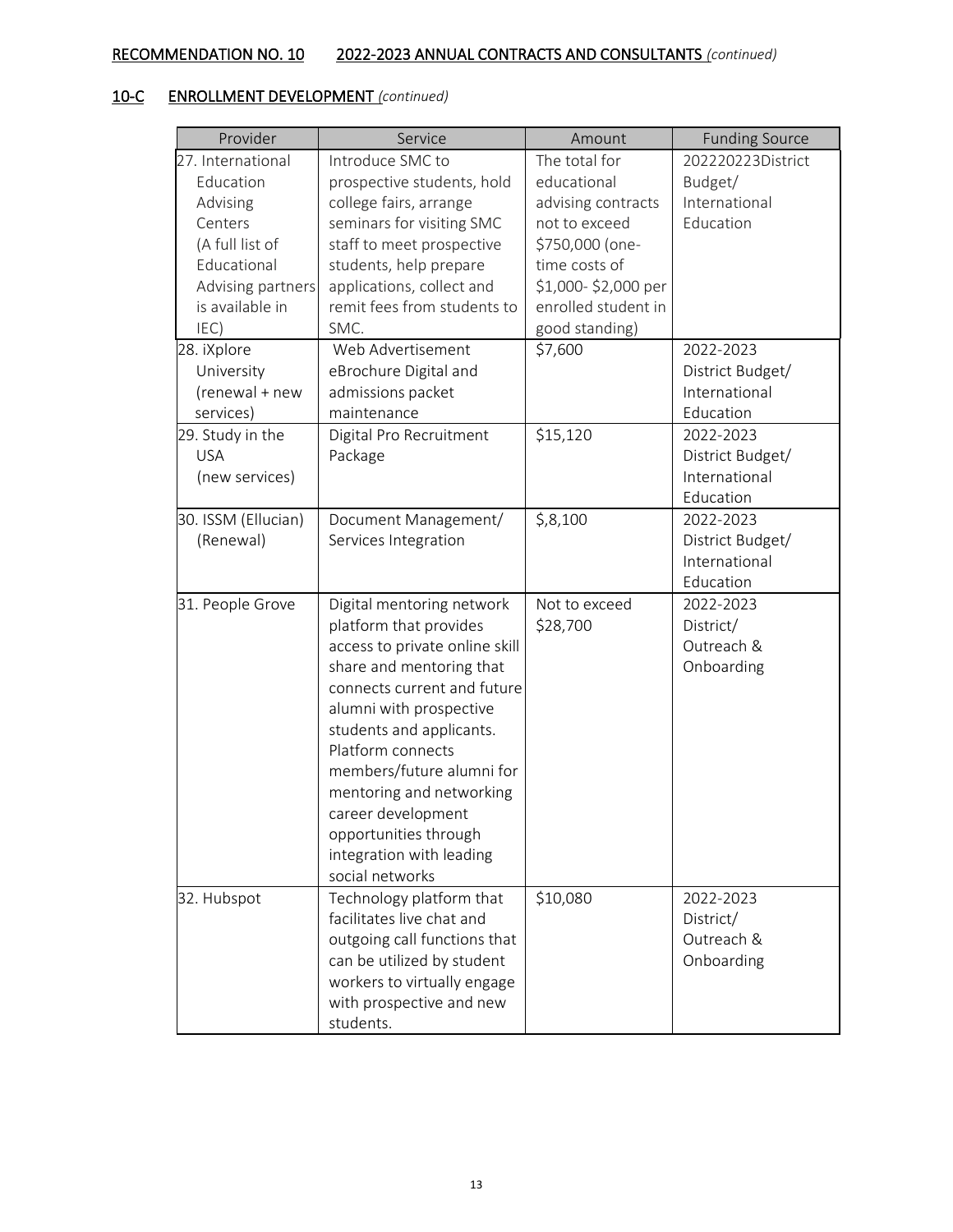RECOMMENDATION NO. 10 2022-2023 ANNUAL CONTRACTS AND CONSULTANTS *(continued)*

## 10-C ENROLLMENT DEVELOPMENT *(continued)*

| Provider | Service | Amount | Funding Source |
|---|---|---|---|
| 27. International Education Advising Centers (A full list of Educational Advising partners is available in IEC) | Introduce SMC to prospective students, hold college fairs, arrange seminars for visiting SMC staff to meet prospective students, help prepare applications, collect and remit fees from students to SMC. | The total for educational advising contracts not to exceed $750,000 (one-time costs of $1,000- $2,000 per enrolled student in good standing) | 202220223District Budget/ International Education |
| 28. iXplore University (renewal + new services) | Web Advertisement eBrochure Digital and admissions packet maintenance | $7,600 | 2022-2023 District Budget/ International Education |
| 29. Study in the USA (new services) | Digital Pro Recruitment Package | $15,120 | 2022-2023 District Budget/ International Education |
| 30. ISSM (Ellucian) (Renewal) | Document Management/ Services Integration | $,8,100 | 2022-2023 District Budget/ International Education |
| 31. People Grove | Digital mentoring network platform that provides access to private online skill share and mentoring that connects current and future alumni with prospective students and applicants. Platform connects members/future alumni for mentoring and networking career development opportunities through integration with leading social networks | Not to exceed $28,700 | 2022-2023 District/ Outreach & Onboarding |
| 32. Hubspot | Technology platform that facilitates live chat and outgoing call functions that can be utilized by student workers to virtually engage with prospective and new students. | $10,080 | 2022-2023 District/ Outreach & Onboarding |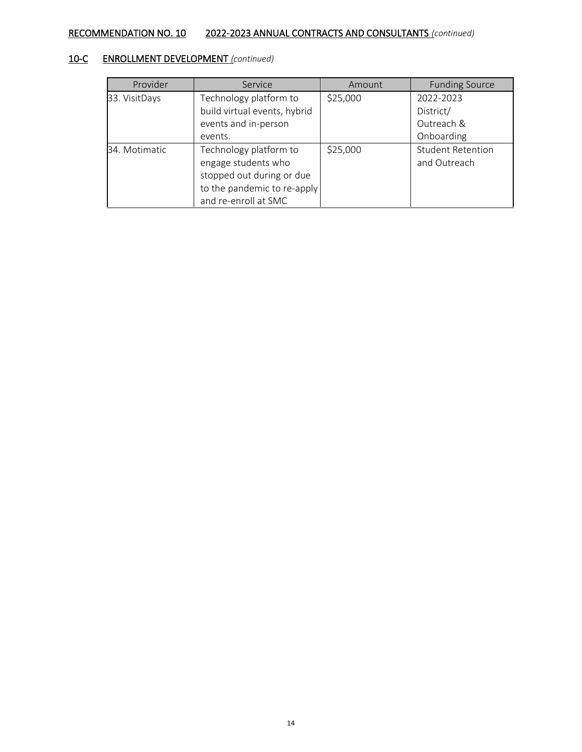## RECOMMENDATION NO. 10 2022-2023 ANNUAL CONTRACTS AND CONSULTANTS *(continued)*

### 10-C ENROLLMENT DEVELOPMENT *(continued)*

| Provider | Service | Amount | Funding Source |
|---|---|---|---|
| 33. VisitDays | Technology platform to build virtual events, hybrid events and in-person events. | $25,000 | 2022-2023 District/ Outreach & Onboarding |
| 34. Motimatic | Technology platform to engage students who stopped out during or due to the pandemic to re-apply and re-enroll at SMC | $25,000 | Student Retention and Outreach |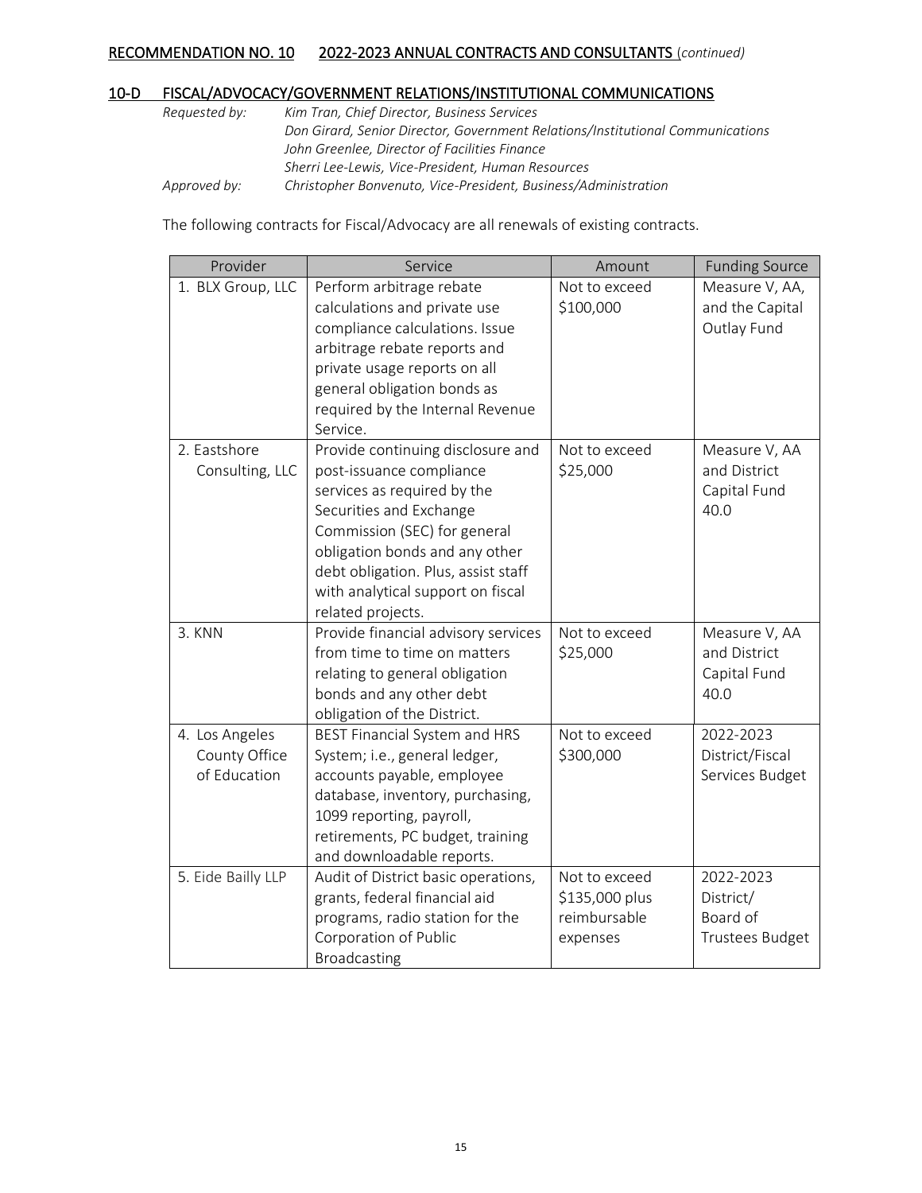## RECOMMENDATION NO. 10 2022-2023 ANNUAL CONTRACTS AND CONSULTANTS (*continued*)

### 10-D FISCAL/ADVOCACY/GOVERNMENT RELATIONS/INSTITUTIONAL COMMUNICATIONS

*Requested by:* *Kim Tran, Chief Director, Business Services*
*Don Girard, Senior Director, Government Relations/Institutional Communications*
*John Greenlee, Director of Facilities Finance*
*Sherri Lee-Lewis, Vice-President, Human Resources*

*Approved by:* *Christopher Bonvenuto, Vice-President, Business/Administration*

The following contracts for Fiscal/Advocacy are all renewals of existing contracts.

| Provider | Service | Amount | Funding Source |
|---|---|---|---|
| 1. BLX Group, LLC | Perform arbitrage rebate calculations and private use compliance calculations. Issue arbitrage rebate reports and private usage reports on all general obligation bonds as required by the Internal Revenue Service. | Not to exceed $100,000 | Measure V, AA, and the Capital Outlay Fund |
| 2. Eastshore Consulting, LLC | Provide continuing disclosure and post-issuance compliance services as required by the Securities and Exchange Commission (SEC) for general obligation bonds and any other debt obligation. Plus, assist staff with analytical support on fiscal related projects. | Not to exceed $25,000 | Measure V, AA and District Capital Fund 40.0 |
| 3. KNN | Provide financial advisory services from time to time on matters relating to general obligation bonds and any other debt obligation of the District. | Not to exceed $25,000 | Measure V, AA and District Capital Fund 40.0 |
| 4. Los Angeles County Office of Education | BEST Financial System and HRS System; i.e., general ledger, accounts payable, employee database, inventory, purchasing, 1099 reporting, payroll, retirements, PC budget, training and downloadable reports. | Not to exceed $300,000 | 2022-2023 District/Fiscal Services Budget |
| 5. Eide Bailly LLP | Audit of District basic operations, grants, federal financial aid programs, radio station for the Corporation of Public Broadcasting | Not to exceed $135,000 plus reimbursable expenses | 2022-2023 District/ Board of Trustees Budget |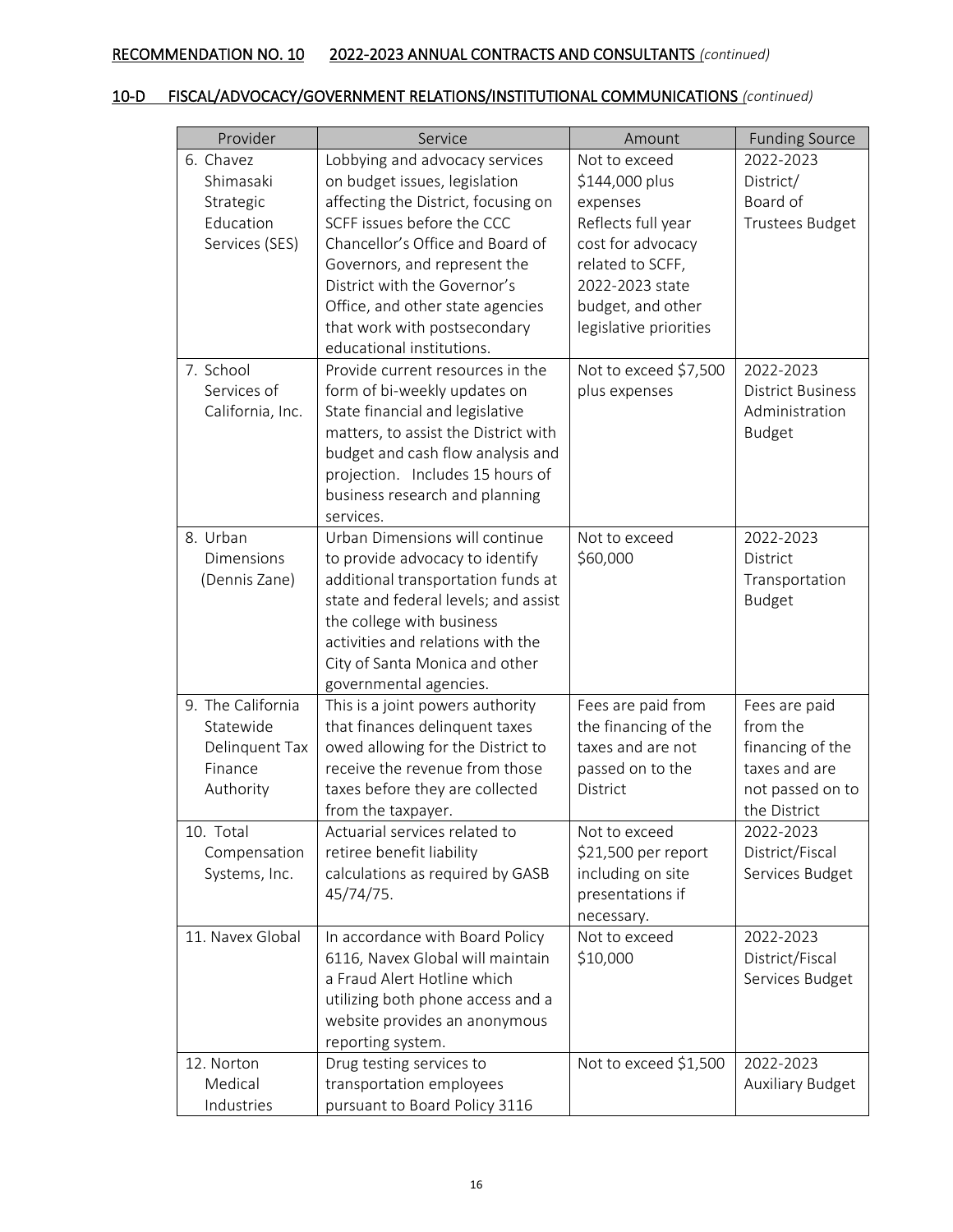<u>RECOMMENDATION NO. 10</u> <u>2022-2023 ANNUAL CONTRACTS AND CONSULTANTS</u> *(continued)*

<u>10-D FISCAL/ADVOCACY/GOVERNMENT RELATIONS/INSTITUTIONAL COMMUNICATIONS</u> *(continued)*

| Provider | Service | Amount | Funding Source |
|---|---|---|---|
| 6. Chavez Shimasaki Strategic Education Services (SES) | Lobbying and advocacy services on budget issues, legislation affecting the District, focusing on SCFF issues before the CCC Chancellor's Office and Board of Governors, and represent the District with the Governor's Office, and other state agencies that work with postsecondary educational institutions. | Not to exceed $144,000 plus expenses Reflects full year cost for advocacy related to SCFF, 2022-2023 state budget, and other legislative priorities | 2022-2023 District/ Board of Trustees Budget |
| 7. School Services of California, Inc. | Provide current resources in the form of bi-weekly updates on State financial and legislative matters, to assist the District with budget and cash flow analysis and projection. Includes 15 hours of business research and planning services. | Not to exceed $7,500 plus expenses | 2022-2023 District Business Administration Budget |
| 8. Urban Dimensions (Dennis Zane) | Urban Dimensions will continue to provide advocacy to identify additional transportation funds at state and federal levels; and assist the college with business activities and relations with the City of Santa Monica and other governmental agencies. | Not to exceed $60,000 | 2022-2023 District Transportation Budget |
| 9. The California Statewide Delinquent Tax Finance Authority | This is a joint powers authority that finances delinquent taxes owed allowing for the District to receive the revenue from those taxes before they are collected from the taxpayer. | Fees are paid from the financing of the taxes and are not passed on to the District | Fees are paid from the financing of the taxes and are not passed on to the District |
| 10. Total Compensation Systems, Inc. | Actuarial services related to retiree benefit liability calculations as required by GASB 45/74/75. | Not to exceed $21,500 per report including on site presentations if necessary. | 2022-2023 District/Fiscal Services Budget |
| 11. Navex Global | In accordance with Board Policy 6116, Navex Global will maintain a Fraud Alert Hotline which utilizing both phone access and a website provides an anonymous reporting system. | Not to exceed $10,000 | 2022-2023 District/Fiscal Services Budget |
| 12. Norton Medical Industries | Drug testing services to transportation employees pursuant to Board Policy 3116 | Not to exceed $1,500 | 2022-2023 Auxiliary Budget |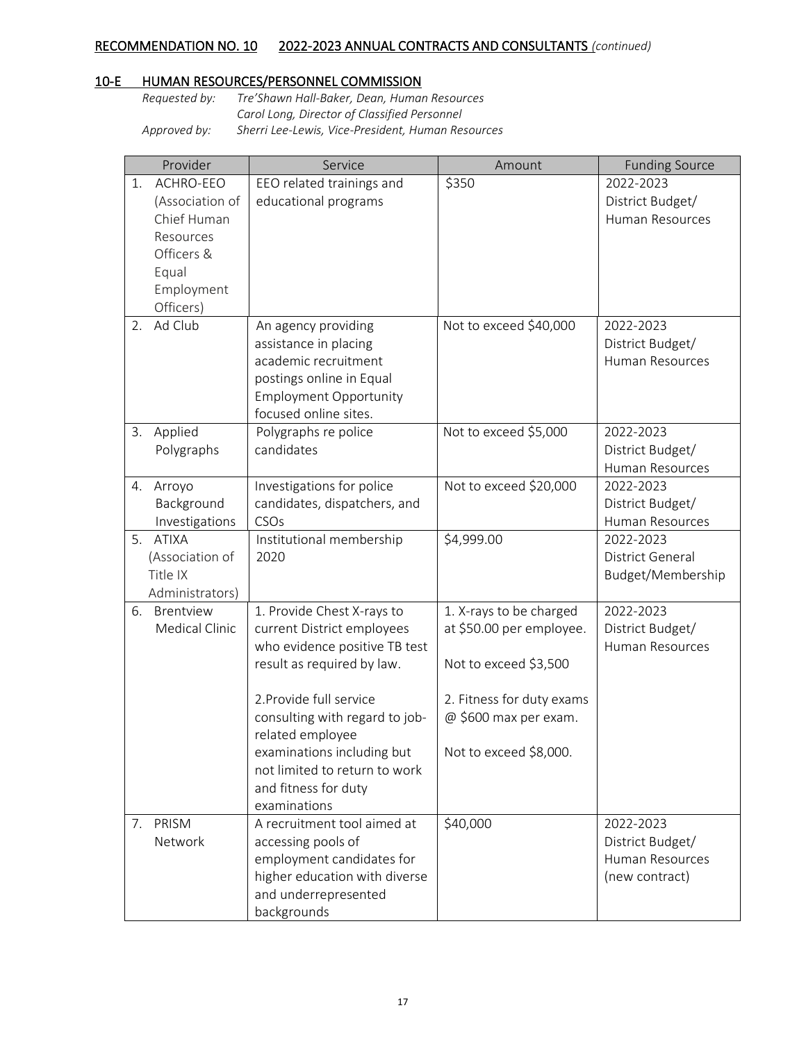## RECOMMENDATION NO. 10 2022-2023 ANNUAL CONTRACTS AND CONSULTANTS *(continued)*

### 10-E HUMAN RESOURCES/PERSONNEL COMMISSION

*Requested by:* *Tre'Shawn Hall-Baker, Dean, Human Resources*
*Carol Long, Director of Classified Personnel*
*Approved by:* *Sherri Lee-Lewis, Vice-President, Human Resources*

| Provider | Service | Amount | Funding Source |
|---|---|---|---|
| 1. ACHRO-EEO (Association of Chief Human Resources Officers & Equal Employment Officers) | EEO related trainings and educational programs | $350 | 2022-2023 District Budget/ Human Resources |
| 2. Ad Club | An agency providing assistance in placing academic recruitment postings online in Equal Employment Opportunity focused online sites. | Not to exceed $40,000 | 2022-2023 District Budget/ Human Resources |
| 3. Applied Polygraphs | Polygraphs re police candidates | Not to exceed $5,000 | 2022-2023 District Budget/ Human Resources |
| 4. Arroyo Background Investigations | Investigations for police candidates, dispatchers, and CSOs | Not to exceed $20,000 | 2022-2023 District Budget/ Human Resources |
| 5. ATIXA (Association of Title IX Administrators) | Institutional membership 2020 | $4,999.00 | 2022-2023 District General Budget/Membership |
| 6. Brentview Medical Clinic | 1. Provide Chest X-rays to current District employees who evidence positive TB test result as required by law.<br><br>2.Provide full service consulting with regard to job-related employee examinations including but not limited to return to work and fitness for duty examinations | 1. X-rays to be charged at $50.00 per employee.<br><br>Not to exceed $3,500<br><br>2. Fitness for duty exams @ $600 max per exam.<br><br>Not to exceed $8,000. | 2022-2023 District Budget/ Human Resources |
| 7. PRISM Network | A recruitment tool aimed at accessing pools of employment candidates for higher education with diverse and underrepresented backgrounds | $40,000 | 2022-2023 District Budget/ Human Resources (new contract) |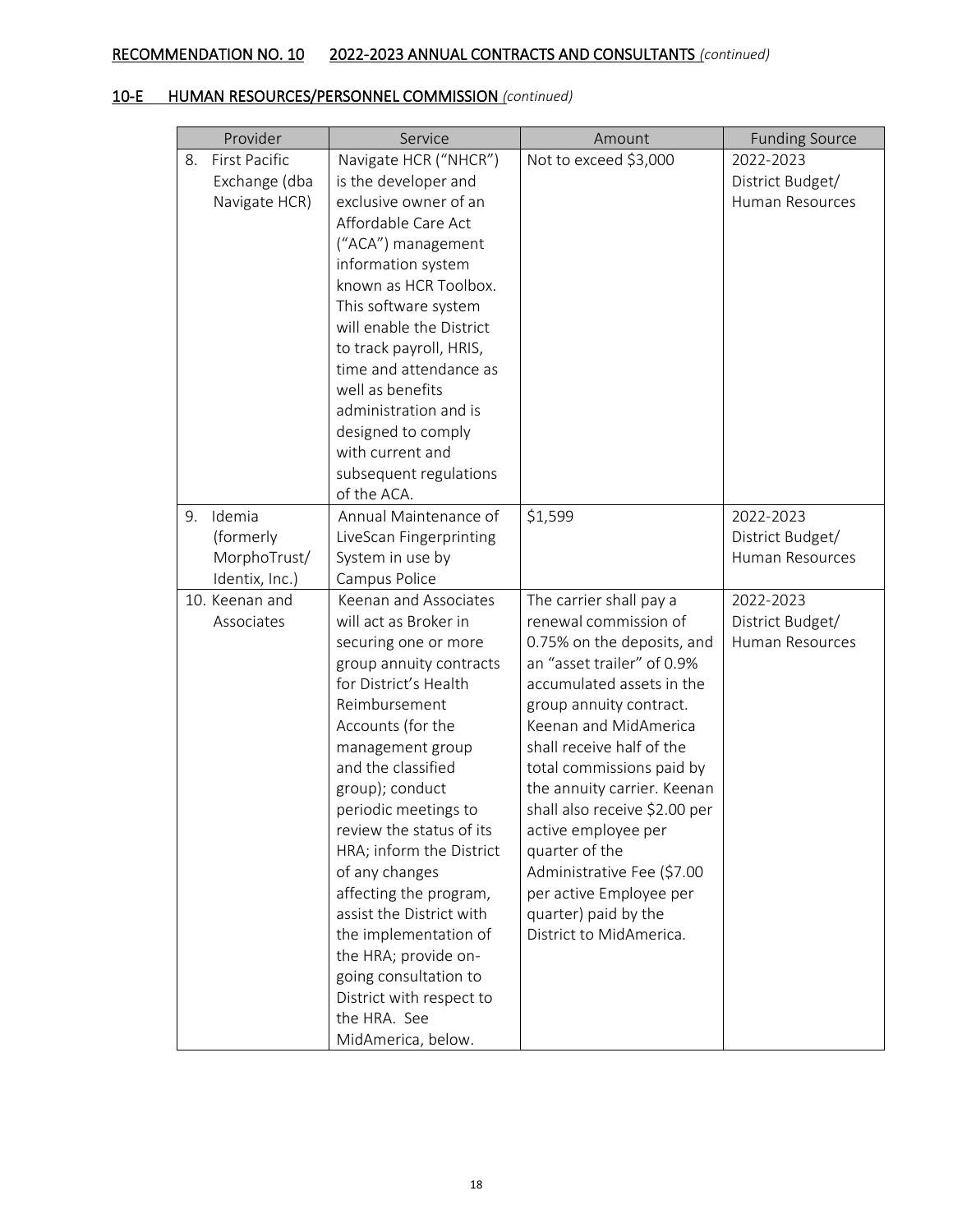**RECOMMENDATION NO. 10 2022-2023 ANNUAL CONTRACTS AND CONSULTANTS** *(continued)*

**10-E HUMAN RESOURCES/PERSONNEL COMMISSION** *(continued)*

| Provider | Service | Amount | Funding Source |
|---|---|---|---|
| 8. First Pacific Exchange (dba Navigate HCR) | Navigate HCR ("NHCR") is the developer and exclusive owner of an Affordable Care Act ("ACA") management information system known as HCR Toolbox. This software system will enable the District to track payroll, HRIS, time and attendance as well as benefits administration and is designed to comply with current and subsequent regulations of the ACA. | Not to exceed $3,000 | 2022-2023 District Budget/ Human Resources |
| 9. Idemia (formerly MorphoTrust/ Identix, Inc.) | Annual Maintenance of LiveScan Fingerprinting System in use by Campus Police | $1,599 | 2022-2023 District Budget/ Human Resources |
| 10. Keenan and Associates | Keenan and Associates will act as Broker in securing one or more group annuity contracts for District's Health Reimbursement Accounts (for the management group and the classified group); conduct periodic meetings to review the status of its HRA; inform the District of any changes affecting the program, assist the District with the implementation of the HRA; provide on-going consultation to District with respect to the HRA. See MidAmerica, below. | The carrier shall pay a renewal commission of 0.75% on the deposits, and an "asset trailer" of 0.9% accumulated assets in the group annuity contract. Keenan and MidAmerica shall receive half of the total commissions paid by the annuity carrier. Keenan shall also receive $2.00 per active employee per quarter of the Administrative Fee ($7.00 per active Employee per quarter) paid by the District to MidAmerica. | 2022-2023 District Budget/ Human Resources |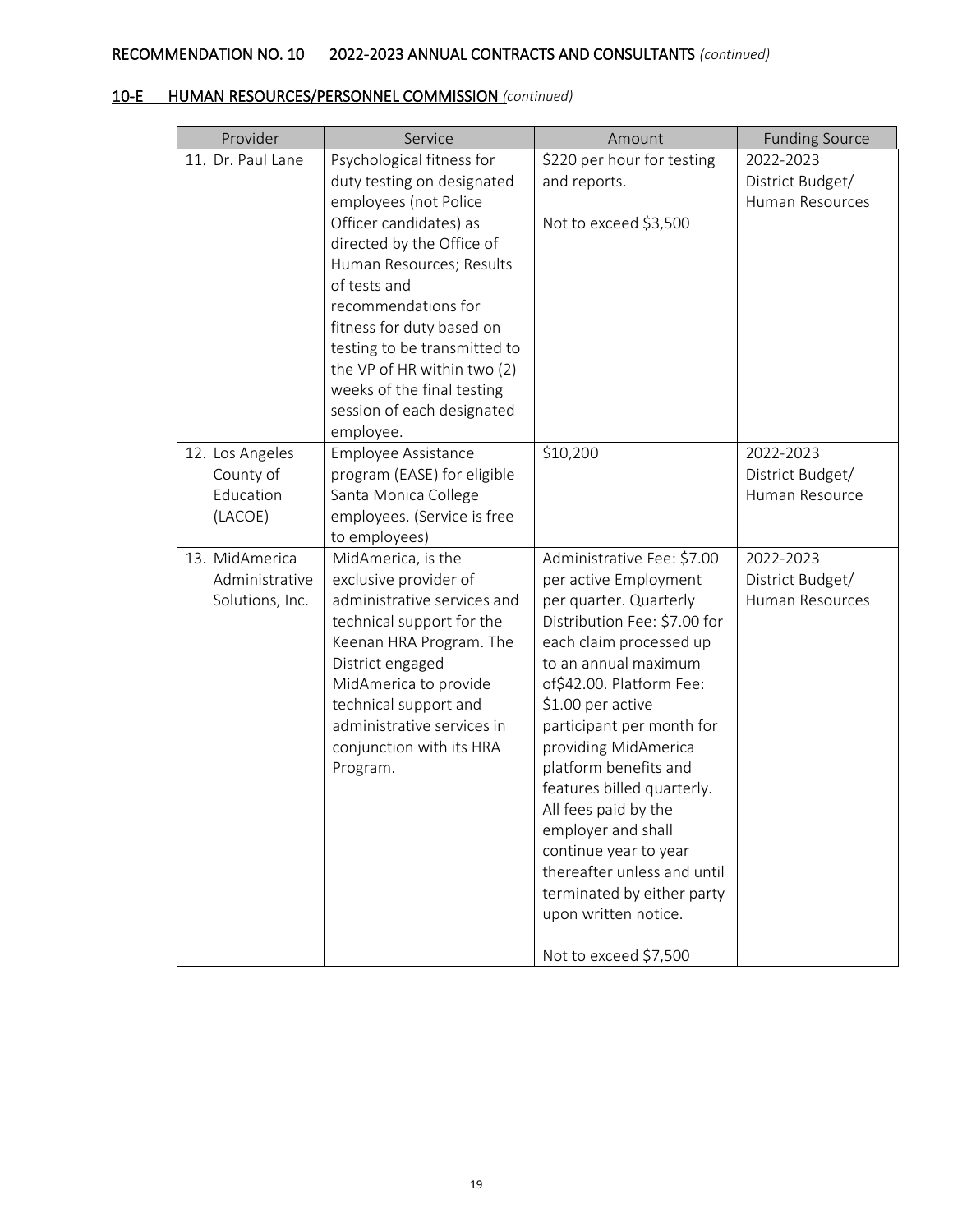## RECOMMENDATION NO. 10 2022-2023 ANNUAL CONTRACTS AND CONSULTANTS *(continued)*

### 10-E HUMAN RESOURCES/PERSONNEL COMMISSION *(continued)*

| Provider | Service | Amount | Funding Source |
|---|---|---|---|
| 11. Dr. Paul Lane | Psychological fitness for duty testing on designated employees (not Police Officer candidates) as directed by the Office of Human Resources; Results of tests and recommendations for fitness for duty based on testing to be transmitted to the VP of HR within two (2) weeks of the final testing session of each designated employee. | $220 per hour for testing and reports.<br><br>Not to exceed $3,500 | 2022-2023 District Budget/ Human Resources |
| 12. Los Angeles County of Education (LACOE) | Employee Assistance program (EASE) for eligible Santa Monica College employees. (Service is free to employees) | $10,200 | 2022-2023 District Budget/ Human Resource |
| 13. MidAmerica Administrative Solutions, Inc. | MidAmerica, is the exclusive provider of administrative services and technical support for the Keenan HRA Program. The District engaged MidAmerica to provide technical support and administrative services in conjunction with its HRA Program. | Administrative Fee: $7.00 per active Employment per quarter. Quarterly Distribution Fee: $7.00 for each claim processed up to an annual maximum of$42.00. Platform Fee: $1.00 per active participant per month for providing MidAmerica platform benefits and features billed quarterly. All fees paid by the employer and shall continue year to year thereafter unless and until terminated by either party upon written notice.<br><br>Not to exceed $7,500 | 2022-2023 District Budget/ Human Resources |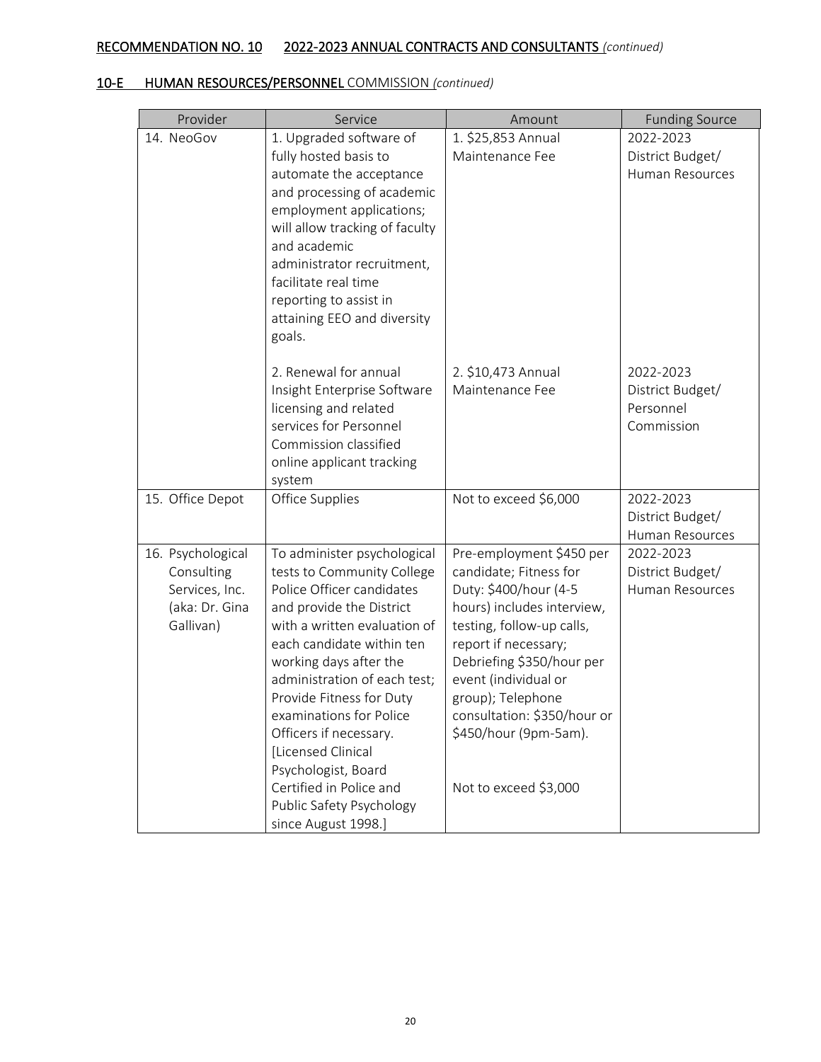**RECOMMENDATION NO. 10 2022-2023 ANNUAL CONTRACTS AND CONSULTANTS** *(continued)*

**10-E HUMAN RESOURCES/PERSONNEL COMMISSION** *(continued)*

| Provider | Service | Amount | Funding Source |
|---|---|---|---|
| 14. NeoGov | 1. Upgraded software of fully hosted basis to automate the acceptance and processing of academic employment applications; will allow tracking of faculty and academic administrator recruitment, facilitate real time reporting to assist in attaining EEO and diversity goals.<br><br>2. Renewal for annual Insight Enterprise Software licensing and related services for Personnel Commission classified online applicant tracking system | 1. $25,853 Annual Maintenance Fee<br><br>2. $10,473 Annual Maintenance Fee | 2022-2023 District Budget/ Human Resources<br><br>2022-2023 District Budget/ Personnel Commission |
| 15. Office Depot | Office Supplies | Not to exceed $6,000 | 2022-2023 District Budget/ Human Resources |
| 16. Psychological Consulting Services, Inc. (aka: Dr. Gina Gallivan) | To administer psychological tests to Community College Police Officer candidates and provide the District with a written evaluation of each candidate within ten working days after the administration of each test; Provide Fitness for Duty examinations for Police Officers if necessary. [Licensed Clinical Psychologist, Board Certified in Police and Public Safety Psychology since August 1998.] | Pre-employment $450 per candidate; Fitness for Duty: $400/hour (4-5 hours) includes interview, testing, follow-up calls, report if necessary; Debriefing $350/hour per event (individual or group); Telephone consultation: $350/hour or $450/hour (9pm-5am).<br><br>Not to exceed $3,000 | 2022-2023 District Budget/ Human Resources |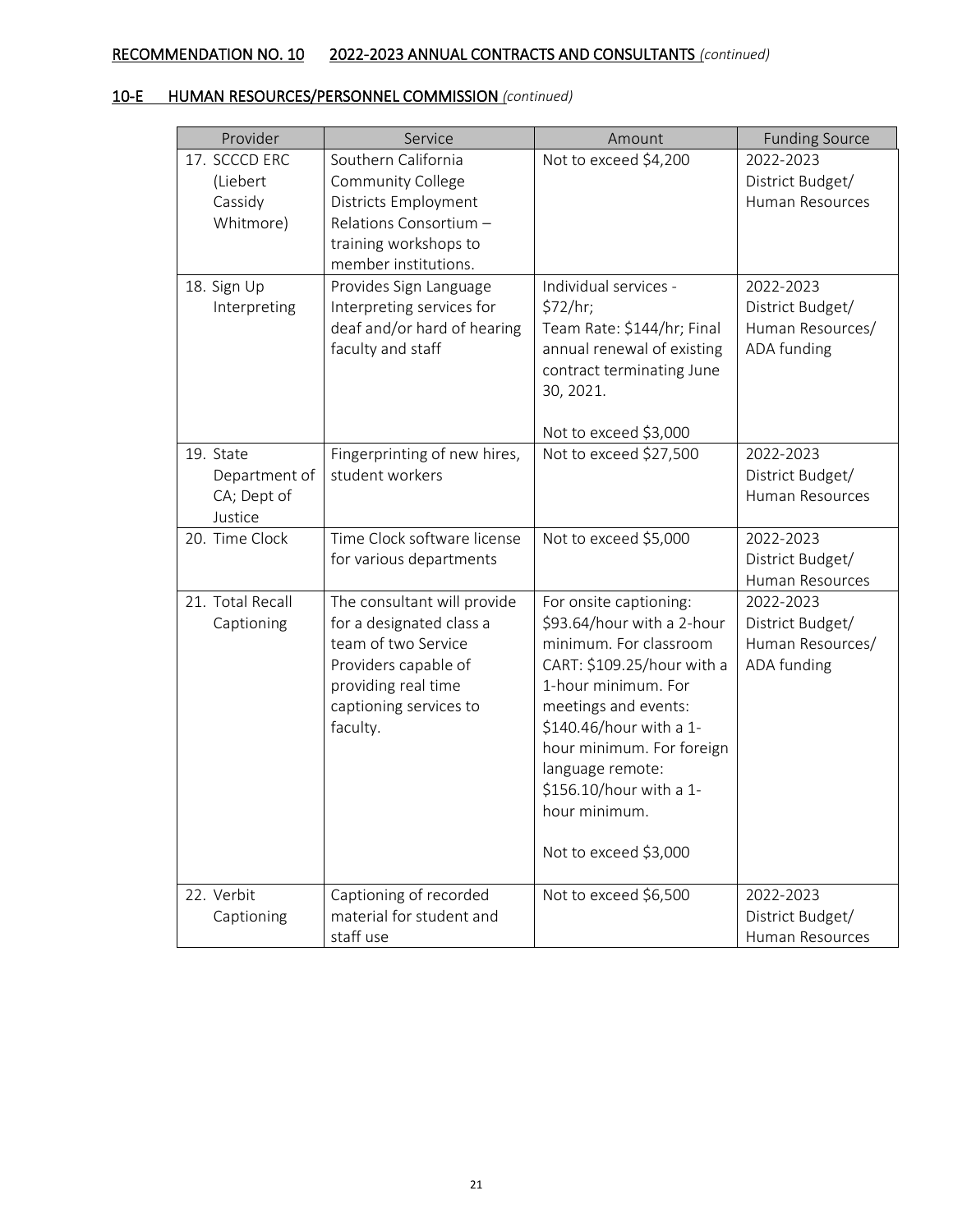**RECOMMENDATION NO. 10 2022-2023 ANNUAL CONTRACTS AND CONSULTANTS** *(continued)*

**10-E HUMAN RESOURCES/PERSONNEL COMMISSION** *(continued)*

| Provider | Service | Amount | Funding Source |
|---|---|---|---|
| 17. SCCCD ERC (Liebert Cassidy Whitmore) | Southern California Community College Districts Employment Relations Consortium – training workshops to member institutions. | Not to exceed $4,200 | 2022-2023 District Budget/ Human Resources |
| 18. Sign Up Interpreting | Provides Sign Language Interpreting services for deaf and/or hard of hearing faculty and staff | Individual services - $72/hr; Team Rate: $144/hr; Final annual renewal of existing contract terminating June 30, 2021.<br><br>Not to exceed $3,000 | 2022-2023 District Budget/ Human Resources/ ADA funding |
| 19. State Department of CA; Dept of Justice | Fingerprinting of new hires, student workers | Not to exceed $27,500 | 2022-2023 District Budget/ Human Resources |
| 20. Time Clock | Time Clock software license for various departments | Not to exceed $5,000 | 2022-2023 District Budget/ Human Resources |
| 21. Total Recall Captioning | The consultant will provide for a designated class a team of two Service Providers capable of providing real time captioning services to faculty. | For onsite captioning: $93.64/hour with a 2-hour minimum. For classroom CART: $109.25/hour with a 1-hour minimum. For meetings and events: $140.46/hour with a 1-hour minimum. For foreign language remote: $156.10/hour with a 1-hour minimum.<br><br>Not to exceed $3,000 | 2022-2023 District Budget/ Human Resources/ ADA funding |
| 22. Verbit Captioning | Captioning of recorded material for student and staff use | Not to exceed $6,500 | 2022-2023 District Budget/ Human Resources |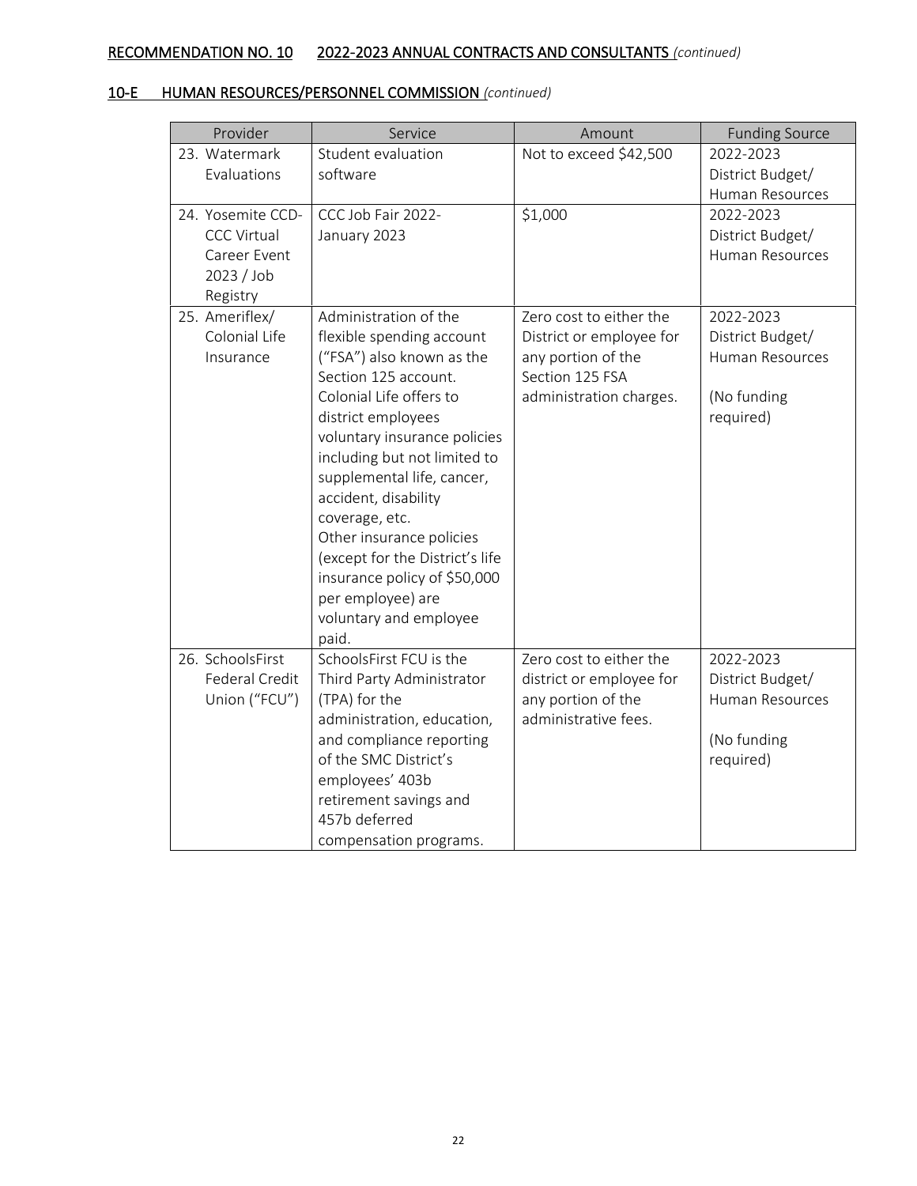## RECOMMENDATION NO. 10 2022-2023 ANNUAL CONTRACTS AND CONSULTANTS *(continued)*

### 10-E HUMAN RESOURCES/PERSONNEL COMMISSION *(continued)*

| Provider | Service | Amount | Funding Source |
|---|---|---|---|
| 23. Watermark Evaluations | Student evaluation software | Not to exceed $42,500 | 2022-2023 District Budget/ Human Resources |
| 24. Yosemite CCD-CCC Virtual Career Event 2023 / Job Registry | CCC Job Fair 2022-January 2023 | $1,000 | 2022-2023 District Budget/ Human Resources |
| 25. Ameriflex/ Colonial Life Insurance | Administration of the flexible spending account ("FSA") also known as the Section 125 account. Colonial Life offers to district employees voluntary insurance policies including but not limited to supplemental life, cancer, accident, disability coverage, etc. Other insurance policies (except for the District's life insurance policy of $50,000 per employee) are voluntary and employee paid. | Zero cost to either the District or employee for any portion of the Section 125 FSA administration charges. | 2022-2023 District Budget/ Human Resources<br><br>(No funding required) |
| 26. SchoolsFirst Federal Credit Union ("FCU") | SchoolsFirst FCU is the Third Party Administrator (TPA) for the administration, education, and compliance reporting of the SMC District's employees' 403b retirement savings and 457b deferred compensation programs. | Zero cost to either the district or employee for any portion of the administrative fees. | 2022-2023 District Budget/ Human Resources<br><br>(No funding required) |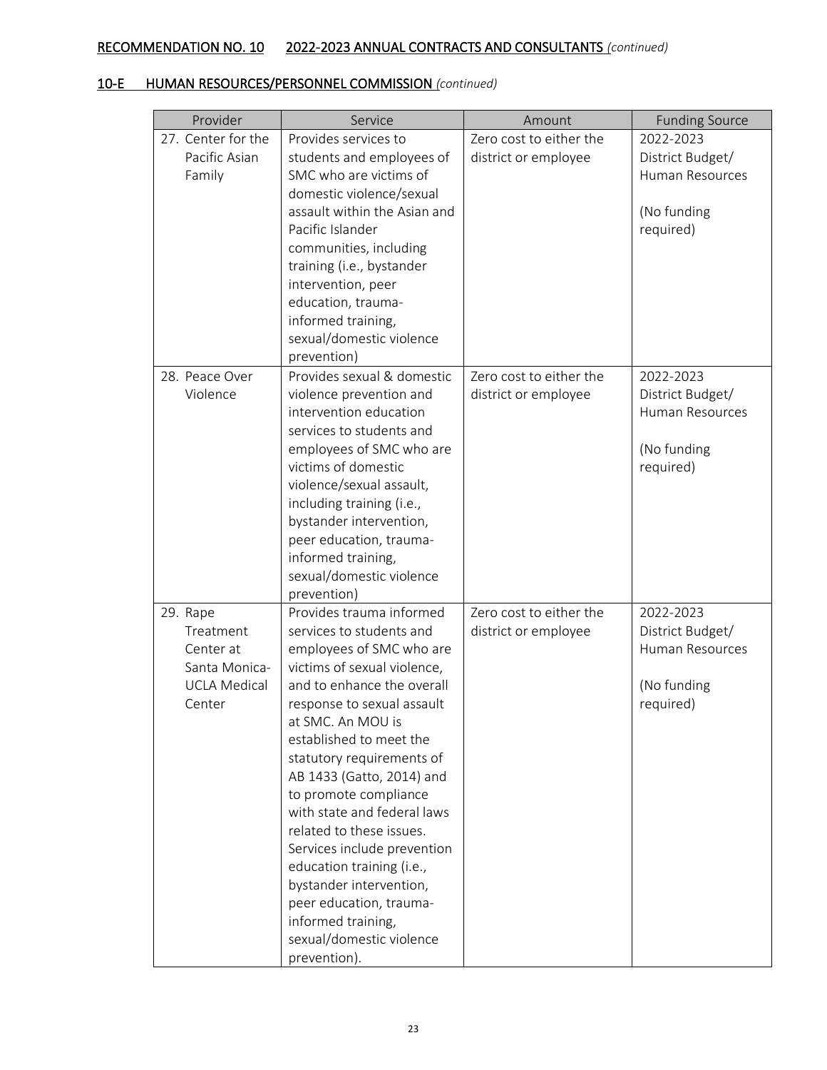**RECOMMENDATION NO. 10 2022-2023 ANNUAL CONTRACTS AND CONSULTANTS** *(continued)*

**10-E HUMAN RESOURCES/PERSONNEL COMMISSION** *(continued)*

| Provider | Service | Amount | Funding Source |
|---|---|---|---|
| 27. Center for the Pacific Asian Family | Provides services to students and employees of SMC who are victims of domestic violence/sexual assault within the Asian and Pacific Islander communities, including training (i.e., bystander intervention, peer education, trauma-informed training, sexual/domestic violence prevention) | Zero cost to either the district or employee | 2022-2023 District Budget/ Human Resources<br><br>(No funding required) |
| 28. Peace Over Violence | Provides sexual & domestic violence prevention and intervention education services to students and employees of SMC who are victims of domestic violence/sexual assault, including training (i.e., bystander intervention, peer education, trauma-informed training, sexual/domestic violence prevention) | Zero cost to either the district or employee | 2022-2023 District Budget/ Human Resources<br><br>(No funding required) |
| 29. Rape Treatment Center at Santa Monica-UCLA Medical Center | Provides trauma informed services to students and employees of SMC who are victims of sexual violence, and to enhance the overall response to sexual assault at SMC. An MOU is established to meet the statutory requirements of AB 1433 (Gatto, 2014) and to promote compliance with state and federal laws related to these issues. Services include prevention education training (i.e., bystander intervention, peer education, trauma-informed training, sexual/domestic violence prevention). | Zero cost to either the district or employee | 2022-2023 District Budget/ Human Resources<br><br>(No funding required) |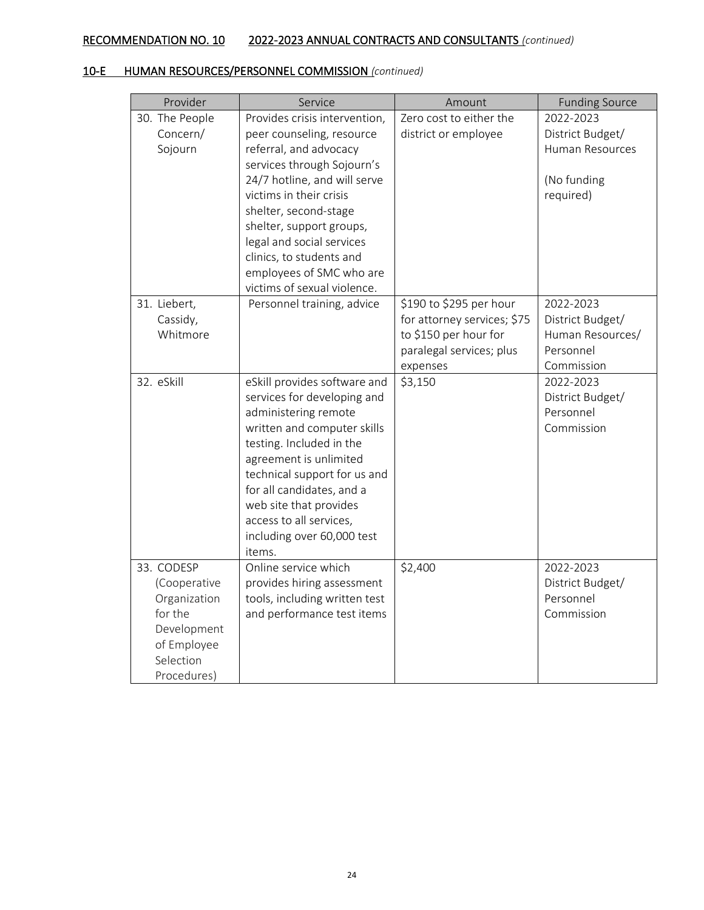## RECOMMENDATION NO. 10 2022-2023 ANNUAL CONTRACTS AND CONSULTANTS *(continued)*

### 10-E HUMAN RESOURCES/PERSONNEL COMMISSION *(continued)*

| Provider | Service | Amount | Funding Source |
|---|---|---|---|
| 30. The People Concern/ Sojourn | Provides crisis intervention, peer counseling, resource referral, and advocacy services through Sojourn's 24/7 hotline, and will serve victims in their crisis shelter, second-stage shelter, support groups, legal and social services clinics, to students and employees of SMC who are victims of sexual violence. | Zero cost to either the district or employee | 2022-2023 District Budget/ Human Resources<br><br>(No funding required) |
| 31. Liebert, Cassidy, Whitmore | Personnel training, advice | \$190 to \$295 per hour for attorney services; \$75 to \$150 per hour for paralegal services; plus expenses | 2022-2023 District Budget/ Human Resources/ Personnel Commission |
| 32. eSkill | eSkill provides software and services for developing and administering remote written and computer skills testing. Included in the agreement is unlimited technical support for us and for all candidates, and a web site that provides access to all services, including over 60,000 test items. | \$3,150 | 2022-2023 District Budget/ Personnel Commission |
| 33. CODESP (Cooperative Organization for the Development of Employee Selection Procedures) | Online service which provides hiring assessment tools, including written test and performance test items | \$2,400 | 2022-2023 District Budget/ Personnel Commission |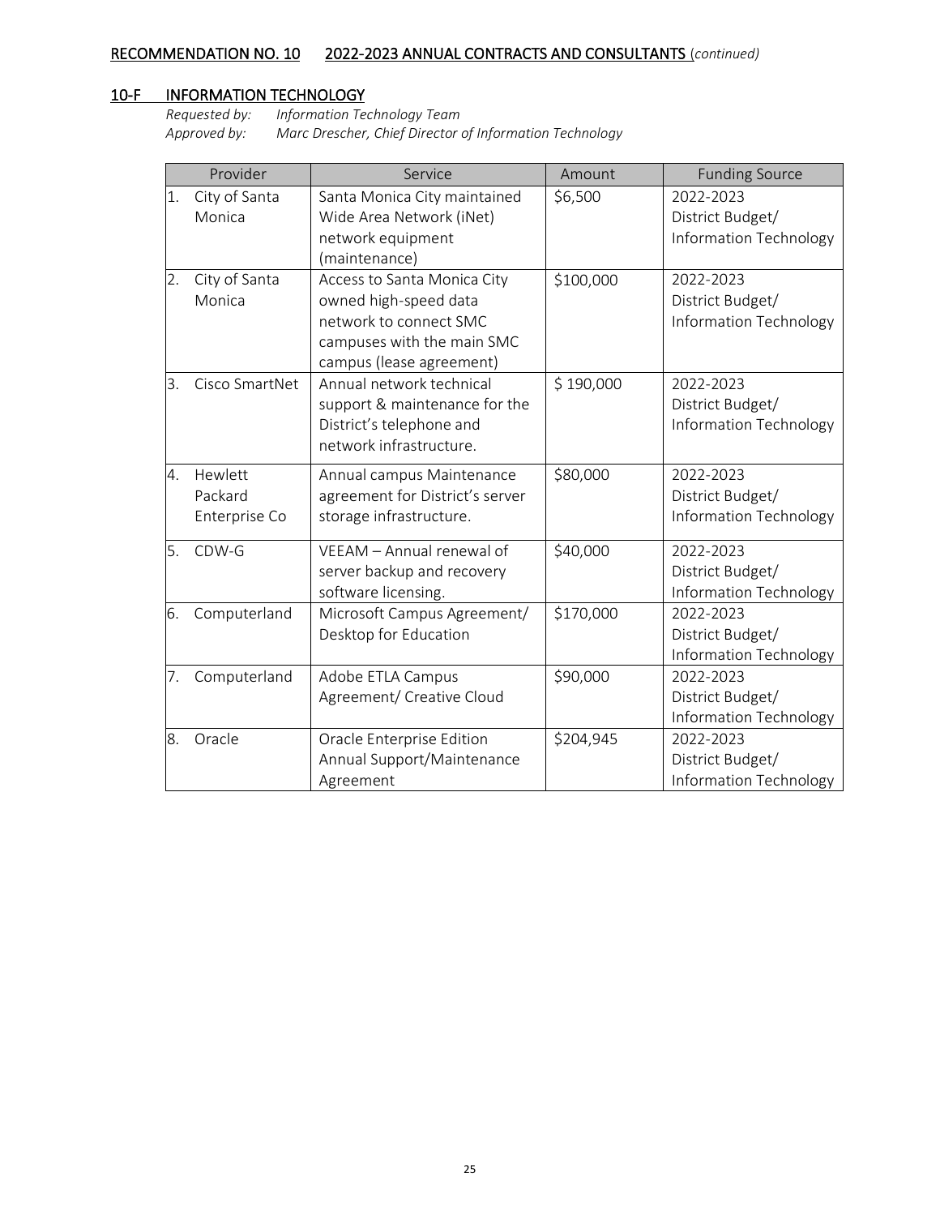**RECOMMENDATION NO. 10 2022-2023 ANNUAL CONTRACTS AND CONSULTANTS** *(continued)*

## 10-F INFORMATION TECHNOLOGY

*Requested by: Information Technology Team*
*Approved by: Marc Drescher, Chief Director of Information Technology*

| Provider | Service | Amount | Funding Source |
|---|---|---|---|
| 1. City of Santa Monica | Santa Monica City maintained Wide Area Network (iNet) network equipment (maintenance) | $6,500 | 2022-2023 District Budget/ Information Technology |
| 2. City of Santa Monica | Access to Santa Monica City owned high-speed data network to connect SMC campuses with the main SMC campus (lease agreement) | $100,000 | 2022-2023 District Budget/ Information Technology |
| 3. Cisco SmartNet | Annual network technical support & maintenance for the District's telephone and network infrastructure. | $ 190,000 | 2022-2023 District Budget/ Information Technology |
| 4. Hewlett Packard Enterprise Co | Annual campus Maintenance agreement for District's server storage infrastructure. | $80,000 | 2022-2023 District Budget/ Information Technology |
| 5. CDW-G | VEEAM – Annual renewal of server backup and recovery software licensing. | $40,000 | 2022-2023 District Budget/ Information Technology |
| 6. Computerland | Microsoft Campus Agreement/ Desktop for Education | $170,000 | 2022-2023 District Budget/ Information Technology |
| 7. Computerland | Adobe ETLA Campus Agreement/ Creative Cloud | $90,000 | 2022-2023 District Budget/ Information Technology |
| 8. Oracle | Oracle Enterprise Edition Annual Support/Maintenance Agreement | $204,945 | 2022-2023 District Budget/ Information Technology |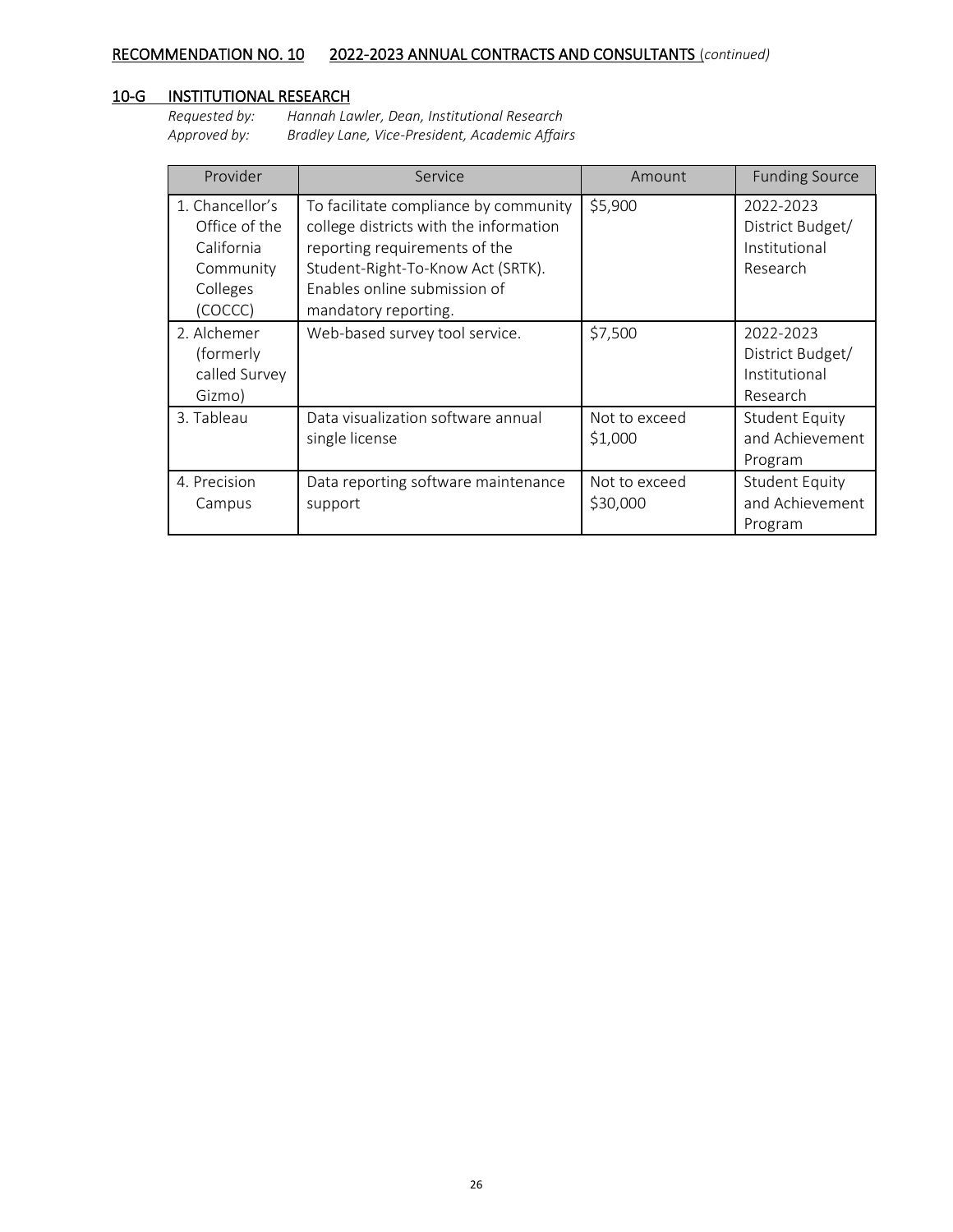## RECOMMENDATION NO. 10 2022-2023 ANNUAL CONTRACTS AND CONSULTANTS (*continued*)

### 10-G INSTITUTIONAL RESEARCH

*Requested by:* *Hannah Lawler, Dean, Institutional Research*
*Approved by:* *Bradley Lane, Vice-President, Academic Affairs*

| Provider | Service | Amount | Funding Source |
| --- | --- | --- | --- |
| 1. Chancellor's Office of the California Community Colleges (COCCC) | To facilitate compliance by community college districts with the information reporting requirements of the Student-Right-To-Know Act (SRTK). Enables online submission of mandatory reporting. | $5,900 | 2022-2023 District Budget/ Institutional Research |
| 2. Alchemer (formerly called Survey Gizmo) | Web-based survey tool service. | $7,500 | 2022-2023 District Budget/ Institutional Research |
| 3. Tableau | Data visualization software annual single license | Not to exceed $1,000 | Student Equity and Achievement Program |
| 4. Precision Campus | Data reporting software maintenance support | Not to exceed $30,000 | Student Equity and Achievement Program |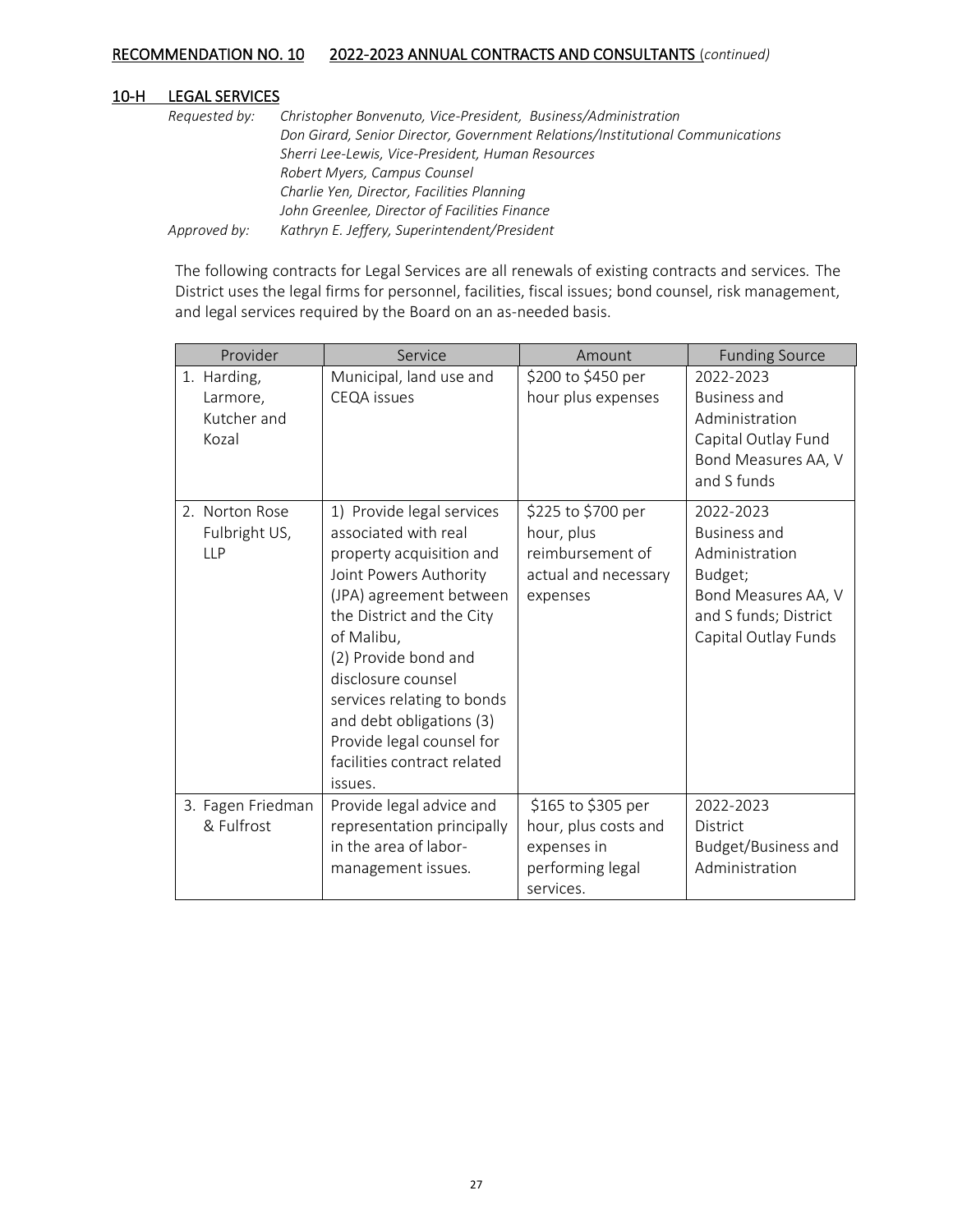## RECOMMENDATION NO. 10 2022-2023 ANNUAL CONTRACTS AND CONSULTANTS (*continued*)

### 10-H LEGAL SERVICES

*Requested by:* *Christopher Bonvenuto, Vice-President, Business/Administration*
*Don Girard, Senior Director, Government Relations/Institutional Communications*
*Sherri Lee-Lewis, Vice-President, Human Resources*
*Robert Myers, Campus Counsel*
*Charlie Yen, Director, Facilities Planning*
*John Greenlee, Director of Facilities Finance*

*Approved by:* *Kathryn E. Jeffery, Superintendent/President*

The following contracts for Legal Services are all renewals of existing contracts and services. The District uses the legal firms for personnel, facilities, fiscal issues; bond counsel, risk management, and legal services required by the Board on an as-needed basis.

| Provider | Service | Amount | Funding Source |
|---|---|---|---|
| 1. Harding, Larmore, Kutcher and Kozal | Municipal, land use and CEQA issues | $200 to $450 per hour plus expenses | 2022-2023 Business and Administration Capital Outlay Fund Bond Measures AA, V and S funds |
| 2. Norton Rose Fulbright US, LLP | 1) Provide legal services associated with real property acquisition and Joint Powers Authority (JPA) agreement between the District and the City of Malibu, (2) Provide bond and disclosure counsel services relating to bonds and debt obligations (3) Provide legal counsel for facilities contract related issues. | $225 to $700 per hour, plus reimbursement of actual and necessary expenses | 2022-2023 Business and Administration Budget; Bond Measures AA, V and S funds; District Capital Outlay Funds |
| 3. Fagen Friedman & Fulfrost | Provide legal advice and representation principally in the area of labor-management issues. | $165 to $305 per hour, plus costs and expenses in performing legal services. | 2022-2023 District Budget/Business and Administration |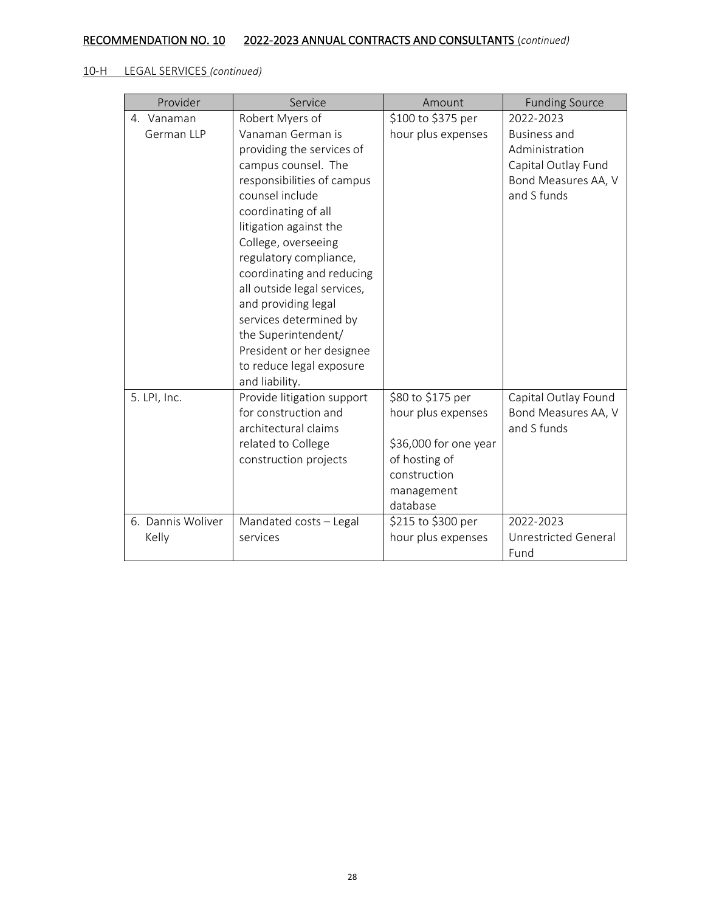RECOMMENDATION NO. 10 2022-2023 ANNUAL CONTRACTS AND CONSULTANTS (*continued*)

10-H LEGAL SERVICES *(continued)*

| Provider | Service | Amount | Funding Source |
| --- | --- | --- | --- |
| 4. Vanaman German LLP | Robert Myers of Vanaman German is providing the services of campus counsel. The responsibilities of campus counsel include coordinating of all litigation against the College, overseeing regulatory compliance, coordinating and reducing all outside legal services, and providing legal services determined by the Superintendent/ President or her designee to reduce legal exposure and liability. | \$100 to \$375 per hour plus expenses | 2022-2023 Business and Administration Capital Outlay Fund Bond Measures AA, V and S funds |
| 5. LPI, Inc. | Provide litigation support for construction and architectural claims related to College construction projects | \$80 to \$175 per hour plus expenses<br><br>\$36,000 for one year of hosting of construction management database | Capital Outlay Found Bond Measures AA, V and S funds |
| 6. Dannis Woliver Kelly | Mandated costs – Legal services | \$215 to \$300 per hour plus expenses | 2022-2023 Unrestricted General Fund |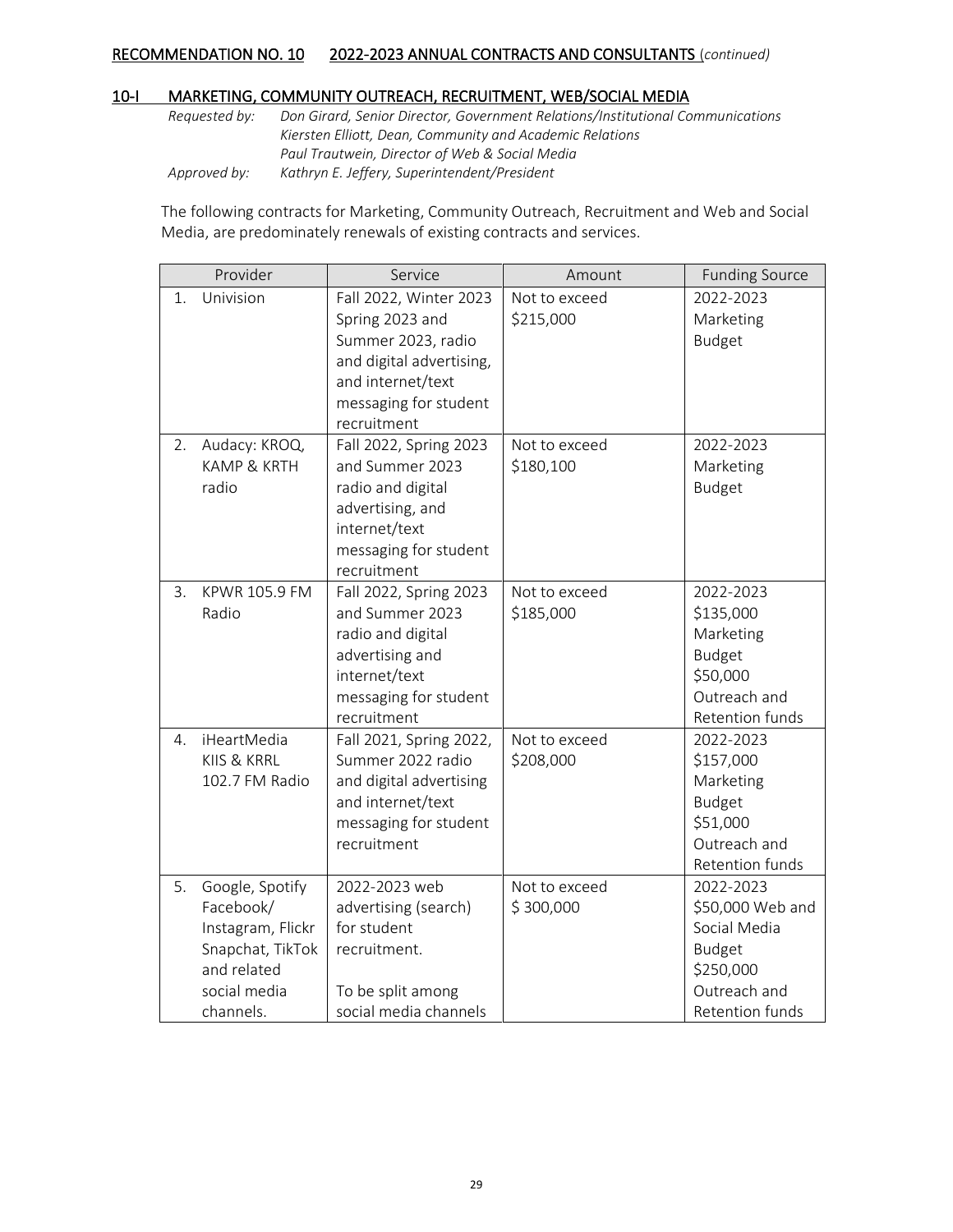## RECOMMENDATION NO. 10 2022-2023 ANNUAL CONTRACTS AND CONSULTANTS (*continued*)

### 10-I MARKETING, COMMUNITY OUTREACH, RECRUITMENT, WEB/SOCIAL MEDIA

*Requested by: Don Girard, Senior Director, Government Relations/Institutional Communications*
*Kiersten Elliott, Dean, Community and Academic Relations*
*Paul Trautwein, Director of Web & Social Media*
*Approved by: Kathryn E. Jeffery, Superintendent/President*

The following contracts for Marketing, Community Outreach, Recruitment and Web and Social Media, are predominately renewals of existing contracts and services.

| Provider | Service | Amount | Funding Source |
|---|---|---|---|
| 1. Univision | Fall 2022, Winter 2023 Spring 2023 and Summer 2023, radio and digital advertising, and internet/text messaging for student recruitment | Not to exceed $215,000 | 2022-2023 Marketing Budget |
| 2. Audacy: KROQ, KAMP & KRTH radio | Fall 2022, Spring 2023 and Summer 2023 radio and digital advertising, and internet/text messaging for student recruitment | Not to exceed $180,100 | 2022-2023 Marketing Budget |
| 3. KPWR 105.9 FM Radio | Fall 2022, Spring 2023 and Summer 2023 radio and digital advertising and internet/text messaging for student recruitment | Not to exceed $185,000 | 2022-2023 $135,000 Marketing Budget $50,000 Outreach and Retention funds |
| 4. iHeartMedia KIIS & KRRL 102.7 FM Radio | Fall 2021, Spring 2022, Summer 2022 radio and digital advertising and internet/text messaging for student recruitment | Not to exceed $208,000 | 2022-2023 $157,000 Marketing Budget $51,000 Outreach and Retention funds |
| 5. Google, Spotify Facebook/ Instagram, Flickr Snapchat, TikTok and related social media channels. | 2022-2023 web advertising (search) for student recruitment. To be split among social media channels | Not to exceed $ 300,000 | 2022-2023 $50,000 Web and Social Media Budget $250,000 Outreach and Retention funds |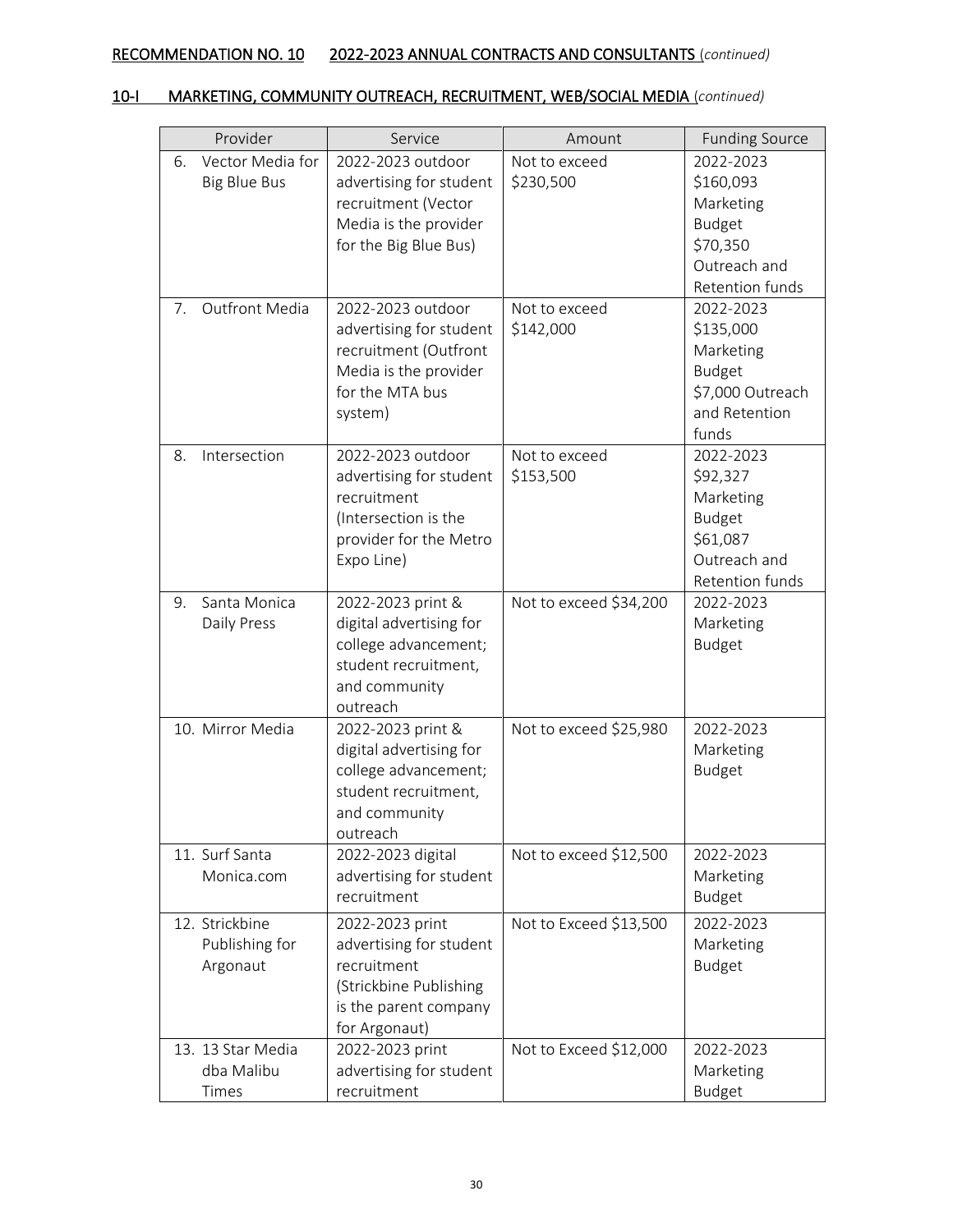<u>RECOMMENDATION NO. 10 2022-2023 ANNUAL CONTRACTS AND CONSULTANTS</u> (*continued*)

<u>10-I MARKETING, COMMUNITY OUTREACH, RECRUITMENT, WEB/SOCIAL MEDIA</u> (*continued*)

| Provider | Service | Amount | Funding Source |
|---|---|---|---|
| 6. Vector Media for Big Blue Bus | 2022-2023 outdoor advertising for student recruitment (Vector Media is the provider for the Big Blue Bus) | Not to exceed $230,500 | 2022-2023 $160,093 Marketing Budget $70,350 Outreach and Retention funds |
| 7. Outfront Media | 2022-2023 outdoor advertising for student recruitment (Outfront Media is the provider for the MTA bus system) | Not to exceed $142,000 | 2022-2023 $135,000 Marketing Budget $7,000 Outreach and Retention funds |
| 8. Intersection | 2022-2023 outdoor advertising for student recruitment (Intersection is the provider for the Metro Expo Line) | Not to exceed $153,500 | 2022-2023 $92,327 Marketing Budget $61,087 Outreach and Retention funds |
| 9. Santa Monica Daily Press | 2022-2023 print & digital advertising for college advancement; student recruitment, and community outreach | Not to exceed $34,200 | 2022-2023 Marketing Budget |
| 10. Mirror Media | 2022-2023 print & digital advertising for college advancement; student recruitment, and community outreach | Not to exceed $25,980 | 2022-2023 Marketing Budget |
| 11. Surf Santa Monica.com | 2022-2023 digital advertising for student recruitment | Not to exceed $12,500 | 2022-2023 Marketing Budget |
| 12. Strickbine Publishing for Argonaut | 2022-2023 print advertising for student recruitment (Strickbine Publishing is the parent company for Argonaut) | Not to Exceed $13,500 | 2022-2023 Marketing Budget |
| 13. 13 Star Media dba Malibu Times | 2022-2023 print advertising for student recruitment | Not to Exceed $12,000 | 2022-2023 Marketing Budget |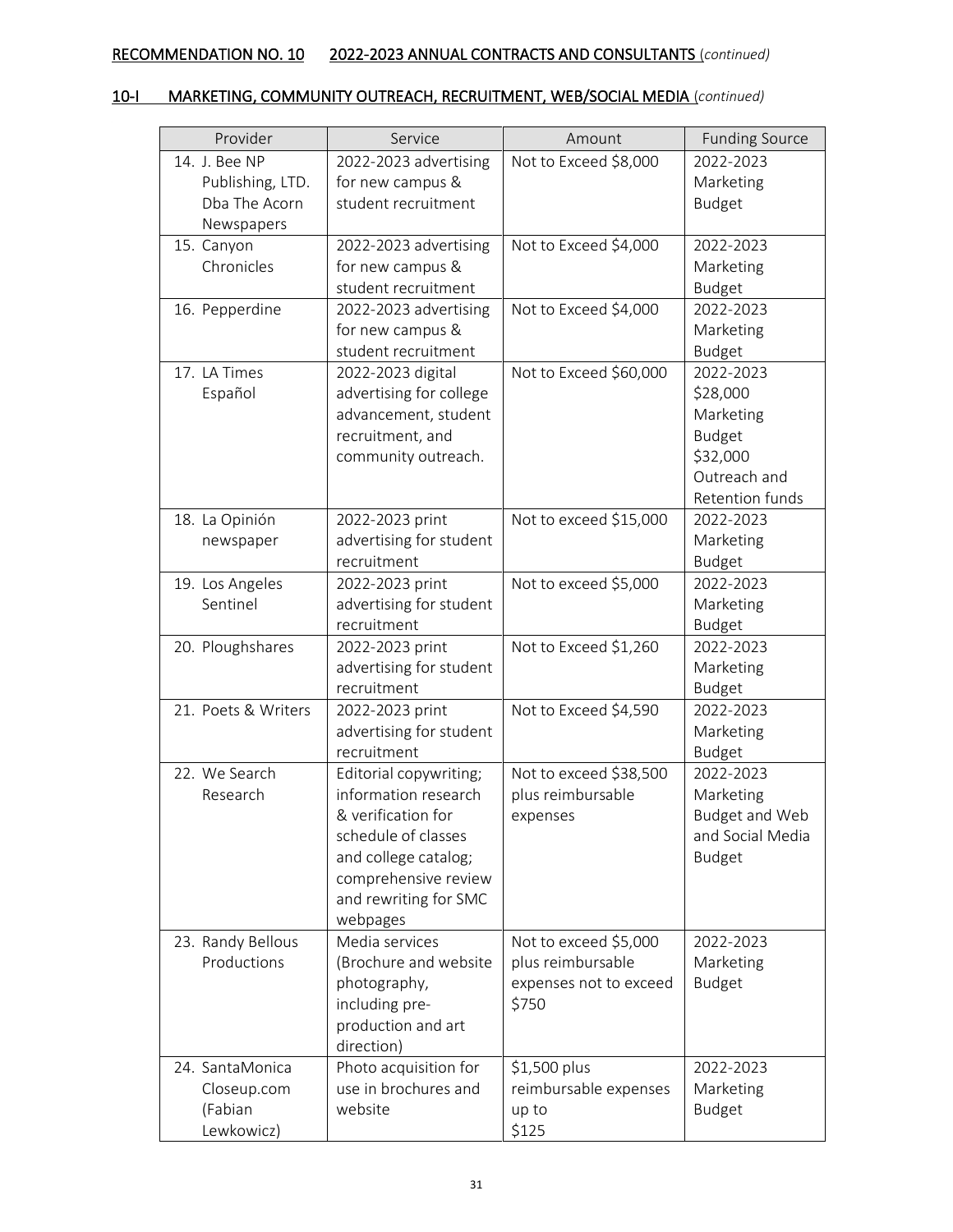**<u>RECOMMENDATION NO. 10</u>** **<u>2022-2023 ANNUAL CONTRACTS AND CONSULTANTS</u>** *(continued)*

**<u>10-I MARKETING, COMMUNITY OUTREACH, RECRUITMENT, WEB/SOCIAL MEDIA</u>** *(continued)*

| Provider | Service | Amount | Funding Source |
|---|---|---|---|
| 14. J. Bee NP Publishing, LTD. Dba The Acorn Newspapers | 2022-2023 advertising for new campus & student recruitment | Not to Exceed $8,000 | 2022-2023 Marketing Budget |
| 15. Canyon Chronicles | 2022-2023 advertising for new campus & student recruitment | Not to Exceed $4,000 | 2022-2023 Marketing Budget |
| 16. Pepperdine | 2022-2023 advertising for new campus & student recruitment | Not to Exceed $4,000 | 2022-2023 Marketing Budget |
| 17. LA Times Español | 2022-2023 digital advertising for college advancement, student recruitment, and community outreach. | Not to Exceed $60,000 | 2022-2023 $28,000 Marketing Budget $32,000 Outreach and Retention funds |
| 18. La Opinión newspaper | 2022-2023 print advertising for student recruitment | Not to exceed $15,000 | 2022-2023 Marketing Budget |
| 19. Los Angeles Sentinel | 2022-2023 print advertising for student recruitment | Not to exceed $5,000 | 2022-2023 Marketing Budget |
| 20. Ploughshares | 2022-2023 print advertising for student recruitment | Not to Exceed $1,260 | 2022-2023 Marketing Budget |
| 21. Poets & Writers | 2022-2023 print advertising for student recruitment | Not to Exceed $4,590 | 2022-2023 Marketing Budget |
| 22. We Search Research | Editorial copywriting; information research & verification for schedule of classes and college catalog; comprehensive review and rewriting for SMC webpages | Not to exceed $38,500 plus reimbursable expenses | 2022-2023 Marketing Budget and Web and Social Media Budget |
| 23. Randy Bellous Productions | Media services (Brochure and website photography, including pre-production and art direction) | Not to exceed $5,000 plus reimbursable expenses not to exceed $750 | 2022-2023 Marketing Budget |
| 24. SantaMonica Closeup.com (Fabian Lewkowicz) | Photo acquisition for use in brochures and website | $1,500 plus reimbursable expenses up to $125 | 2022-2023 Marketing Budget |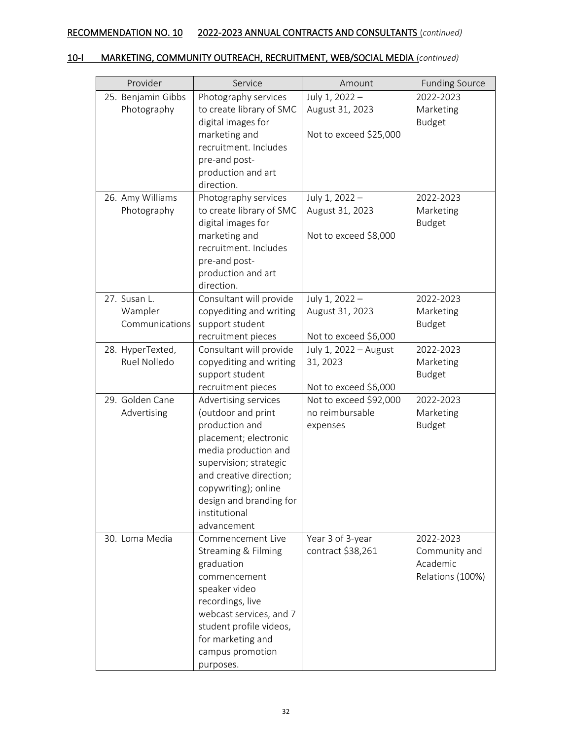<u>RECOMMENDATION NO. 10 2022-2023 ANNUAL CONTRACTS AND CONSULTANTS</u> (*continued*)

## <u>10-I MARKETING, COMMUNITY OUTREACH, RECRUITMENT, WEB/SOCIAL MEDIA</u> (*continued*)

| Provider | Service | Amount | Funding Source |
|---|---|---|---|
| 25. Benjamin Gibbs Photography | Photography services to create library of SMC digital images for marketing and recruitment. Includes pre-and post-production and art direction. | July 1, 2022 – August 31, 2023<br><br>Not to exceed $25,000 | 2022-2023 Marketing Budget |
| 26. Amy Williams Photography | Photography services to create library of SMC digital images for marketing and recruitment. Includes pre-and post-production and art direction. | July 1, 2022 – August 31, 2023<br><br>Not to exceed $8,000 | 2022-2023 Marketing Budget |
| 27. Susan L. Wampler Communications | Consultant will provide copyediting and writing support student recruitment pieces | July 1, 2022 – August 31, 2023<br><br>Not to exceed $6,000 | 2022-2023 Marketing Budget |
| 28. HyperTexted, Ruel Nolledo | Consultant will provide copyediting and writing support student recruitment pieces | July 1, 2022 – August 31, 2023<br><br>Not to exceed $6,000 | 2022-2023 Marketing Budget |
| 29. Golden Cane Advertising | Advertising services (outdoor and print production and placement; electronic media production and supervision; strategic and creative direction; copywriting); online design and branding for institutional advancement | Not to exceed $92,000 no reimbursable expenses | 2022-2023 Marketing Budget |
| 30. Loma Media | Commencement Live Streaming & Filming graduation commencement speaker video recordings, live webcast services, and 7 student profile videos, for marketing and campus promotion purposes. | Year 3 of 3-year contract $38,261 | 2022-2023 Community and Academic Relations (100%) |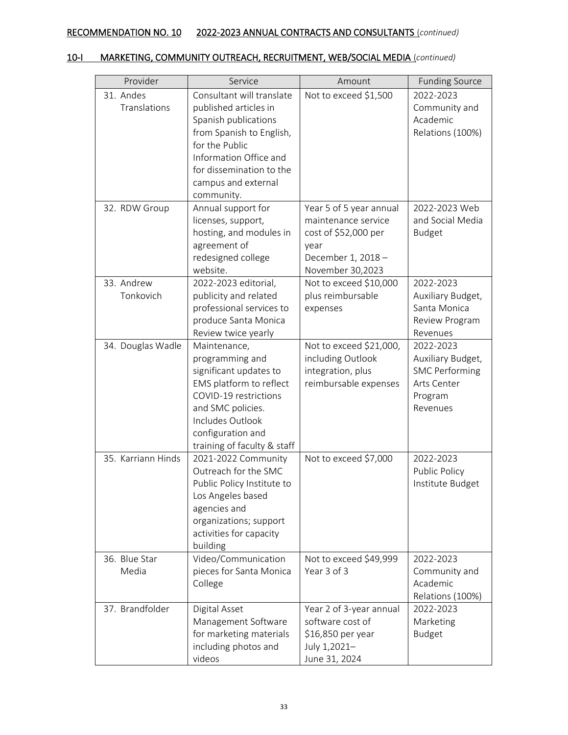RECOMMENDATION NO. 10 2022-2023 ANNUAL CONTRACTS AND CONSULTANTS (*continued*)

10-I MARKETING, COMMUNITY OUTREACH, RECRUITMENT, WEB/SOCIAL MEDIA (*continued*)

| Provider | Service | Amount | Funding Source |
|---|---|---|---|
| 31. Andes Translations | Consultant will translate published articles in Spanish publications from Spanish to English, for the Public Information Office and for dissemination to the campus and external community. | Not to exceed $1,500 | 2022-2023 Community and Academic Relations (100%) |
| 32. RDW Group | Annual support for licenses, support, hosting, and modules in agreement of redesigned college website. | Year 5 of 5 year annual maintenance service cost of $52,000 per year December 1, 2018 – November 30,2023 | 2022-2023 Web and Social Media Budget |
| 33. Andrew Tonkovich | 2022-2023 editorial, publicity and related professional services to produce Santa Monica Review twice yearly | Not to exceed $10,000 plus reimbursable expenses | 2022-2023 Auxiliary Budget, Santa Monica Review Program Revenues |
| 34. Douglas Wadle | Maintenance, programming and significant updates to EMS platform to reflect COVID-19 restrictions and SMC policies. Includes Outlook configuration and training of faculty & staff | Not to exceed $21,000, including Outlook integration, plus reimbursable expenses | 2022-2023 Auxiliary Budget, SMC Performing Arts Center Program Revenues |
| 35. Karriann Hinds | 2021-2022 Community Outreach for the SMC Public Policy Institute to Los Angeles based agencies and organizations; support activities for capacity building | Not to exceed $7,000 | 2022-2023 Public Policy Institute Budget |
| 36. Blue Star Media | Video/Communication pieces for Santa Monica College | Not to exceed $49,999 Year 3 of 3 | 2022-2023 Community and Academic Relations (100%) |
| 37. Brandfolder | Digital Asset Management Software for marketing materials including photos and videos | Year 2 of 3-year annual software cost of $16,850 per year July 1,2021– June 31, 2024 | 2022-2023 Marketing Budget |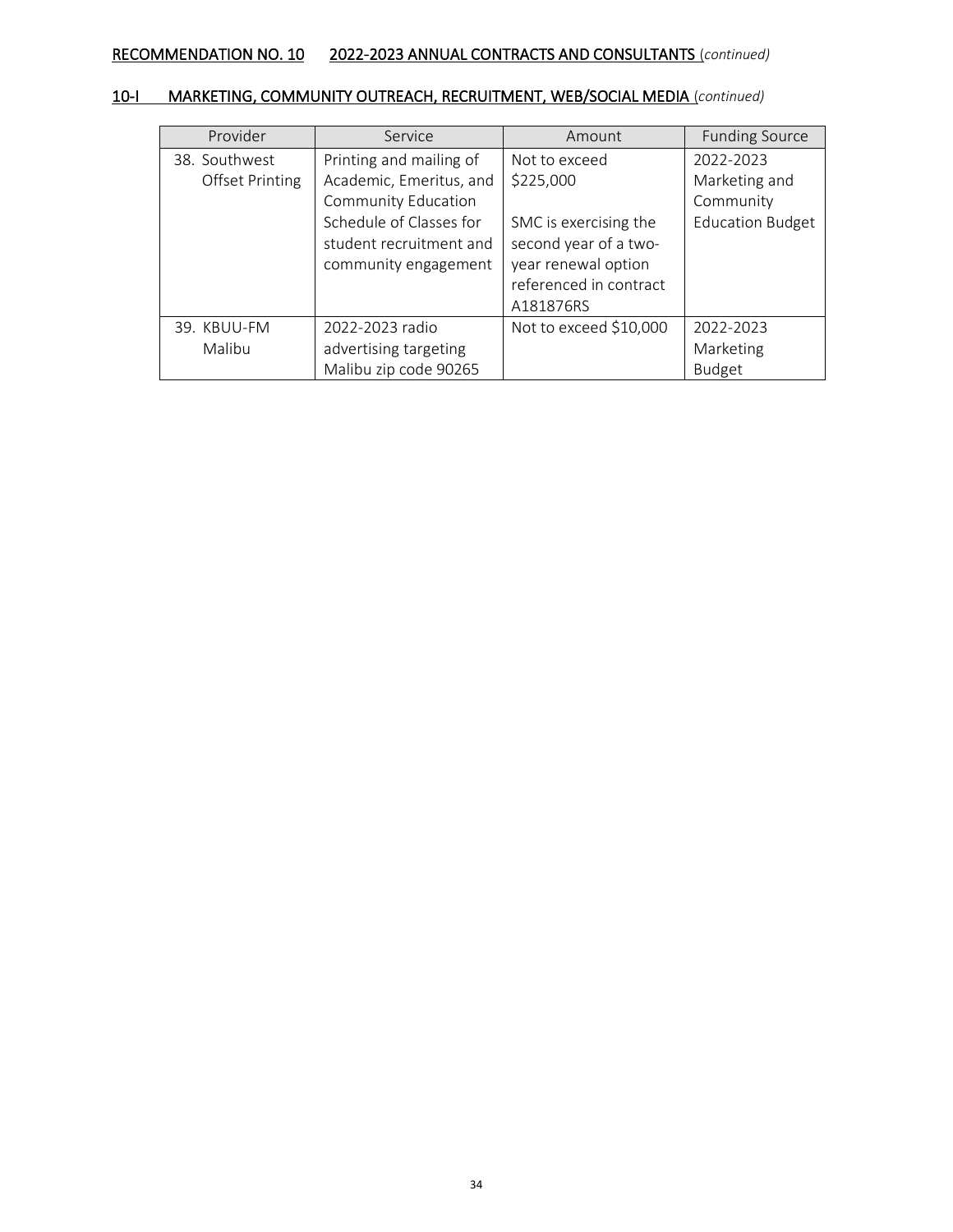## RECOMMENDATION NO. 10 2022-2023 ANNUAL CONTRACTS AND CONSULTANTS *(continued)*

### 10-I MARKETING, COMMUNITY OUTREACH, RECRUITMENT, WEB/SOCIAL MEDIA *(continued)*

| Provider | Service | Amount | Funding Source |
|---|---|---|---|
| 38. Southwest Offset Printing | Printing and mailing of Academic, Emeritus, and Community Education Schedule of Classes for student recruitment and community engagement | Not to exceed \$225,000<br><br>SMC is exercising the second year of a two-year renewal option referenced in contract A181876RS | 2022-2023 Marketing and Community Education Budget |
| 39. KBUU-FM Malibu | 2022-2023 radio advertising targeting Malibu zip code 90265 | Not to exceed \$10,000 | 2022-2023 Marketing Budget |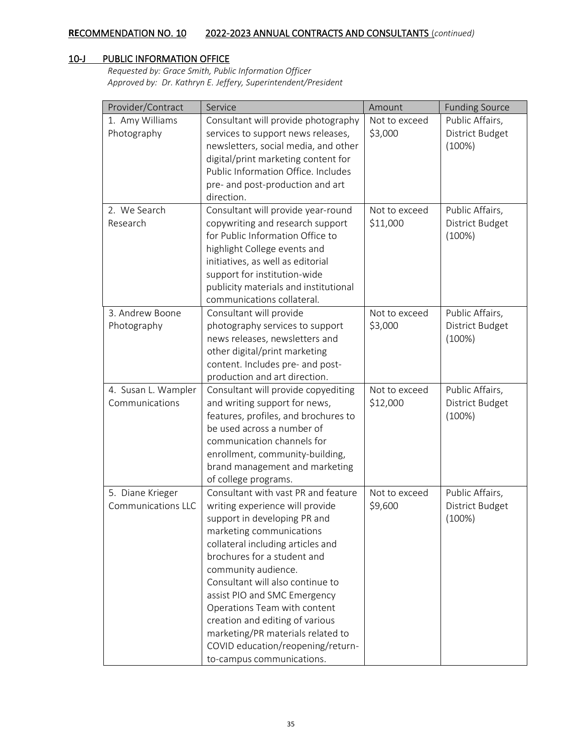**RECOMMENDATION NO. 10 2022-2023 ANNUAL CONTRACTS AND CONSULTANTS** (*continued*)

## 10-J PUBLIC INFORMATION OFFICE

*Requested by: Grace Smith, Public Information Officer*
*Approved by: Dr. Kathryn E. Jeffery, Superintendent/President*

| Provider/Contract | Service | Amount | Funding Source |
|---|---|---|---|
| 1. Amy Williams Photography | Consultant will provide photography services to support news releases, newsletters, social media, and other digital/print marketing content for Public Information Office. Includes pre- and post-production and art direction. | Not to exceed $3,000 | Public Affairs, District Budget (100%) |
| 2. We Search Research | Consultant will provide year-round copywriting and research support for Public Information Office to highlight College events and initiatives, as well as editorial support for institution-wide publicity materials and institutional communications collateral. | Not to exceed $11,000 | Public Affairs, District Budget (100%) |
| 3. Andrew Boone Photography | Consultant will provide photography services to support news releases, newsletters and other digital/print marketing content. Includes pre- and post-production and art direction. | Not to exceed $3,000 | Public Affairs, District Budget (100%) |
| 4. Susan L. Wampler Communications | Consultant will provide copyediting and writing support for news, features, profiles, and brochures to be used across a number of communication channels for enrollment, community-building, brand management and marketing of college programs. | Not to exceed $12,000 | Public Affairs, District Budget (100%) |
| 5. Diane Krieger Communications LLC | Consultant with vast PR and feature writing experience will provide support in developing PR and marketing communications collateral including articles and brochures for a student and community audience. Consultant will also continue to assist PIO and SMC Emergency Operations Team with content creation and editing of various marketing/PR materials related to COVID education/reopening/return-to-campus communications. | Not to exceed $9,600 | Public Affairs, District Budget (100%) |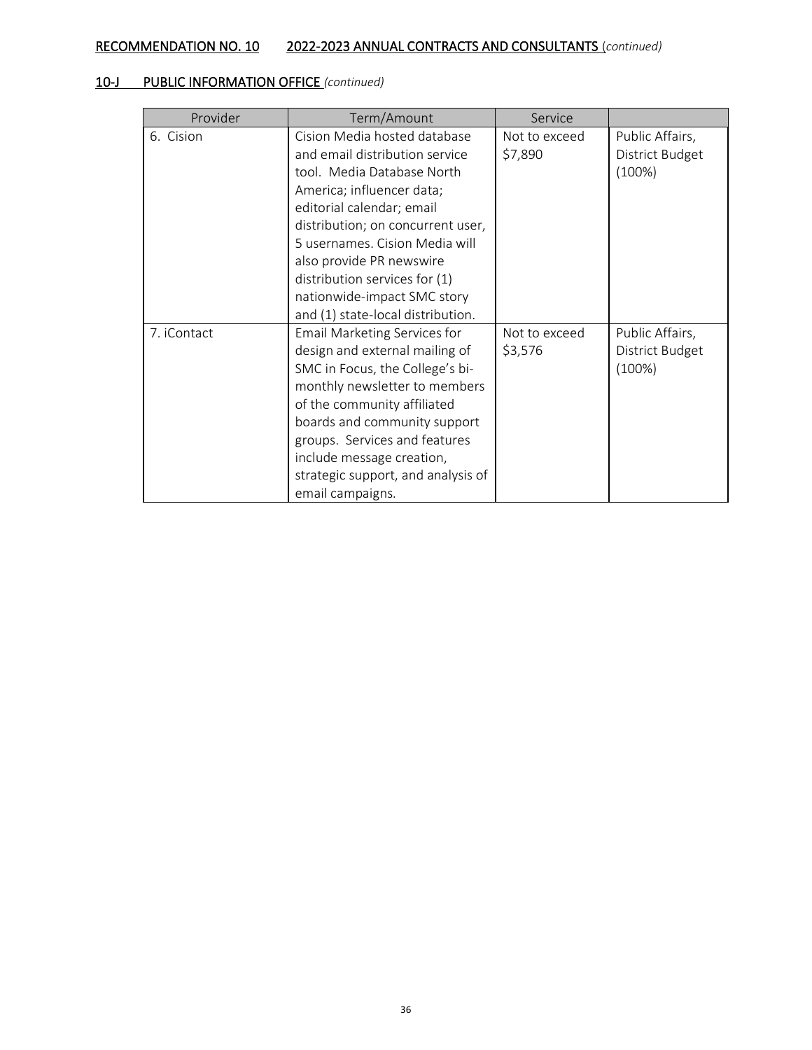**RECOMMENDATION NO. 10 2022-2023 ANNUAL CONTRACTS AND CONSULTANTS** (*continued)*

**10-J PUBLIC INFORMATION OFFICE** *(continued)*

| Provider | Term/Amount | Service | |
|---|---|---|---|
| 6. Cision | Cision Media hosted database and email distribution service tool. Media Database North America; influencer data; editorial calendar; email distribution; on concurrent user, 5 usernames. Cision Media will also provide PR newswire distribution services for (1) nationwide-impact SMC story and (1) state-local distribution. | Not to exceed $7,890 | Public Affairs, District Budget (100%) |
| 7. iContact | Email Marketing Services for design and external mailing of SMC in Focus, the College's bi-monthly newsletter to members of the community affiliated boards and community support groups. Services and features include message creation, strategic support, and analysis of email campaigns. | Not to exceed $3,576 | Public Affairs, District Budget (100%) |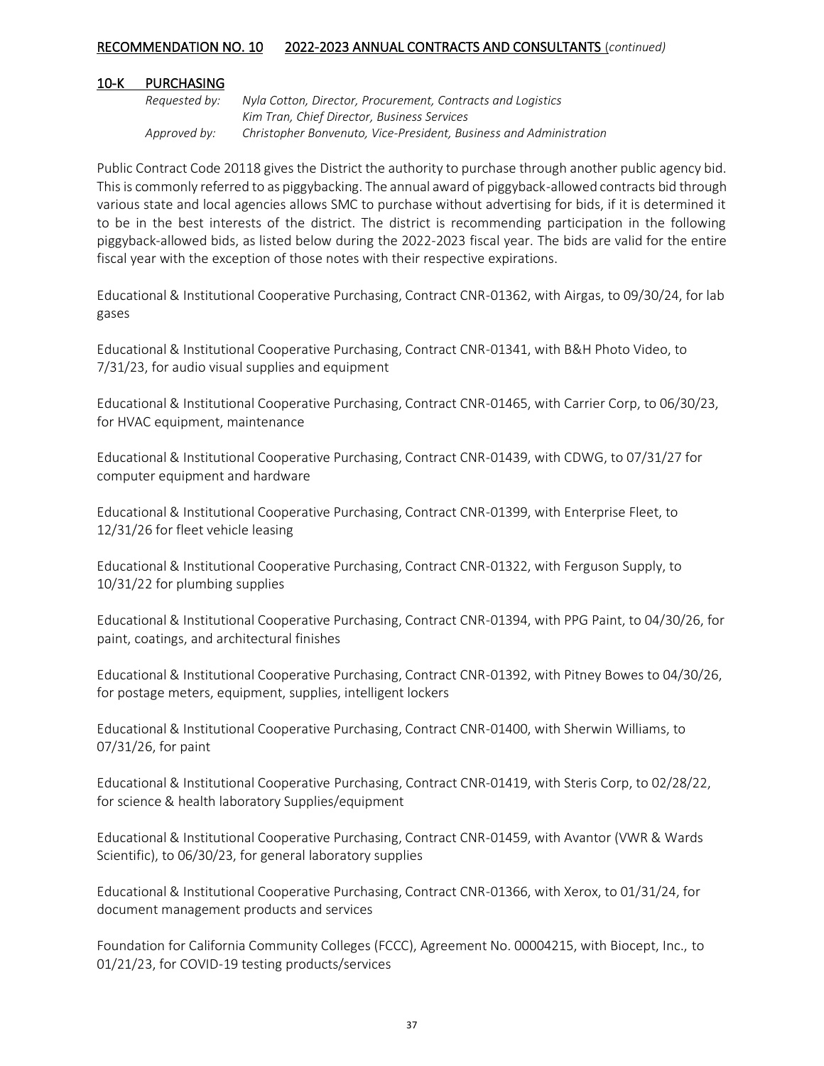**RECOMMENDATION NO. 10 2022-2023 ANNUAL CONTRACTS AND CONSULTANTS** (*continued*)

## 10-K PURCHASING

*Requested by: Nyla Cotton, Director, Procurement, Contracts and Logistics*
*Kim Tran, Chief Director, Business Services*
*Approved by: Christopher Bonvenuto, Vice-President, Business and Administration*

Public Contract Code 20118 gives the District the authority to purchase through another public agency bid. This is commonly referred to as piggybacking. The annual award of piggyback-allowed contracts bid through various state and local agencies allows SMC to purchase without advertising for bids, if it is determined it to be in the best interests of the district. The district is recommending participation in the following piggyback-allowed bids, as listed below during the 2022-2023 fiscal year. The bids are valid for the entire fiscal year with the exception of those notes with their respective expirations.

Educational & Institutional Cooperative Purchasing, Contract CNR-01362, with Airgas, to 09/30/24, for lab gases

Educational & Institutional Cooperative Purchasing, Contract CNR-01341, with B&H Photo Video, to 7/31/23, for audio visual supplies and equipment

Educational & Institutional Cooperative Purchasing, Contract CNR-01465, with Carrier Corp, to 06/30/23, for HVAC equipment, maintenance

Educational & Institutional Cooperative Purchasing, Contract CNR-01439, with CDWG, to 07/31/27 for computer equipment and hardware

Educational & Institutional Cooperative Purchasing, Contract CNR-01399, with Enterprise Fleet, to 12/31/26 for fleet vehicle leasing

Educational & Institutional Cooperative Purchasing, Contract CNR-01322, with Ferguson Supply, to 10/31/22 for plumbing supplies

Educational & Institutional Cooperative Purchasing, Contract CNR-01394, with PPG Paint, to 04/30/26, for paint, coatings, and architectural finishes

Educational & Institutional Cooperative Purchasing, Contract CNR-01392, with Pitney Bowes to 04/30/26, for postage meters, equipment, supplies, intelligent lockers

Educational & Institutional Cooperative Purchasing, Contract CNR-01400, with Sherwin Williams, to 07/31/26, for paint

Educational & Institutional Cooperative Purchasing, Contract CNR-01419, with Steris Corp, to 02/28/22, for science & health laboratory Supplies/equipment

Educational & Institutional Cooperative Purchasing, Contract CNR-01459, with Avantor (VWR & Wards Scientific), to 06/30/23, for general laboratory supplies

Educational & Institutional Cooperative Purchasing, Contract CNR-01366, with Xerox, to 01/31/24, for document management products and services

Foundation for California Community Colleges (FCCC), Agreement No. 00004215, with Biocept, Inc., to 01/21/23, for COVID-19 testing products/services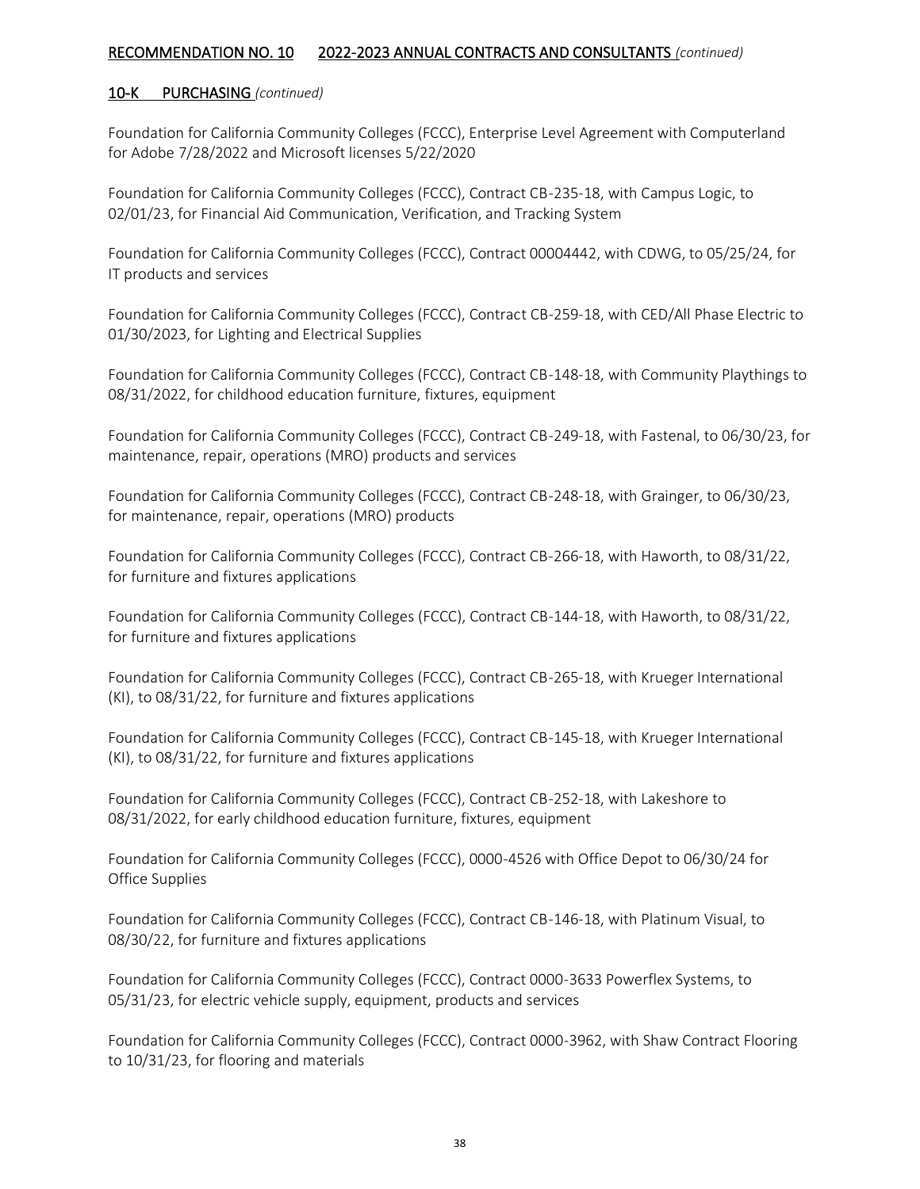<u>RECOMMENDATION NO. 10 2022-2023 ANNUAL CONTRACTS AND CONSULTANTS</u> *(continued)*

<u>10-K PURCHASING</u> *(continued)*

Foundation for California Community Colleges (FCCC), Enterprise Level Agreement with Computerland for Adobe 7/28/2022 and Microsoft licenses 5/22/2020

Foundation for California Community Colleges (FCCC), Contract CB-235-18, with Campus Logic, to 02/01/23, for Financial Aid Communication, Verification, and Tracking System

Foundation for California Community Colleges (FCCC), Contract 00004442, with CDWG, to 05/25/24, for IT products and services

Foundation for California Community Colleges (FCCC), Contract CB-259-18, with CED/All Phase Electric to 01/30/2023, for Lighting and Electrical Supplies

Foundation for California Community Colleges (FCCC), Contract CB-148-18, with Community Playthings to 08/31/2022, for childhood education furniture, fixtures, equipment

Foundation for California Community Colleges (FCCC), Contract CB-249-18, with Fastenal, to 06/30/23, for maintenance, repair, operations (MRO) products and services

Foundation for California Community Colleges (FCCC), Contract CB-248-18, with Grainger, to 06/30/23, for maintenance, repair, operations (MRO) products

Foundation for California Community Colleges (FCCC), Contract CB-266-18, with Haworth, to 08/31/22, for furniture and fixtures applications

Foundation for California Community Colleges (FCCC), Contract CB-144-18, with Haworth, to 08/31/22, for furniture and fixtures applications

Foundation for California Community Colleges (FCCC), Contract CB-265-18, with Krueger International (KI), to 08/31/22, for furniture and fixtures applications

Foundation for California Community Colleges (FCCC), Contract CB-145-18, with Krueger International (KI), to 08/31/22, for furniture and fixtures applications

Foundation for California Community Colleges (FCCC), Contract CB-252-18, with Lakeshore to 08/31/2022, for early childhood education furniture, fixtures, equipment

Foundation for California Community Colleges (FCCC), 0000-4526 with Office Depot to 06/30/24 for Office Supplies

Foundation for California Community Colleges (FCCC), Contract CB-146-18, with Platinum Visual, to 08/30/22, for furniture and fixtures applications

Foundation for California Community Colleges (FCCC), Contract 0000-3633 Powerflex Systems, to 05/31/23, for electric vehicle supply, equipment, products and services

Foundation for California Community Colleges (FCCC), Contract 0000-3962, with Shaw Contract Flooring to 10/31/23, for flooring and materials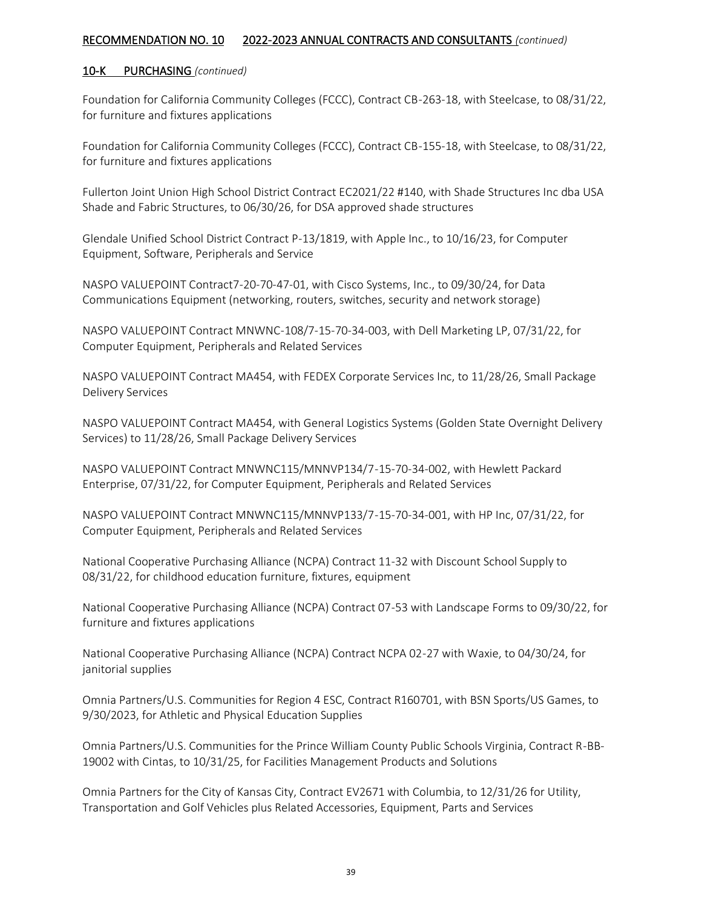## RECOMMENDATION NO. 10 2022-2023 ANNUAL CONTRACTS AND CONSULTANTS *(continued)*

### 10-K PURCHASING *(continued)*

Foundation for California Community Colleges (FCCC), Contract CB-263-18, with Steelcase, to 08/31/22, for furniture and fixtures applications

Foundation for California Community Colleges (FCCC), Contract CB-155-18, with Steelcase, to 08/31/22, for furniture and fixtures applications

Fullerton Joint Union High School District Contract EC2021/22 #140, with Shade Structures Inc dba USA Shade and Fabric Structures, to 06/30/26, for DSA approved shade structures

Glendale Unified School District Contract P-13/1819, with Apple Inc., to 10/16/23, for Computer Equipment, Software, Peripherals and Service

NASPO VALUEPOINT Contract7-20-70-47-01, with Cisco Systems, Inc., to 09/30/24, for Data Communications Equipment (networking, routers, switches, security and network storage)

NASPO VALUEPOINT Contract MNWNC-108/7-15-70-34-003, with Dell Marketing LP, 07/31/22, for Computer Equipment, Peripherals and Related Services

NASPO VALUEPOINT Contract MA454, with FEDEX Corporate Services Inc, to 11/28/26, Small Package Delivery Services

NASPO VALUEPOINT Contract MA454, with General Logistics Systems (Golden State Overnight Delivery Services) to 11/28/26, Small Package Delivery Services

NASPO VALUEPOINT Contract MNWNC115/MNNVP134/7-15-70-34-002, with Hewlett Packard Enterprise, 07/31/22, for Computer Equipment, Peripherals and Related Services

NASPO VALUEPOINT Contract MNWNC115/MNNVP133/7-15-70-34-001, with HP Inc, 07/31/22, for Computer Equipment, Peripherals and Related Services

National Cooperative Purchasing Alliance (NCPA) Contract 11-32 with Discount School Supply to 08/31/22, for childhood education furniture, fixtures, equipment

National Cooperative Purchasing Alliance (NCPA) Contract 07-53 with Landscape Forms to 09/30/22, for furniture and fixtures applications

National Cooperative Purchasing Alliance (NCPA) Contract NCPA 02-27 with Waxie, to 04/30/24, for janitorial supplies

Omnia Partners/U.S. Communities for Region 4 ESC, Contract R160701, with BSN Sports/US Games, to 9/30/2023, for Athletic and Physical Education Supplies

Omnia Partners/U.S. Communities for the Prince William County Public Schools Virginia, Contract R-BB-19002 with Cintas, to 10/31/25, for Facilities Management Products and Solutions

Omnia Partners for the City of Kansas City, Contract EV2671 with Columbia, to 12/31/26 for Utility, Transportation and Golf Vehicles plus Related Accessories, Equipment, Parts and Services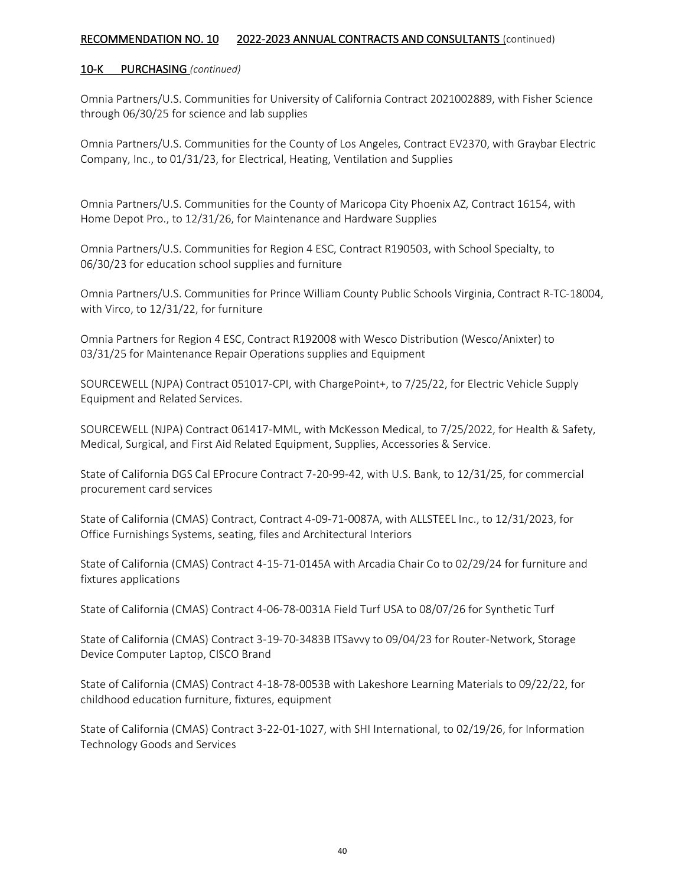## RECOMMENDATION NO. 10 2022-2023 ANNUAL CONTRACTS AND CONSULTANTS (continued)

### 10-K PURCHASING *(continued)*

Omnia Partners/U.S. Communities for University of California Contract 2021002889, with Fisher Science through 06/30/25 for science and lab supplies

Omnia Partners/U.S. Communities for the County of Los Angeles, Contract EV2370, with Graybar Electric Company, Inc., to 01/31/23, for Electrical, Heating, Ventilation and Supplies

Omnia Partners/U.S. Communities for the County of Maricopa City Phoenix AZ, Contract 16154, with Home Depot Pro., to 12/31/26, for Maintenance and Hardware Supplies

Omnia Partners/U.S. Communities for Region 4 ESC, Contract R190503, with School Specialty, to 06/30/23 for education school supplies and furniture

Omnia Partners/U.S. Communities for Prince William County Public Schools Virginia, Contract R-TC-18004, with Virco, to 12/31/22, for furniture

Omnia Partners for Region 4 ESC, Contract R192008 with Wesco Distribution (Wesco/Anixter) to 03/31/25 for Maintenance Repair Operations supplies and Equipment

SOURCEWELL (NJPA) Contract 051017-CPI, with ChargePoint+, to 7/25/22, for Electric Vehicle Supply Equipment and Related Services.

SOURCEWELL (NJPA) Contract 061417-MML, with McKesson Medical, to 7/25/2022, for Health & Safety, Medical, Surgical, and First Aid Related Equipment, Supplies, Accessories & Service.

State of California DGS Cal EProcure Contract 7-20-99-42, with U.S. Bank, to 12/31/25, for commercial procurement card services

State of California (CMAS) Contract, Contract 4-09-71-0087A, with ALLSTEEL Inc., to 12/31/2023, for Office Furnishings Systems, seating, files and Architectural Interiors

State of California (CMAS) Contract 4-15-71-0145A with Arcadia Chair Co to 02/29/24 for furniture and fixtures applications

State of California (CMAS) Contract 4-06-78-0031A Field Turf USA to 08/07/26 for Synthetic Turf

State of California (CMAS) Contract 3-19-70-3483B ITSavvy to 09/04/23 for Router-Network, Storage Device Computer Laptop, CISCO Brand

State of California (CMAS) Contract 4-18-78-0053B with Lakeshore Learning Materials to 09/22/22, for childhood education furniture, fixtures, equipment

State of California (CMAS) Contract 3-22-01-1027, with SHI International, to 02/19/26, for Information Technology Goods and Services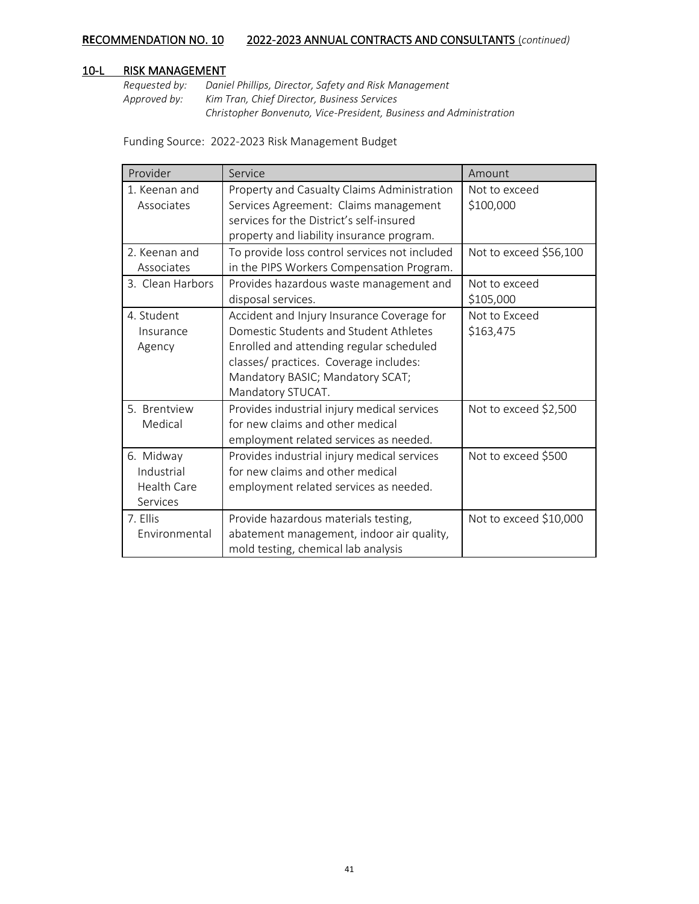**RECOMMENDATION NO. 10 2022-2023 ANNUAL CONTRACTS AND CONSULTANTS** (*continued*)

## 10-L RISK MANAGEMENT

*Requested by: Daniel Phillips, Director, Safety and Risk Management*
*Approved by: Kim Tran, Chief Director, Business Services*
*Christopher Bonvenuto, Vice-President, Business and Administration*

Funding Source: 2022-2023 Risk Management Budget

| Provider | Service | Amount |
|---|---|---|
| 1. Keenan and Associates | Property and Casualty Claims Administration Services Agreement: Claims management services for the District's self-insured property and liability insurance program. | Not to exceed $100,000 |
| 2. Keenan and Associates | To provide loss control services not included in the PIPS Workers Compensation Program. | Not to exceed $56,100 |
| 3. Clean Harbors | Provides hazardous waste management and disposal services. | Not to exceed $105,000 |
| 4. Student Insurance Agency | Accident and Injury Insurance Coverage for Domestic Students and Student Athletes Enrolled and attending regular scheduled classes/ practices. Coverage includes: Mandatory BASIC; Mandatory SCAT; Mandatory STUCAT. | Not to Exceed $163,475 |
| 5. Brentview Medical | Provides industrial injury medical services for new claims and other medical employment related services as needed. | Not to exceed $2,500 |
| 6. Midway Industrial Health Care Services | Provides industrial injury medical services for new claims and other medical employment related services as needed. | Not to exceed $500 |
| 7. Ellis Environmental | Provide hazardous materials testing, abatement management, indoor air quality, mold testing, chemical lab analysis | Not to exceed $10,000 |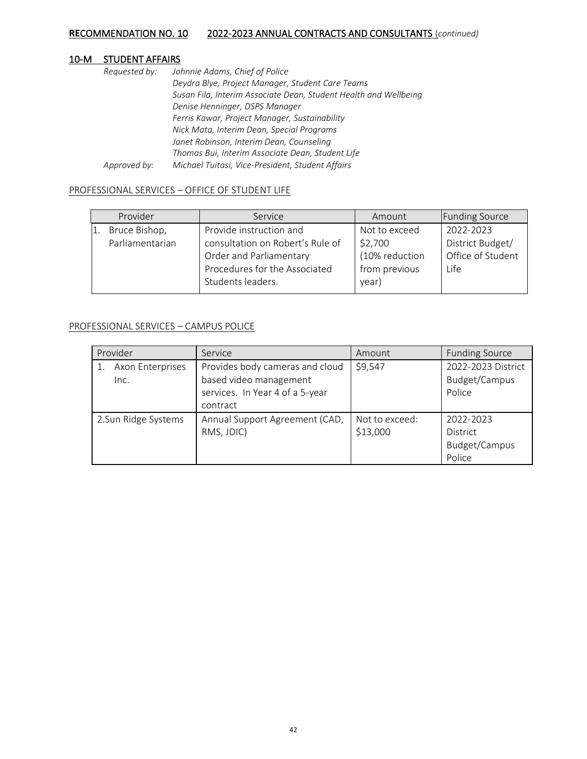**RECOMMENDATION NO. 10 2022-2023 ANNUAL CONTRACTS AND CONSULTANTS** (*continued*)

## 10-M STUDENT AFFAIRS

*Requested by:* *Johnnie Adams, Chief of Police*
*Deydra Blye, Project Manager, Student Care Teams*
*Susan Fila, Interim Associate Dean, Student Health and Wellbeing*
*Denise Henninger, DSPS Manager*
*Ferris Kawar, Project Manager, Sustainability*
*Nick Mata, Interim Dean, Special Programs*
*Janet Robinson, Interim Dean, Counseling*
*Thomas Bui, Interim Associate Dean, Student Life*

*Approved by:* *Michael Tuitasi, Vice-President, Student Affairs*

PROFESSIONAL SERVICES – OFFICE OF STUDENT LIFE

| Provider | Service | Amount | Funding Source |
|---|---|---|---|
| 1. Bruce Bishop, Parliamentarian | Provide instruction and consultation on Robert's Rule of Order and Parliamentary Procedures for the Associated Students leaders. | Not to exceed $2,700 (10% reduction from previous year) | 2022-2023 District Budget/ Office of Student Life |

PROFESSIONAL SERVICES – CAMPUS POLICE

| Provider | Service | Amount | Funding Source |
|---|---|---|---|
| 1. Axon Enterprises Inc. | Provides body cameras and cloud based video management services. In Year 4 of a 5-year contract | $9,547 | 2022-2023 District Budget/Campus Police |
| 2.Sun Ridge Systems | Annual Support Agreement (CAD, RMS, JDIC) | Not to exceed: $13,000 | 2022-2023 District Budget/Campus Police |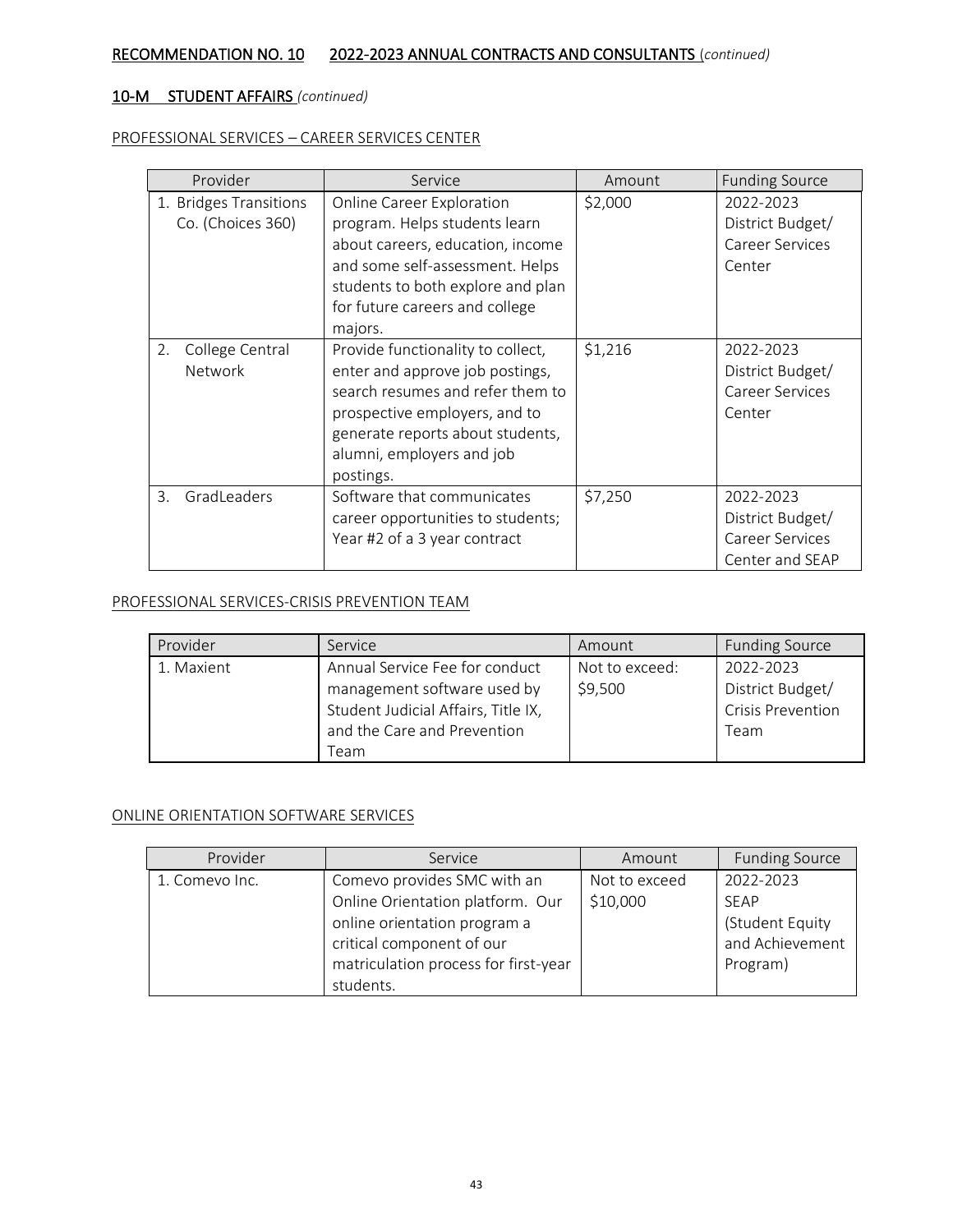**RECOMMENDATION NO. 10 2022-2023 ANNUAL CONTRACTS AND CONSULTANTS** (*continued*)

**10-M STUDENT AFFAIRS** *(continued)*

PROFESSIONAL SERVICES – CAREER SERVICES CENTER

| Provider | Service | Amount | Funding Source |
|---|---|---|---|
| 1. Bridges Transitions Co. (Choices 360) | Online Career Exploration program. Helps students learn about careers, education, income and some self-assessment. Helps students to both explore and plan for future careers and college majors. | $2,000 | 2022-2023 District Budget/ Career Services Center |
| 2. College Central Network | Provide functionality to collect, enter and approve job postings, search resumes and refer them to prospective employers, and to generate reports about students, alumni, employers and job postings. | $1,216 | 2022-2023 District Budget/ Career Services Center |
| 3. GradLeaders | Software that communicates career opportunities to students; Year #2 of a 3 year contract | $7,250 | 2022-2023 District Budget/ Career Services Center and SEAP |

PROFESSIONAL SERVICES-CRISIS PREVENTION TEAM

| Provider | Service | Amount | Funding Source |
|---|---|---|---|
| 1. Maxient | Annual Service Fee for conduct management software used by Student Judicial Affairs, Title IX, and the Care and Prevention Team | Not to exceed: $9,500 | 2022-2023 District Budget/ Crisis Prevention Team |

ONLINE ORIENTATION SOFTWARE SERVICES

| Provider | Service | Amount | Funding Source |
|---|---|---|---|
| 1. Comevo Inc. | Comevo provides SMC with an Online Orientation platform. Our online orientation program a critical component of our matriculation process for first-year students. | Not to exceed $10,000 | 2022-2023 SEAP (Student Equity and Achievement Program) |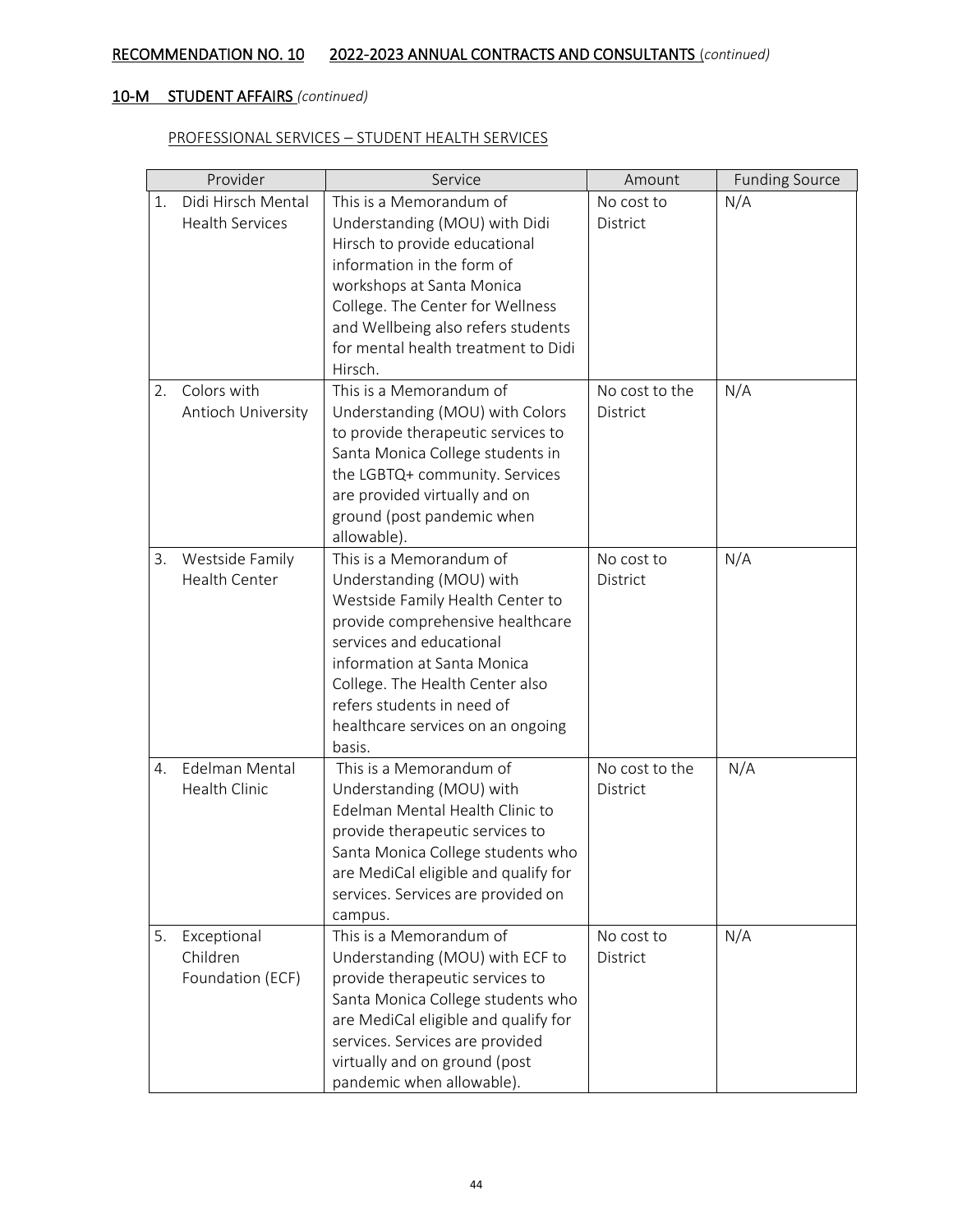## RECOMMENDATION NO. 10 2022-2023 ANNUAL CONTRACTS AND CONSULTANTS (*continued*)

### 10-M STUDENT AFFAIRS *(continued)*

PROFESSIONAL SERVICES – STUDENT HEALTH SERVICES

| Provider | Service | Amount | Funding Source |
|---|---|---|---|
| 1. Didi Hirsch Mental Health Services | This is a Memorandum of Understanding (MOU) with Didi Hirsch to provide educational information in the form of workshops at Santa Monica College. The Center for Wellness and Wellbeing also refers students for mental health treatment to Didi Hirsch. | No cost to District | N/A |
| 2. Colors with Antioch University | This is a Memorandum of Understanding (MOU) with Colors to provide therapeutic services to Santa Monica College students in the LGBTQ+ community. Services are provided virtually and on ground (post pandemic when allowable). | No cost to the District | N/A |
| 3. Westside Family Health Center | This is a Memorandum of Understanding (MOU) with Westside Family Health Center to provide comprehensive healthcare services and educational information at Santa Monica College. The Health Center also refers students in need of healthcare services on an ongoing basis. | No cost to District | N/A |
| 4. Edelman Mental Health Clinic | This is a Memorandum of Understanding (MOU) with Edelman Mental Health Clinic to provide therapeutic services to Santa Monica College students who are MediCal eligible and qualify for services. Services are provided on campus. | No cost to the District | N/A |
| 5. Exceptional Children Foundation (ECF) | This is a Memorandum of Understanding (MOU) with ECF to provide therapeutic services to Santa Monica College students who are MediCal eligible and qualify for services. Services are provided virtually and on ground (post pandemic when allowable). | No cost to District | N/A |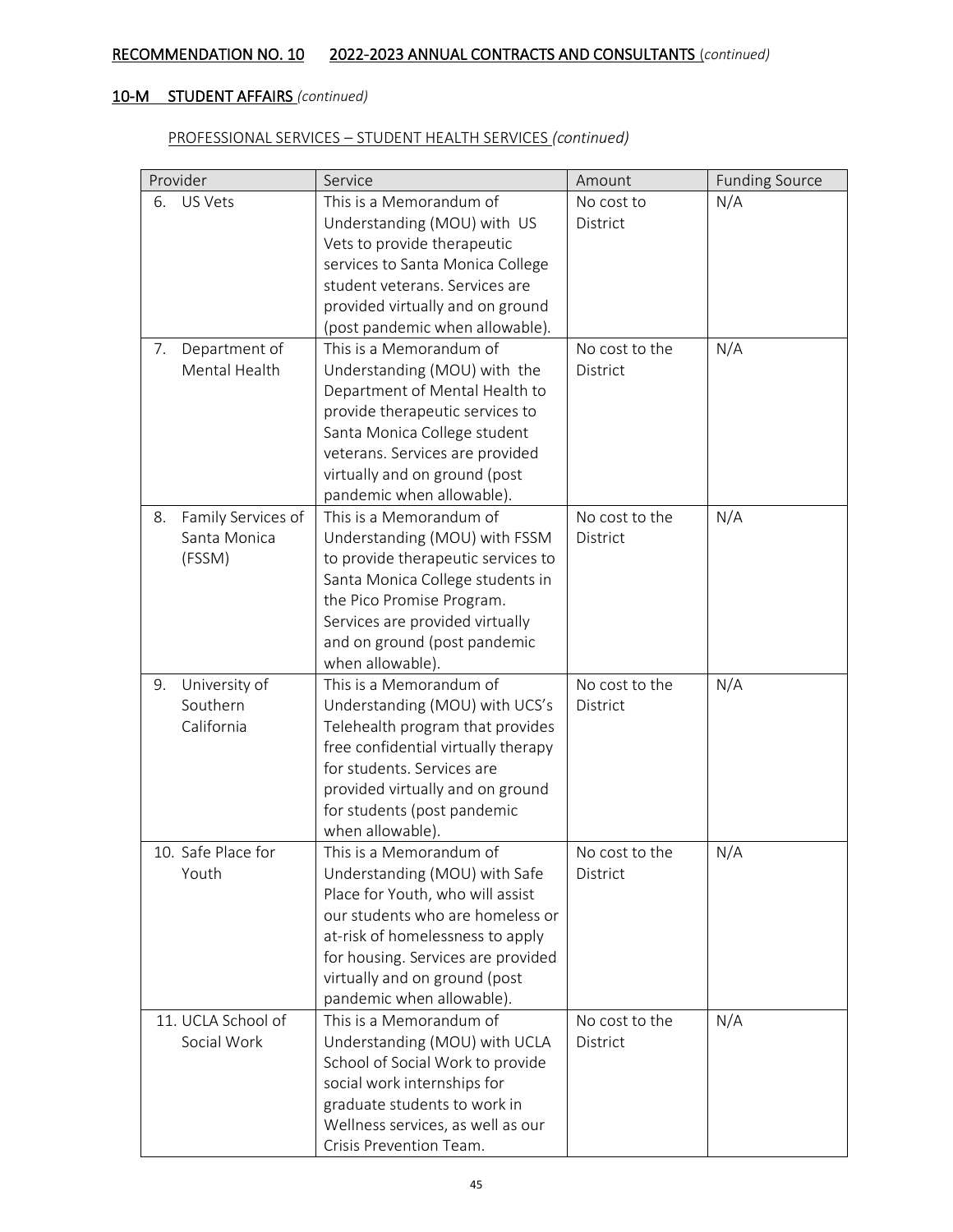## RECOMMENDATION NO. 10 2022-2023 ANNUAL CONTRACTS AND CONSULTANTS *(continued)*

### 10-M STUDENT AFFAIRS *(continued)*

PROFESSIONAL SERVICES – STUDENT HEALTH SERVICES *(continued)*

| Provider | Service | Amount | Funding Source |
|---|---|---|---|
| 6. US Vets | This is a Memorandum of Understanding (MOU) with US Vets to provide therapeutic services to Santa Monica College student veterans. Services are provided virtually and on ground (post pandemic when allowable). | No cost to District | N/A |
| 7. Department of Mental Health | This is a Memorandum of Understanding (MOU) with the Department of Mental Health to provide therapeutic services to Santa Monica College student veterans. Services are provided virtually and on ground (post pandemic when allowable). | No cost to the District | N/A |
| 8. Family Services of Santa Monica (FSSM) | This is a Memorandum of Understanding (MOU) with FSSM to provide therapeutic services to Santa Monica College students in the Pico Promise Program. Services are provided virtually and on ground (post pandemic when allowable). | No cost to the District | N/A |
| 9. University of Southern California | This is a Memorandum of Understanding (MOU) with UCS's Telehealth program that provides free confidential virtually therapy for students. Services are provided virtually and on ground for students (post pandemic when allowable). | No cost to the District | N/A |
| 10. Safe Place for Youth | This is a Memorandum of Understanding (MOU) with Safe Place for Youth, who will assist our students who are homeless or at-risk of homelessness to apply for housing. Services are provided virtually and on ground (post pandemic when allowable). | No cost to the District | N/A |
| 11. UCLA School of Social Work | This is a Memorandum of Understanding (MOU) with UCLA School of Social Work to provide social work internships for graduate students to work in Wellness services, as well as our Crisis Prevention Team. | No cost to the District | N/A |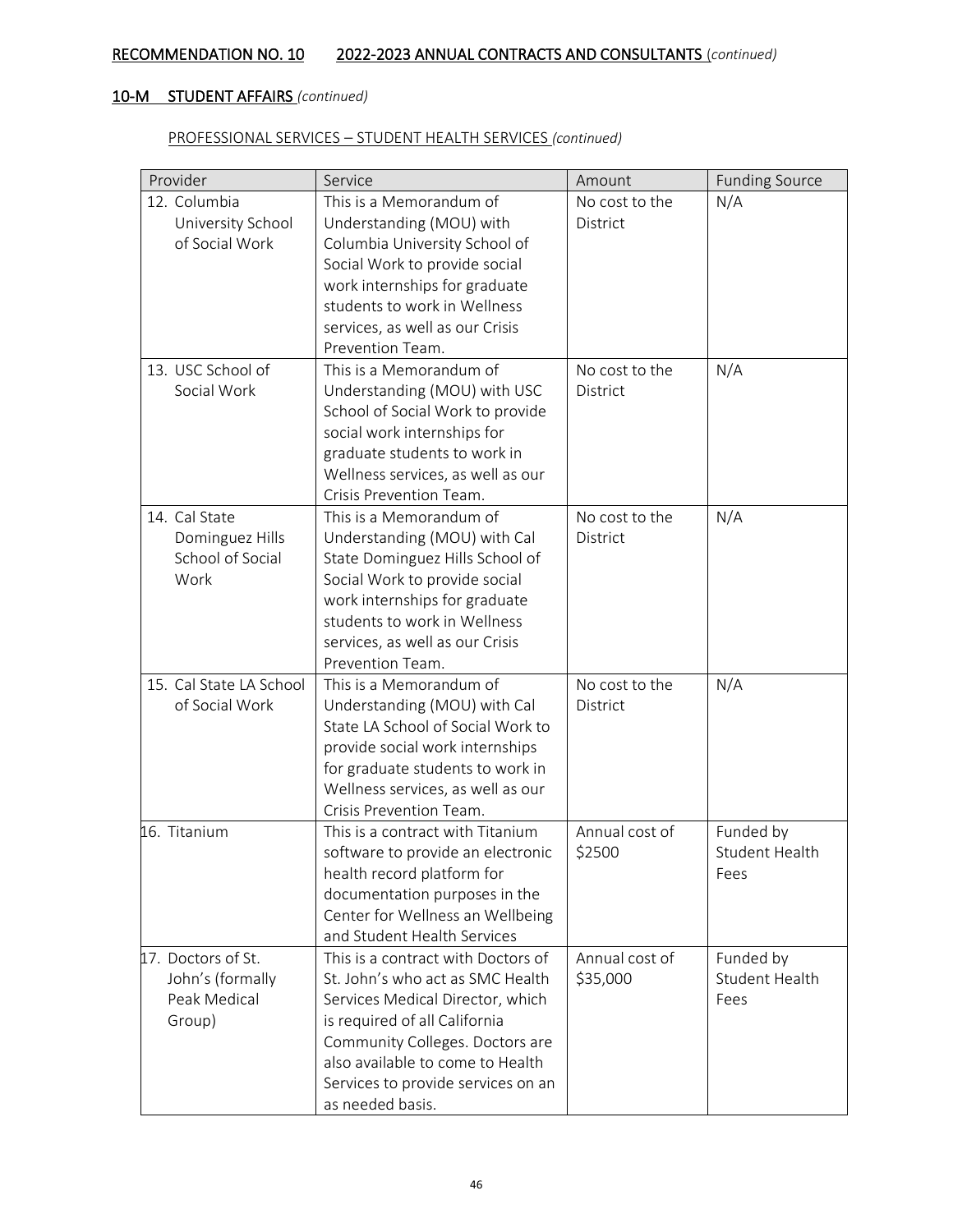## RECOMMENDATION NO. 10 2022-2023 ANNUAL CONTRACTS AND CONSULTANTS (*continued*)

### 10-M STUDENT AFFAIRS *(continued)*

PROFESSIONAL SERVICES – STUDENT HEALTH SERVICES *(continued)*

| Provider | Service | Amount | Funding Source |
|---|---|---|---|
| 12. Columbia University School of Social Work | This is a Memorandum of Understanding (MOU) with Columbia University School of Social Work to provide social work internships for graduate students to work in Wellness services, as well as our Crisis Prevention Team. | No cost to the District | N/A |
| 13. USC School of Social Work | This is a Memorandum of Understanding (MOU) with USC School of Social Work to provide social work internships for graduate students to work in Wellness services, as well as our Crisis Prevention Team. | No cost to the District | N/A |
| 14. Cal State Dominguez Hills School of Social Work | This is a Memorandum of Understanding (MOU) with Cal State Dominguez Hills School of Social Work to provide social work internships for graduate students to work in Wellness services, as well as our Crisis Prevention Team. | No cost to the District | N/A |
| 15. Cal State LA School of Social Work | This is a Memorandum of Understanding (MOU) with Cal State LA School of Social Work to provide social work internships for graduate students to work in Wellness services, as well as our Crisis Prevention Team. | No cost to the District | N/A |
| 16. Titanium | This is a contract with Titanium software to provide an electronic health record platform for documentation purposes in the Center for Wellness an Wellbeing and Student Health Services | Annual cost of $2500 | Funded by Student Health Fees |
| 17. Doctors of St. John's (formally Peak Medical Group) | This is a contract with Doctors of St. John's who act as SMC Health Services Medical Director, which is required of all California Community Colleges. Doctors are also available to come to Health Services to provide services on an as needed basis. | Annual cost of $35,000 | Funded by Student Health Fees |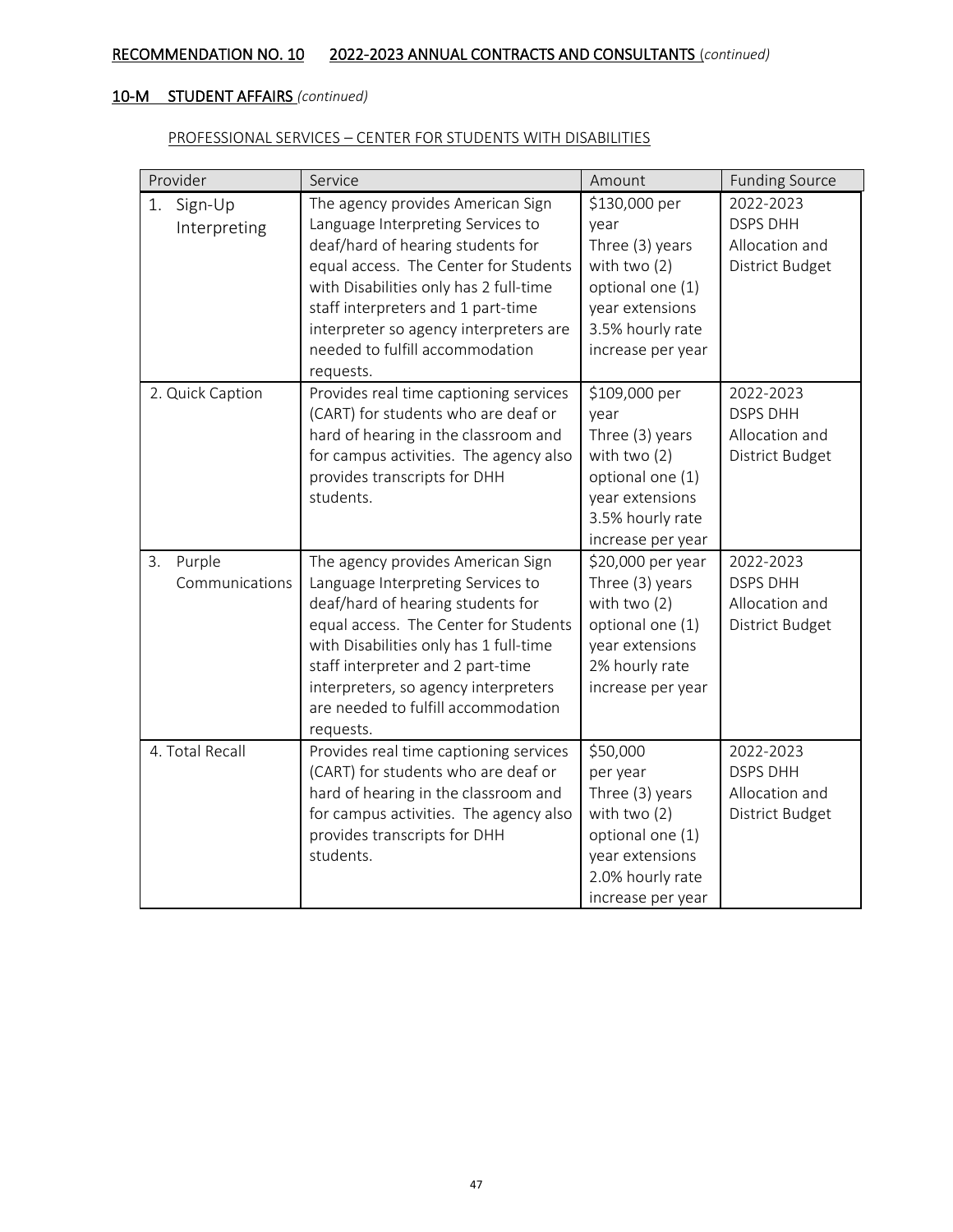**RECOMMENDATION NO. 10 2022-2023 ANNUAL CONTRACTS AND CONSULTANTS** (*continued*)

**10-M STUDENT AFFAIRS** *(continued)*

PROFESSIONAL SERVICES – CENTER FOR STUDENTS WITH DISABILITIES

| Provider | Service | Amount | Funding Source |
|---|---|---|---|
| 1. Sign-Up Interpreting | The agency provides American Sign Language Interpreting Services to deaf/hard of hearing students for equal access. The Center for Students with Disabilities only has 2 full-time staff interpreters and 1 part-time interpreter so agency interpreters are needed to fulfill accommodation requests. | $130,000 per year Three (3) years with two (2) optional one (1) year extensions 3.5% hourly rate increase per year | 2022-2023 DSPS DHH Allocation and District Budget |
| 2. Quick Caption | Provides real time captioning services (CART) for students who are deaf or hard of hearing in the classroom and for campus activities. The agency also provides transcripts for DHH students. | $109,000 per year Three (3) years with two (2) optional one (1) year extensions 3.5% hourly rate increase per year | 2022-2023 DSPS DHH Allocation and District Budget |
| 3. Purple Communications | The agency provides American Sign Language Interpreting Services to deaf/hard of hearing students for equal access. The Center for Students with Disabilities only has 1 full-time staff interpreter and 2 part-time interpreters, so agency interpreters are needed to fulfill accommodation requests. | $20,000 per year Three (3) years with two (2) optional one (1) year extensions 2% hourly rate increase per year | 2022-2023 DSPS DHH Allocation and District Budget |
| 4. Total Recall | Provides real time captioning services (CART) for students who are deaf or hard of hearing in the classroom and for campus activities. The agency also provides transcripts for DHH students. | $50,000 per year Three (3) years with two (2) optional one (1) year extensions 2.0% hourly rate increase per year | 2022-2023 DSPS DHH Allocation and District Budget |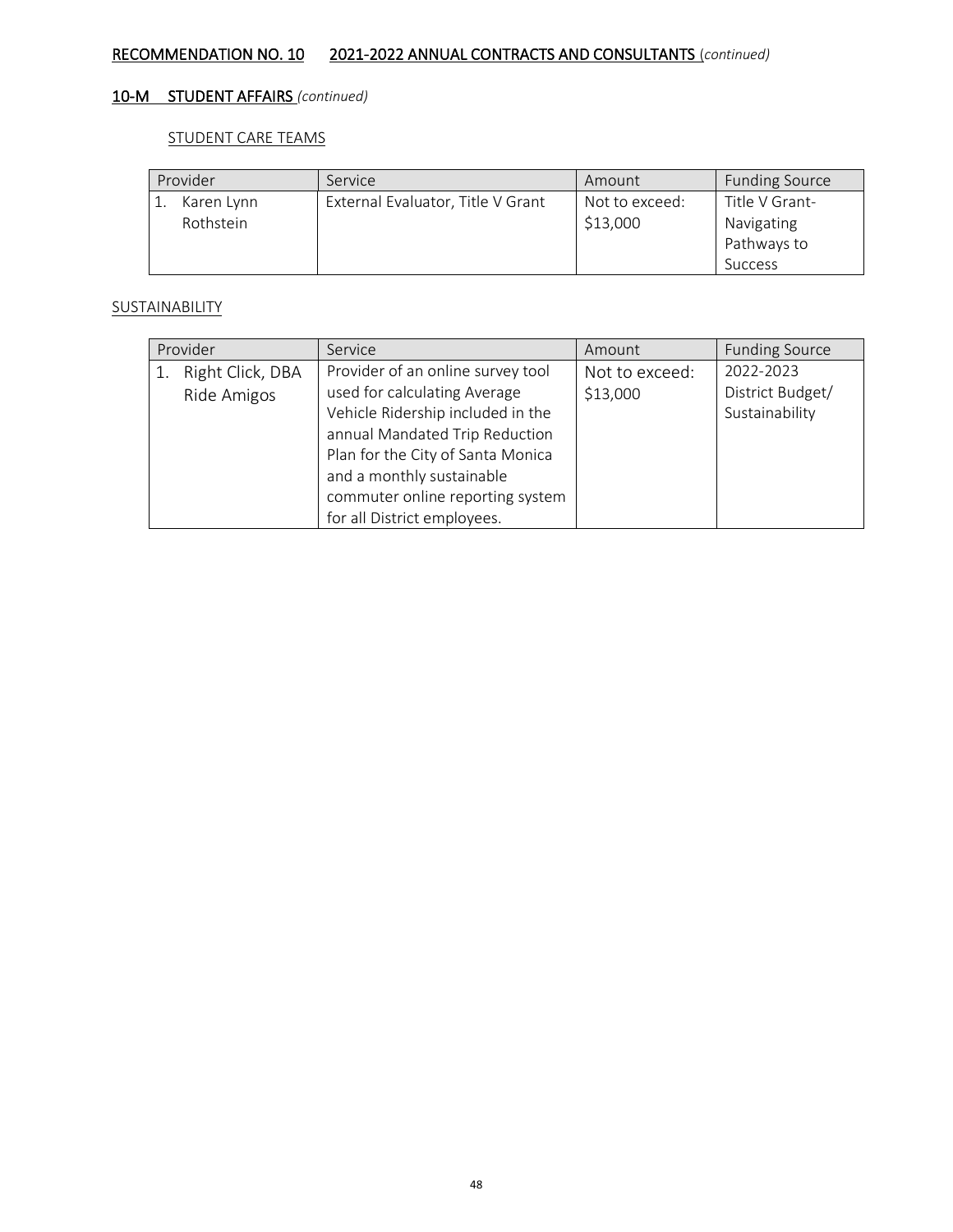## RECOMMENDATION NO. 10 2021-2022 ANNUAL CONTRACTS AND CONSULTANTS (*continued*)

### 10-M STUDENT AFFAIRS *(continued)*

STUDENT CARE TEAMS

| Provider | Service | Amount | Funding Source |
|---|---|---|---|
| 1. Karen Lynn Rothstein | External Evaluator, Title V Grant | Not to exceed: $13,000 | Title V Grant- Navigating Pathways to Success |

SUSTAINABILITY

| Provider | Service | Amount | Funding Source |
|---|---|---|---|
| 1. Right Click, DBA Ride Amigos | Provider of an online survey tool used for calculating Average Vehicle Ridership included in the annual Mandated Trip Reduction Plan for the City of Santa Monica and a monthly sustainable commuter online reporting system for all District employees. | Not to exceed: $13,000 | 2022-2023 District Budget/ Sustainability |